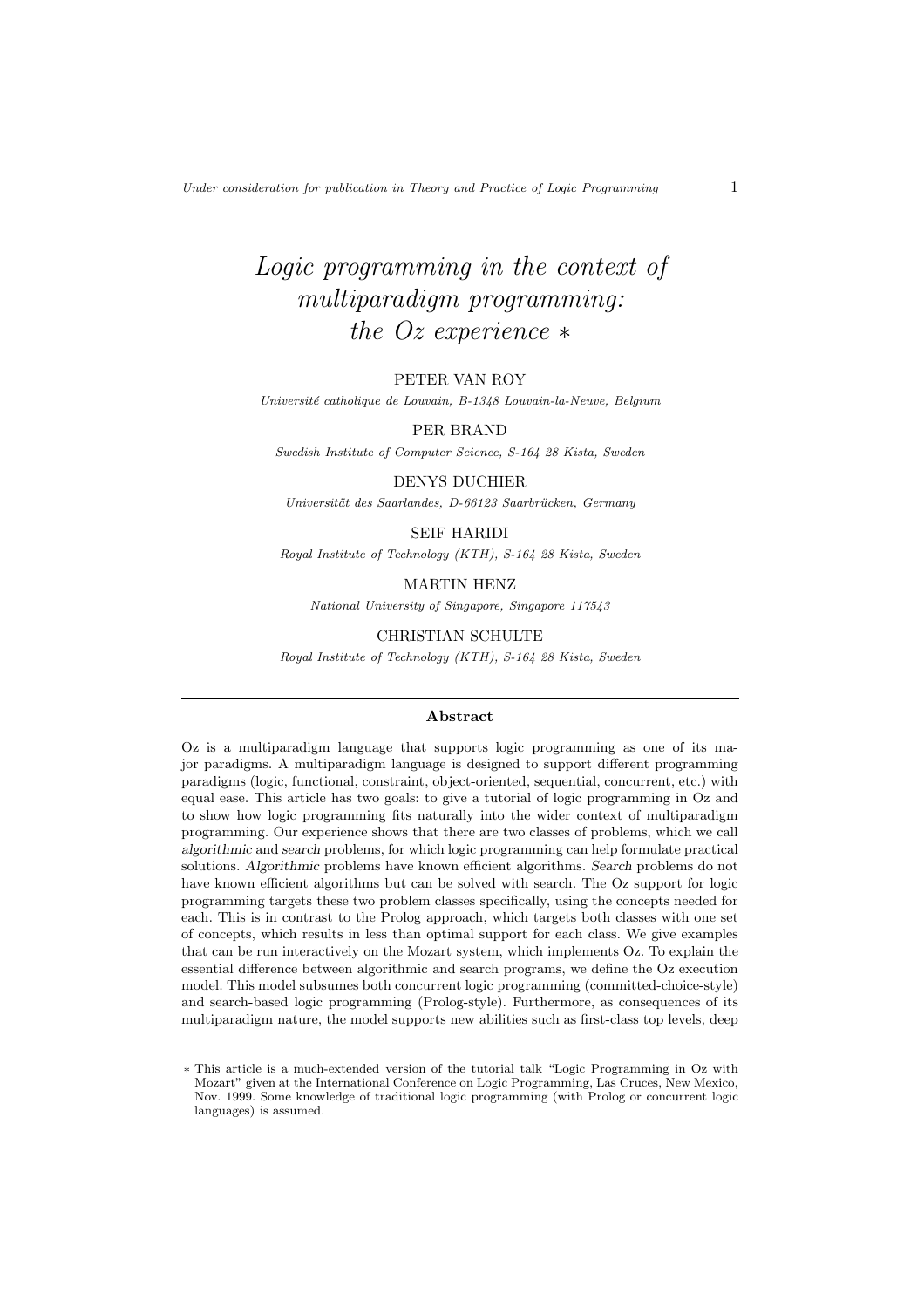# *Logic programming in the context of multiparadigm programming: the Oz experience* *

PETER VAN ROY

*Université catholique de Louvain, B-1348 Louvain-la-Neuve, Belgium*

PER BRAND

*Swedish Institute of Computer Science, S-164 28 Kista, Sweden*

DENYS DUCHIER

*Universität des Saarlandes, D-66123 Saarbrücken, Germany*

SEIF HARIDI

*Royal Institute of Technology (KTH), S-164 28 Kista, Sweden*

MARTIN HENZ

*National University of Singapore, Singapore 117543*

CHRISTIAN SCHULTE

*Royal Institute of Technology (KTH), S-164 28 Kista, Sweden*

## Abstract

Oz is a multiparadigm language that supports logic programming as one of its major paradigms. A multiparadigm language is designed to support different programming paradigms (logic, functional, constraint, object-oriented, sequential, concurrent, etc.) with equal ease. This article has two goals: to give a tutorial of logic programming in Oz and to show how logic programming fits naturally into the wider context of multiparadigm programming. Our experience shows that there are two classes of problems, which we call *algorithmic* and *search* problems, for which logic programming can help formulate practical solutions. *Algorithmic* problems have known efficient algorithms. *Search* problems do not have known efficient algorithms but can be solved with search. The Oz support for logic programming targets these two problem classes specifically, using the concepts needed for each. This is in contrast to the Prolog approach, which targets both classes with one set of concepts, which results in less than optimal support for each class. We give examples that can be run interactively on the Mozart system, which implements Oz. To explain the essential difference between algorithmic and search programs, we define the Oz execution model. This model subsumes both concurrent logic programming (committed-choice-style) and search-based logic programming (Prolog-style). Furthermore, as consequences of its multiparadigm nature, the model supports new abilities such as first-class top levels, deep

* This article is a much-extended version of the tutorial talk "Logic Programming in Oz with Mozart" given at the International Conference on Logic Programming, Las Cruces, New Mexico, Nov. 1999. Some knowledge of traditional logic programming (with Prolog or concurrent logic languages) is assumed.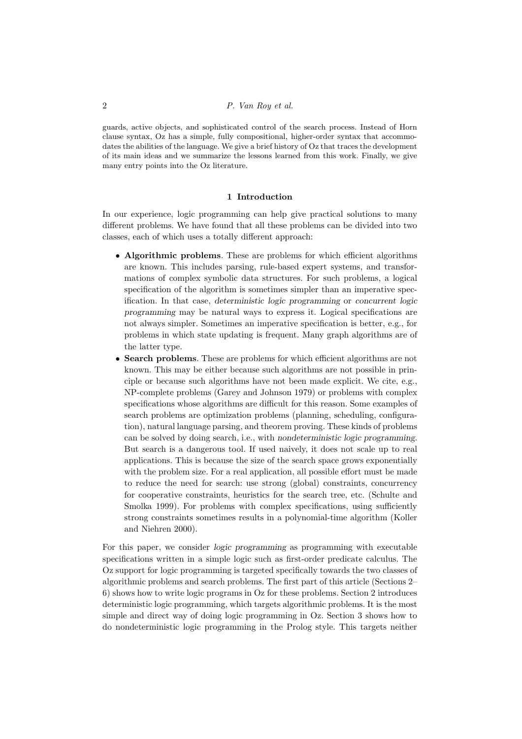guards, active objects, and sophisticated control of the search process. Instead of Horn clause syntax, Oz has a simple, fully compositional, higher-order syntax that accommodates the abilities of the language. We give a brief history of Oz that traces the development of its main ideas and we summarize the lessons learned from this work. Finally, we give many entry points into the Oz literature.

## 1 Introduction

In our experience, logic programming can help give practical solutions to many different problems. We have found that all these problems can be divided into two classes, each of which uses a totally different approach:

- **Algorithmic problems**. These are problems for which efficient algorithms are known. This includes parsing, rule-based expert systems, and transformations of complex symbolic data structures. For such problems, a logical specification of the algorithm is sometimes simpler than an imperative specification. In that case, *deterministic logic programming* or *concurrent logic programming* may be natural ways to express it. Logical specifications are not always simpler. Sometimes an imperative specification is better, e.g., for problems in which state updating is frequent. Many graph algorithms are of the latter type.
- **Search problems**. These are problems for which efficient algorithms are not known. This may be either because such algorithms are not possible in principle or because such algorithms have not been made explicit. We cite, e.g., NP-complete problems (Garey and Johnson 1979) or problems with complex specifications whose algorithms are difficult for this reason. Some examples of search problems are optimization problems (planning, scheduling, configuration), natural language parsing, and theorem proving. These kinds of problems can be solved by doing search, i.e., with *nondeterministic logic programming*. But search is a dangerous tool. If used naively, it does not scale up to real applications. This is because the size of the search space grows exponentially with the problem size. For a real application, all possible effort must be made to reduce the need for search: use strong (global) constraints, concurrency for cooperative constraints, heuristics for the search tree, etc. (Schulte and Smolka 1999). For problems with complex specifications, using sufficiently strong constraints sometimes results in a polynomial-time algorithm (Koller and Niehren 2000).

For this paper, we consider *logic programming* as programming with executable specifications written in a simple logic such as first-order predicate calculus. The Oz support for logic programming is targeted specifically towards the two classes of algorithmic problems and search problems. The first part of this article (Sections 2–6) shows how to write logic programs in Oz for these problems. Section 2 introduces deterministic logic programming, which targets algorithmic problems. It is the most simple and direct way of doing logic programming in Oz. Section 3 shows how to do nondeterministic logic programming in the Prolog style. This targets neither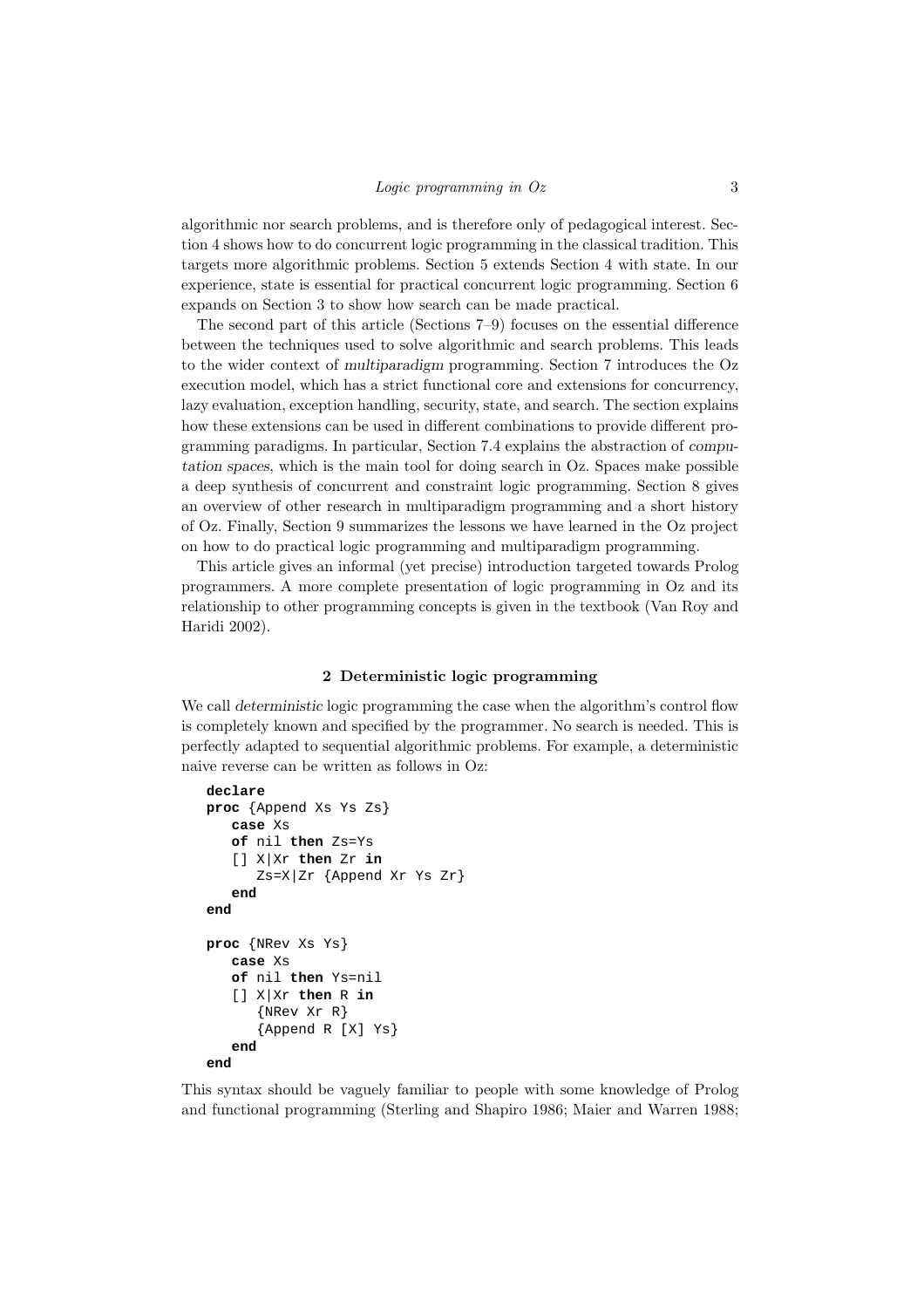algorithmic nor search problems, and is therefore only of pedagogical interest. Section 4 shows how to do concurrent logic programming in the classical tradition. This targets more algorithmic problems. Section 5 extends Section 4 with state. In our experience, state is essential for practical concurrent logic programming. Section 6 expands on Section 3 to show how search can be made practical.

The second part of this article (Sections 7–9) focuses on the essential difference between the techniques used to solve algorithmic and search problems. This leads to the wider context of *multiparadigm* programming. Section 7 introduces the Oz execution model, which has a strict functional core and extensions for concurrency, lazy evaluation, exception handling, security, state, and search. The section explains how these extensions can be used in different combinations to provide different programming paradigms. In particular, Section 7.4 explains the abstraction of *computation spaces*, which is the main tool for doing search in Oz. Spaces make possible a deep synthesis of concurrent and constraint logic programming. Section 8 gives an overview of other research in multiparadigm programming and a short history of Oz. Finally, Section 9 summarizes the lessons we have learned in the Oz project on how to do practical logic programming and multiparadigm programming.

This article gives an informal (yet precise) introduction targeted towards Prolog programmers. A more complete presentation of logic programming in Oz and its relationship to other programming concepts is given in the textbook (Van Roy and Haridi 2002).

## 2 Deterministic logic programming

We call *deterministic* logic programming the case when the algorithm's control flow is completely known and specified by the programmer. No search is needed. This is perfectly adapted to sequential algorithmic problems. For example, a deterministic naive reverse can be written as follows in Oz:

```
declare
proc {Append Xs Ys Zs}
   case Xs
   of nil then Zs=Ys
   [] X|Xr then Zr in
      Zs=X|Zr {Append Xr Ys Zr}
   end
end

proc {NRev Xs Ys}
   case Xs
   of nil then Ys=nil
   [] X|Xr then R in
      {NRev Xr R}
      {Append R [X] Ys}
   end
end
```

This syntax should be vaguely familiar to people with some knowledge of Prolog and functional programming (Sterling and Shapiro 1986; Maier and Warren 1988;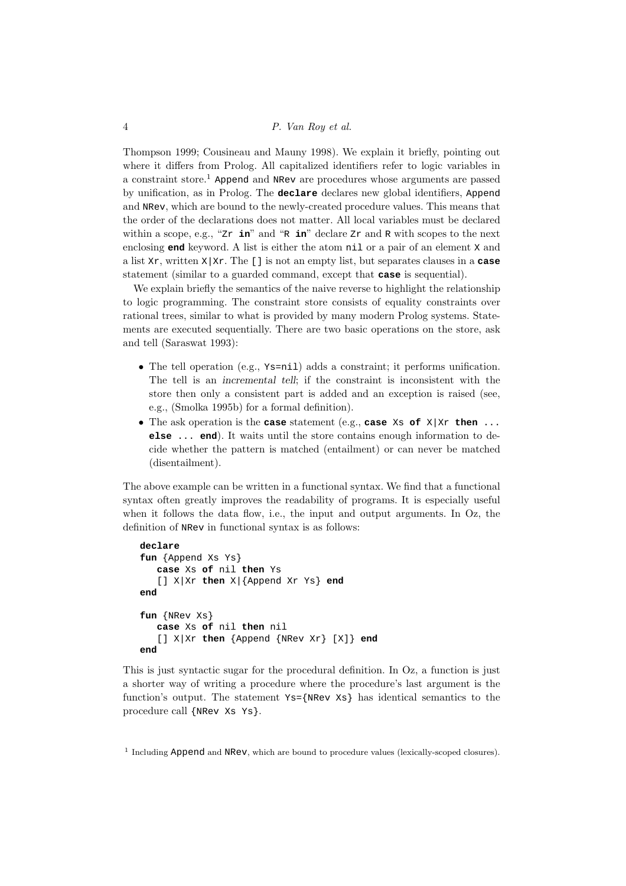Thompson 1999; Cousineau and Mauny 1998). We explain it briefly, pointing out where it differs from Prolog. All capitalized identifiers refer to logic variables in a constraint store.[1] `Append` and `NRev` are procedures whose arguments are passed by unification, as in Prolog. The **`declare`** declares new global identifiers, `Append` and `NRev`, which are bound to the newly-created procedure values. This means that the order of the declarations does not matter. All local variables must be declared within a scope, e.g., "`Zr in`" and "`R in`" declare `Zr` and `R` with scopes to the next enclosing **`end`** keyword. A list is either the atom `nil` or a pair of an element `X` and a list `Xr`, written `X|Xr`. The `[]` is not an empty list, but separates clauses in a **`case`** statement (similar to a guarded command, except that **`case`** is sequential).

We explain briefly the semantics of the naive reverse to highlight the relationship to logic programming. The constraint store consists of equality constraints over rational trees, similar to what is provided by many modern Prolog systems. Statements are executed sequentially. There are two basic operations on the store, ask and tell (Saraswat 1993):

- The tell operation (e.g., `Ys=nil`) adds a constraint; it performs unification. The tell is an *incremental tell*; if the constraint is inconsistent with the store then only a consistent part is added and an exception is raised (see, e.g., (Smolka 1995b) for a formal definition).
- The ask operation is the **`case`** statement (e.g., **`case`** `Xs` **`of`** `X|Xr` **`then`** `...` **`else`** `...` **`end`**). It waits until the store contains enough information to decide whether the pattern is matched (entailment) or can never be matched (disentailment).

The above example can be written in a functional syntax. We find that a functional syntax often greatly improves the readability of programs. It is especially useful when it follows the data flow, i.e., the input and output arguments. In Oz, the definition of `NRev` in functional syntax is as follows:

```
declare
fun {Append Xs Ys}
   case Xs of nil then Ys
   [] X|Xr then X|{Append Xr Ys} end
end

fun {NRev Xs}
   case Xs of nil then nil
   [] X|Xr then {Append {NRev Xr} [X]} end
end
```

This is just syntactic sugar for the procedural definition. In Oz, a function is just a shorter way of writing a procedure where the procedure's last argument is the function's output. The statement `Ys={NRev Xs}` has identical semantics to the procedure call `{NRev Xs Ys}`.

[1] Including `Append` and `NRev`, which are bound to procedure values (lexically-scoped closures).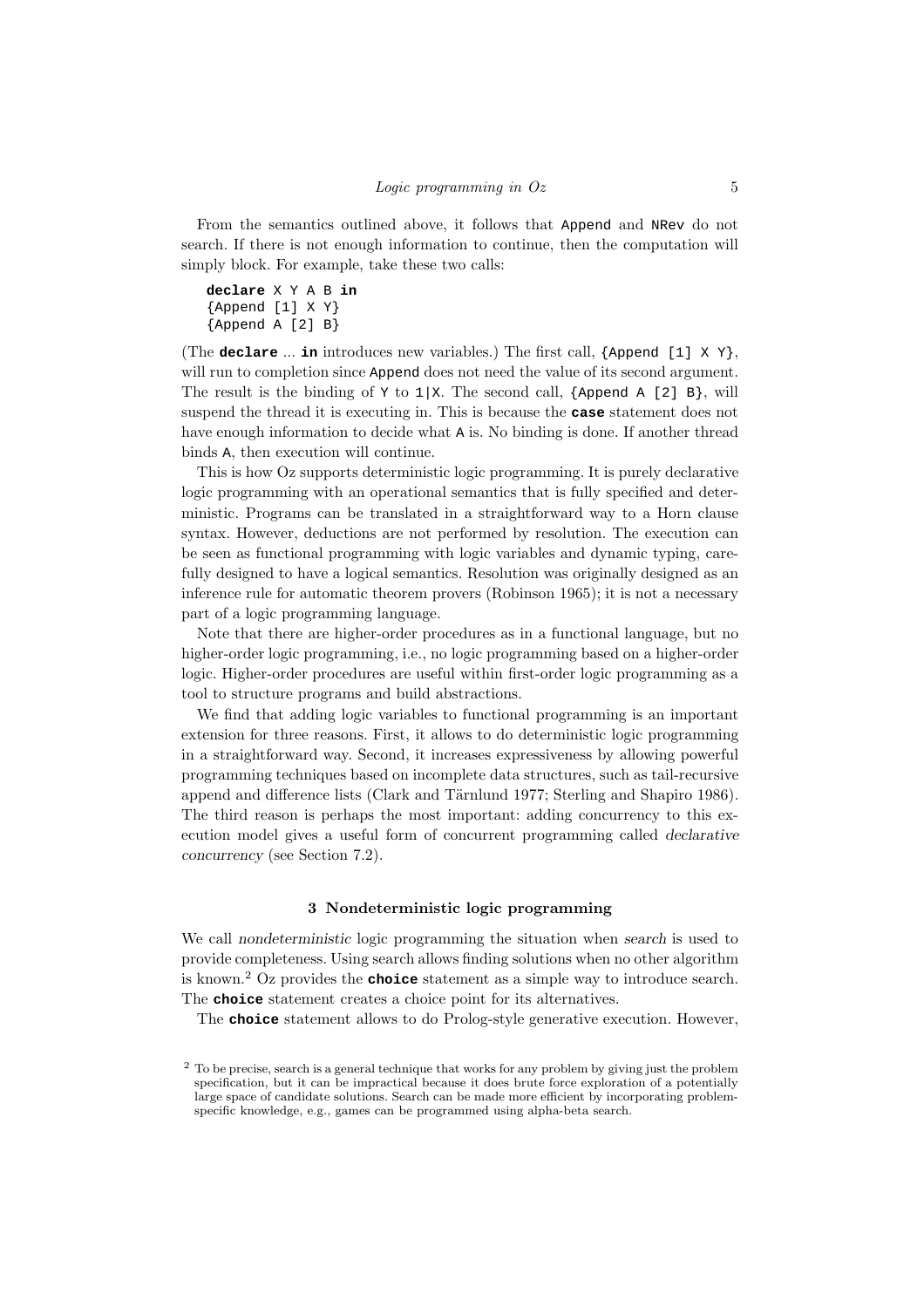From the semantics outlined above, it follows that `Append` and `NRev` do not search. If there is not enough information to continue, then the computation will simply block. For example, take these two calls:

```
declare X Y A B in
{Append [1] X Y}
{Append A [2] B}
```

(The **declare** ... **in** introduces new variables.) The first call, `{Append [1] X Y}`, will run to completion since `Append` does not need the value of its second argument. The result is the binding of `Y` to `1|X`. The second call, `{Append A [2] B}`, will suspend the thread it is executing in. This is because the **case** statement does not have enough information to decide what `A` is. No binding is done. If another thread binds `A`, then execution will continue.

This is how Oz supports deterministic logic programming. It is purely declarative logic programming with an operational semantics that is fully specified and deterministic. Programs can be translated in a straightforward way to a Horn clause syntax. However, deductions are not performed by resolution. The execution can be seen as functional programming with logic variables and dynamic typing, carefully designed to have a logical semantics. Resolution was originally designed as an inference rule for automatic theorem provers (Robinson 1965); it is not a necessary part of a logic programming language.

Note that there are higher-order procedures as in a functional language, but no higher-order logic programming, i.e., no logic programming based on a higher-order logic. Higher-order procedures are useful within first-order logic programming as a tool to structure programs and build abstractions.

We find that adding logic variables to functional programming is an important extension for three reasons. First, it allows to do deterministic logic programming in a straightforward way. Second, it increases expressiveness by allowing powerful programming techniques based on incomplete data structures, such as tail-recursive append and difference lists (Clark and Tärnlund 1977; Sterling and Shapiro 1986). The third reason is perhaps the most important: adding concurrency to this execution model gives a useful form of concurrent programming called *declarative concurrency* (see Section 7.2).

## 3 Nondeterministic logic programming

We call *nondeterministic* logic programming the situation when *search* is used to provide completeness. Using search allows finding solutions when no other algorithm is known.[2] Oz provides the **choice** statement as a simple way to introduce search. The **choice** statement creates a choice point for its alternatives.

The **choice** statement allows to do Prolog-style generative execution. However,

[2] To be precise, search is a general technique that works for any problem by giving just the problem specification, but it can be impractical because it does brute force exploration of a potentially large space of candidate solutions. Search can be made more efficient by incorporating problem-specific knowledge, e.g., games can be programmed using alpha-beta search.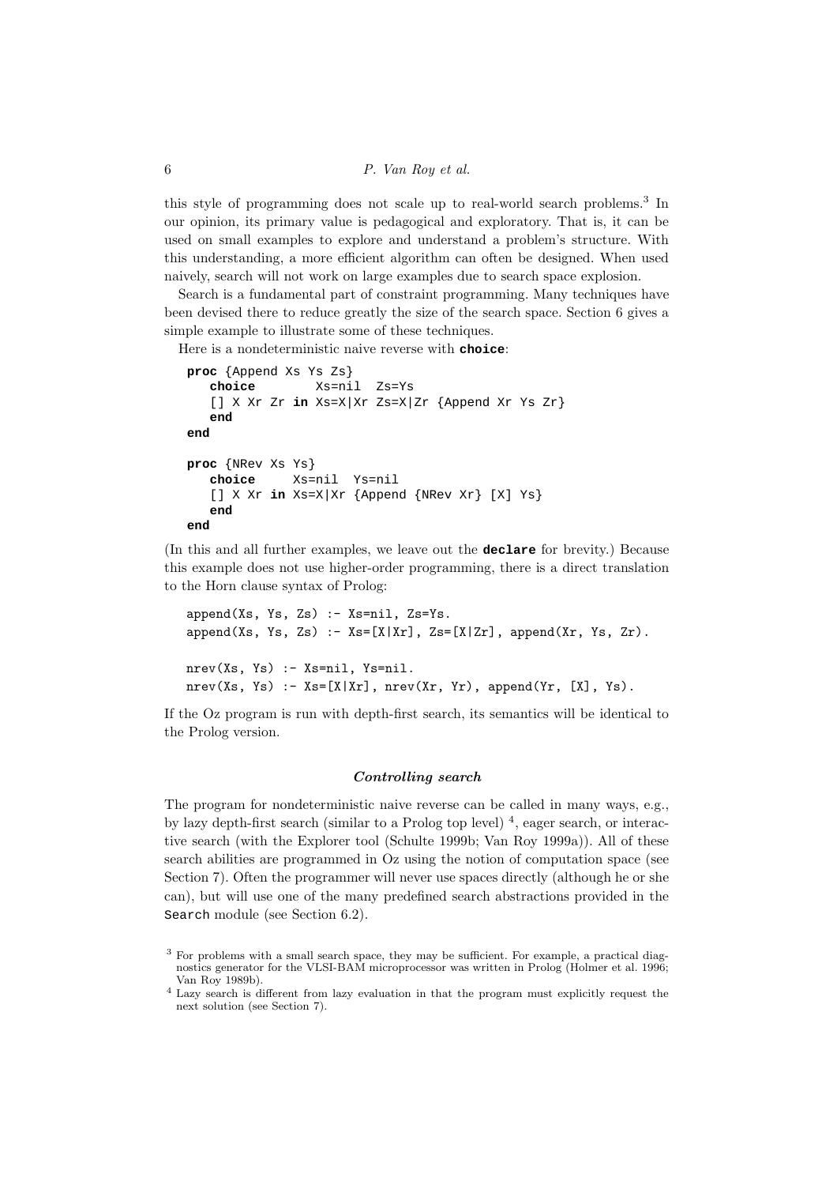this style of programming does not scale up to real-world search problems.[3] In our opinion, its primary value is pedagogical and exploratory. That is, it can be used on small examples to explore and understand a problem's structure. With this understanding, a more efficient algorithm can often be designed. When used naively, search will not work on large examples due to search space explosion.

Search is a fundamental part of constraint programming. Many techniques have been devised there to reduce greatly the size of the search space. Section 6 gives a simple example to illustrate some of these techniques.

Here is a nondeterministic naive reverse with **choice**:

```
proc {Append Xs Ys Zs}
   choice        Xs=nil  Zs=Ys
   [] X Xr Zr in Xs=X|Xr Zs=X|Zr {Append Xr Ys Zr}
   end
end

proc {NRev Xs Ys}
   choice     Xs=nil  Ys=nil
   [] X Xr in Xs=X|Xr {Append {NRev Xr} [X] Ys}
   end
end
```

(In this and all further examples, we leave out the **declare** for brevity.) Because this example does not use higher-order programming, there is a direct translation to the Horn clause syntax of Prolog:

```
append(Xs, Ys, Zs) :- Xs=nil, Zs=Ys.
append(Xs, Ys, Zs) :- Xs=[X|Xr], Zs=[X|Zr], append(Xr, Ys, Zr).

nrev(Xs, Ys) :- Xs=nil, Ys=nil.
nrev(Xs, Ys) :- Xs=[X|Xr], nrev(Xr, Yr), append(Yr, [X], Ys).
```

If the Oz program is run with depth-first search, its semantics will be identical to the Prolog version.

### *Controlling search*

The program for nondeterministic naive reverse can be called in many ways, e.g., by lazy depth-first search (similar to a Prolog top level) [4], eager search, or interactive search (with the Explorer tool (Schulte 1999b; Van Roy 1999a)). All of these search abilities are programmed in Oz using the notion of computation space (see Section 7). Often the programmer will never use spaces directly (although he or she can), but will use one of the many predefined search abstractions provided in the `Search` module (see Section 6.2).

[3] For problems with a small search space, they may be sufficient. For example, a practical diagnostics generator for the VLSI-BAM microprocessor was written in Prolog (Holmer et al. 1996; Van Roy 1989b).

[4] Lazy search is different from lazy evaluation in that the program must explicitly request the next solution (see Section 7).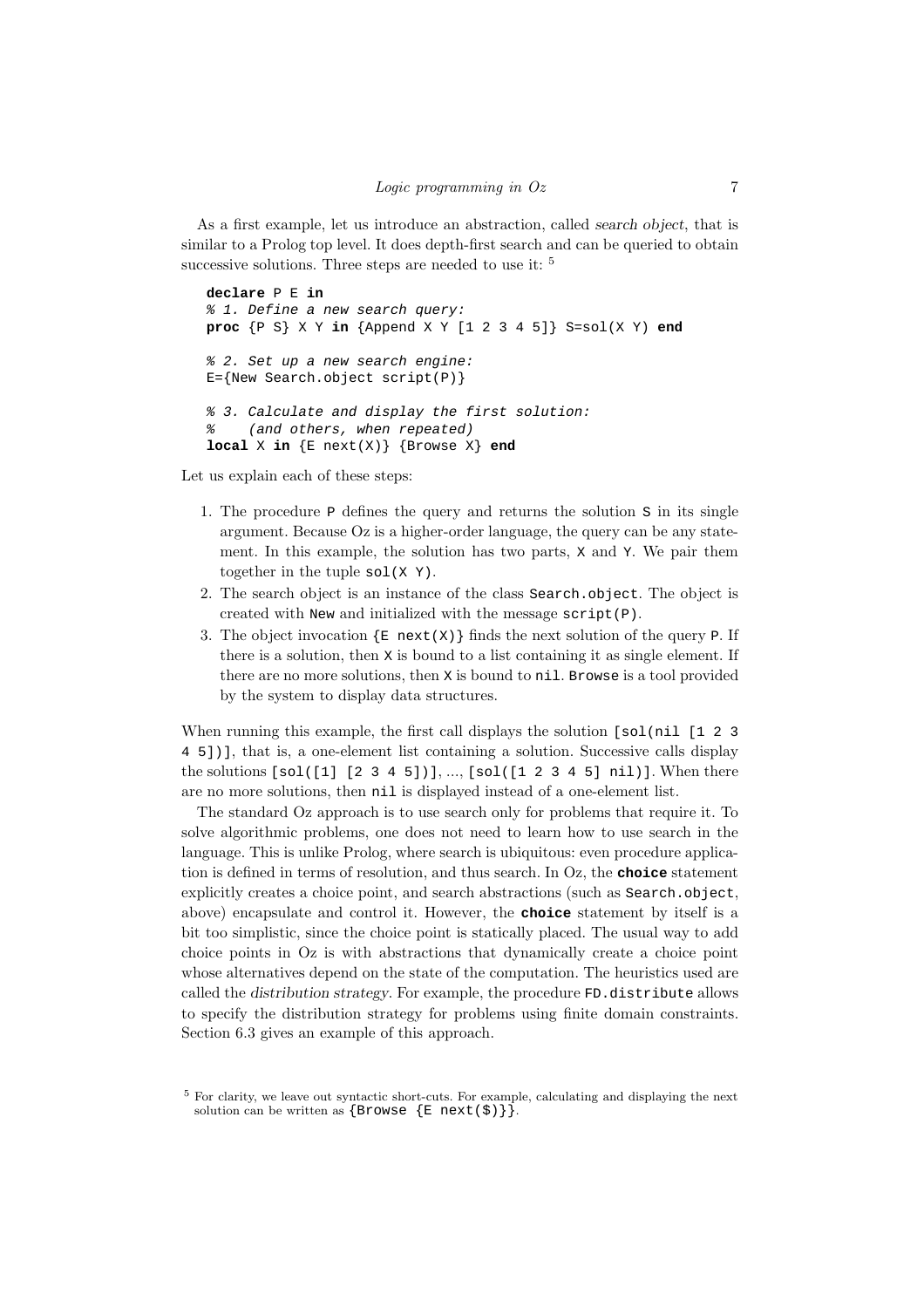As a first example, let us introduce an abstraction, called *search object*, that is similar to a Prolog top level. It does depth-first search and can be queried to obtain successive solutions. Three steps are needed to use it: [5]

```
declare P E in
% 1. Define a new search query:
proc {P S} X Y in {Append X Y [1 2 3 4 5]} S=sol(X Y) end

% 2. Set up a new search engine:
E={New Search.object script(P)}

% 3. Calculate and display the first solution:
%    (and others, when repeated)
local X in {E next(X)} {Browse X} end
```

Let us explain each of these steps:

1. The procedure `P` defines the query and returns the solution `S` in its single argument. Because Oz is a higher-order language, the query can be any statement. In this example, the solution has two parts, `X` and `Y`. We pair them together in the tuple `sol(X Y)`.
2. The search object is an instance of the class `Search.object`. The object is created with `New` and initialized with the message `script(P)`.
3. The object invocation `{E next(X)}` finds the next solution of the query `P`. If there is a solution, then `X` is bound to a list containing it as single element. If there are no more solutions, then `X` is bound to `nil`. `Browse` is a tool provided by the system to display data structures.

When running this example, the first call displays the solution `[sol(nil [1 2 3 4 5])]`, that is, a one-element list containing a solution. Successive calls display the solutions `[sol([1] [2 3 4 5])]`, ..., `[sol([1 2 3 4 5] nil)]`. When there are no more solutions, then `nil` is displayed instead of a one-element list.

The standard Oz approach is to use search only for problems that require it. To solve algorithmic problems, one does not need to learn how to use search in the language. This is unlike Prolog, where search is ubiquitous: even procedure application is defined in terms of resolution, and thus search. In Oz, the **`choice`** statement explicitly creates a choice point, and search abstractions (such as `Search.object`, above) encapsulate and control it. However, the **`choice`** statement by itself is a bit too simplistic, since the choice point is statically placed. The usual way to add choice points in Oz is with abstractions that dynamically create a choice point whose alternatives depend on the state of the computation. The heuristics used are called the *distribution strategy*. For example, the procedure `FD.distribute` allows to specify the distribution strategy for problems using finite domain constraints. Section 6.3 gives an example of this approach.

[5] For clarity, we leave out syntactic short-cuts. For example, calculating and displaying the next solution can be written as `{Browse {E next($)}}`.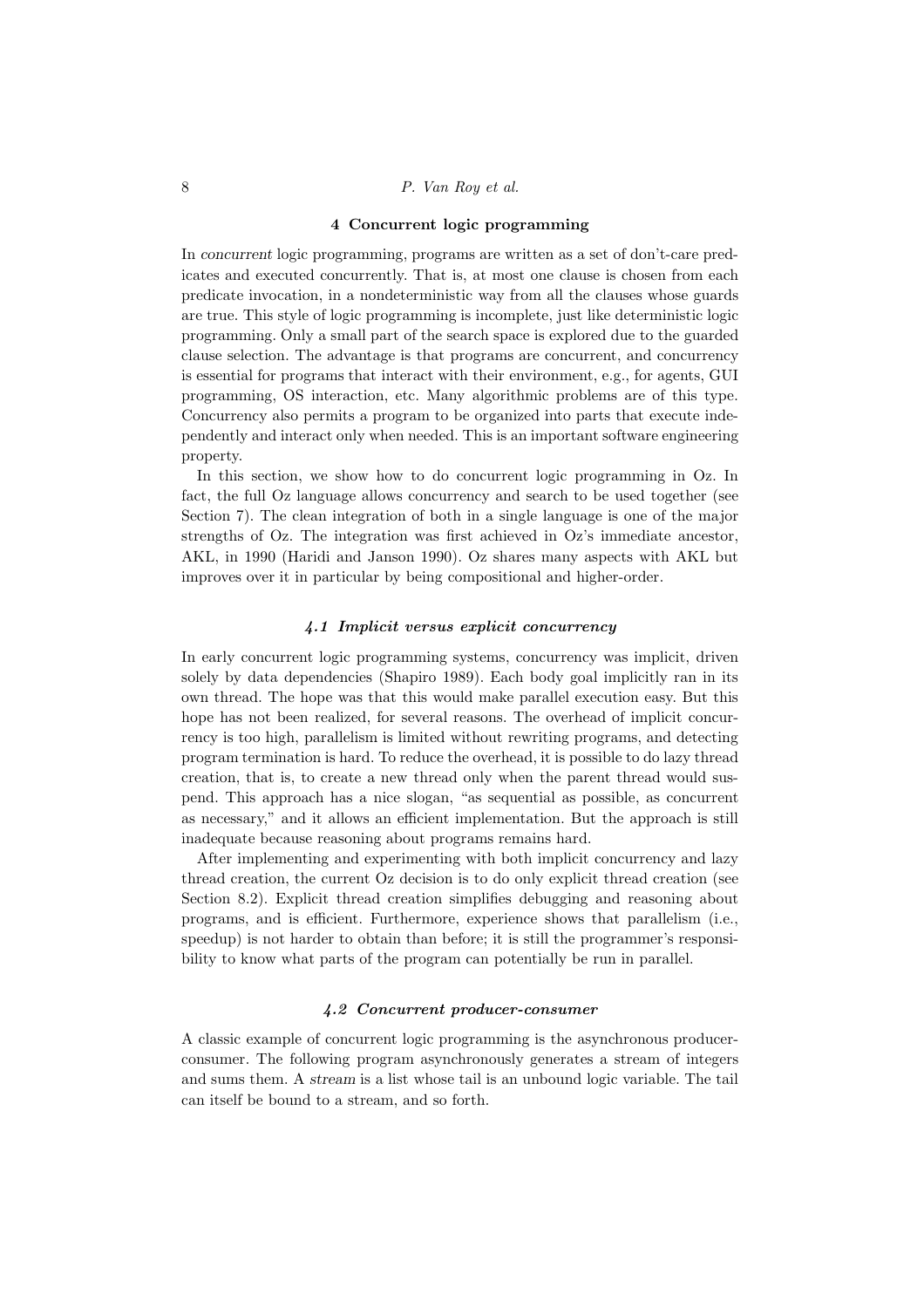## 4 Concurrent logic programming

In *concurrent* logic programming, programs are written as a set of don't-care predicates and executed concurrently. That is, at most one clause is chosen from each predicate invocation, in a nondeterministic way from all the clauses whose guards are true. This style of logic programming is incomplete, just like deterministic logic programming. Only a small part of the search space is explored due to the guarded clause selection. The advantage is that programs are concurrent, and concurrency is essential for programs that interact with their environment, e.g., for agents, GUI programming, OS interaction, etc. Many algorithmic problems are of this type. Concurrency also permits a program to be organized into parts that execute independently and interact only when needed. This is an important software engineering property.

In this section, we show how to do concurrent logic programming in Oz. In fact, the full Oz language allows concurrency and search to be used together (see Section 7). The clean integration of both in a single language is one of the major strengths of Oz. The integration was first achieved in Oz's immediate ancestor, AKL, in 1990 (Haridi and Janson 1990). Oz shares many aspects with AKL but improves over it in particular by being compositional and higher-order.

### 4.1 Implicit versus explicit concurrency

In early concurrent logic programming systems, concurrency was implicit, driven solely by data dependencies (Shapiro 1989). Each body goal implicitly ran in its own thread. The hope was that this would make parallel execution easy. But this hope has not been realized, for several reasons. The overhead of implicit concurrency is too high, parallelism is limited without rewriting programs, and detecting program termination is hard. To reduce the overhead, it is possible to do lazy thread creation, that is, to create a new thread only when the parent thread would suspend. This approach has a nice slogan, "as sequential as possible, as concurrent as necessary," and it allows an efficient implementation. But the approach is still inadequate because reasoning about programs remains hard.

After implementing and experimenting with both implicit concurrency and lazy thread creation, the current Oz decision is to do only explicit thread creation (see Section 8.2). Explicit thread creation simplifies debugging and reasoning about programs, and is efficient. Furthermore, experience shows that parallelism (i.e., speedup) is not harder to obtain than before; it is still the programmer's responsibility to know what parts of the program can potentially be run in parallel.

### 4.2 Concurrent producer-consumer

A classic example of concurrent logic programming is the asynchronous producer-consumer. The following program asynchronously generates a stream of integers and sums them. A *stream* is a list whose tail is an unbound logic variable. The tail can itself be bound to a stream, and so forth.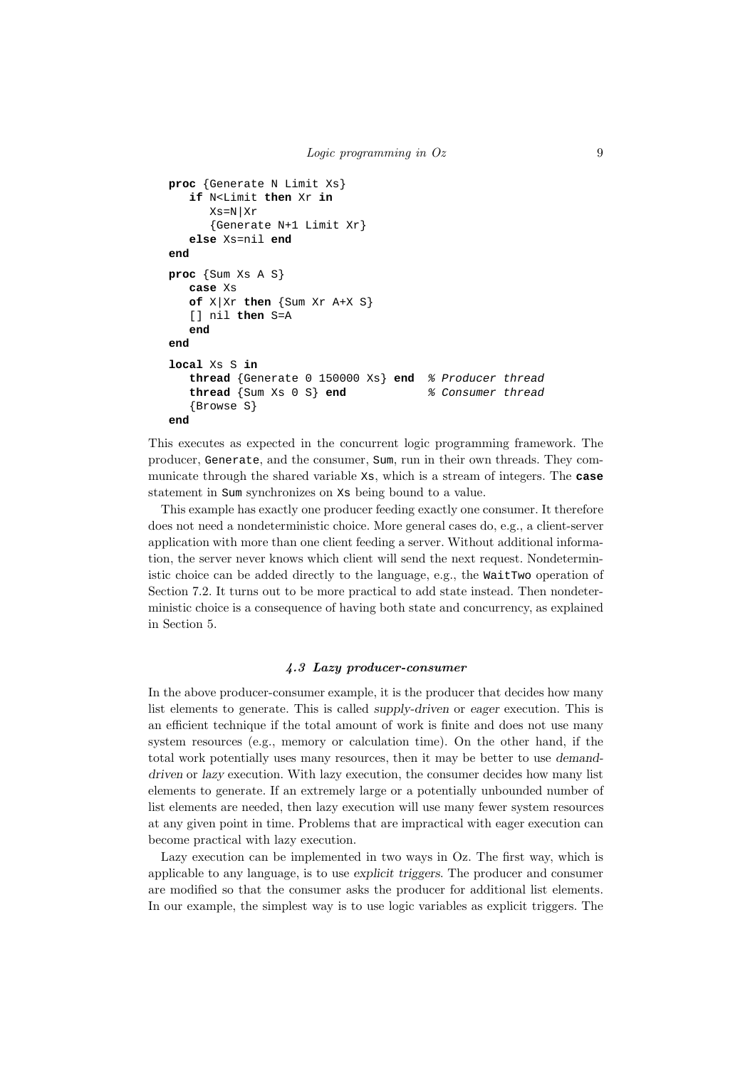```
proc {Generate N Limit Xs}
   if N<Limit then Xr in
      Xs=N|Xr
      {Generate N+1 Limit Xr}
   else Xs=nil end
end

proc {Sum Xs A S}
   case Xs
   of X|Xr then {Sum Xr A+X S}
   [] nil then S=A
   end
end

local Xs S in
   thread {Generate 0 150000 Xs} end  % Producer thread
   thread {Sum Xs 0 S} end            % Consumer thread
   {Browse S}
end
```

This executes as expected in the concurrent logic programming framework. The producer, `Generate`, and the consumer, `Sum`, run in their own threads. They communicate through the shared variable `Xs`, which is a stream of integers. The **case** statement in `Sum` synchronizes on `Xs` being bound to a value.

This example has exactly one producer feeding exactly one consumer. It therefore does not need a nondeterministic choice. More general cases do, e.g., a client-server application with more than one client feeding a server. Without additional information, the server never knows which client will send the next request. Nondeterministic choice can be added directly to the language, e.g., the `WaitTwo` operation of Section 7.2. It turns out to be more practical to add state instead. Then nondeterministic choice is a consequence of having both state and concurrency, as explained in Section 5.

### 4.3 Lazy producer-consumer

In the above producer-consumer example, it is the producer that decides how many list elements to generate. This is called *supply-driven* or *eager* execution. This is an efficient technique if the total amount of work is finite and does not use many system resources (e.g., memory or calculation time). On the other hand, if the total work potentially uses many resources, then it may be better to use *demand-driven* or *lazy* execution. With lazy execution, the consumer decides how many list elements to generate. If an extremely large or a potentially unbounded number of list elements are needed, then lazy execution will use many fewer system resources at any given point in time. Problems that are impractical with eager execution can become practical with lazy execution.

Lazy execution can be implemented in two ways in Oz. The first way, which is applicable to any language, is to use *explicit triggers*. The producer and consumer are modified so that the consumer asks the producer for additional list elements. In our example, the simplest way is to use logic variables as explicit triggers. The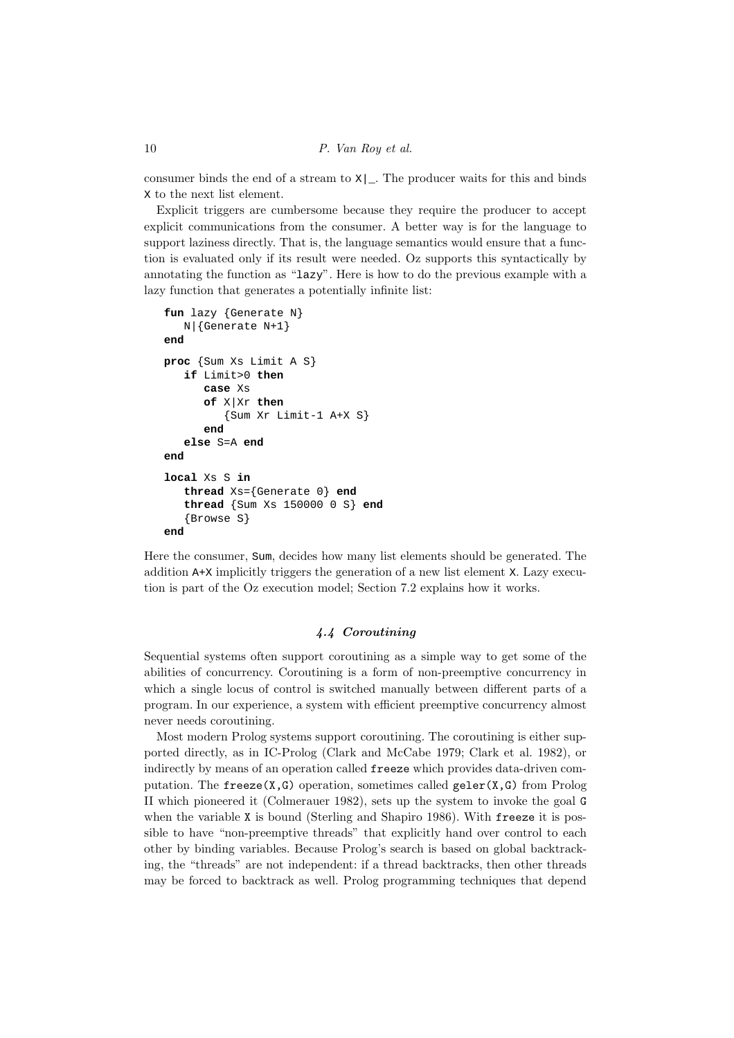consumer binds the end of a stream to `X|_`. The producer waits for this and binds `X` to the next list element.

Explicit triggers are cumbersome because they require the producer to accept explicit communications from the consumer. A better way is for the language to support laziness directly. That is, the language semantics would ensure that a function is evaluated only if its result were needed. Oz supports this syntactically by annotating the function as "`lazy`". Here is how to do the previous example with a lazy function that generates a potentially infinite list:

```
fun lazy {Generate N}
   N|{Generate N+1}
end

proc {Sum Xs Limit A S}
   if Limit>0 then
      case Xs
      of X|Xr then
         {Sum Xr Limit-1 A+X S}
      end
   else S=A end
end

local Xs S in
   thread Xs={Generate 0} end
   thread {Sum Xs 150000 0 S} end
   {Browse S}
end
```

Here the consumer, `Sum`, decides how many list elements should be generated. The addition `A+X` implicitly triggers the generation of a new list element `X`. Lazy execution is part of the Oz execution model; Section 7.2 explains how it works.

### *4.4 Coroutining*

Sequential systems often support coroutining as a simple way to get some of the abilities of concurrency. Coroutining is a form of non-preemptive concurrency in which a single locus of control is switched manually between different parts of a program. In our experience, a system with efficient preemptive concurrency almost never needs coroutining.

Most modern Prolog systems support coroutining. The coroutining is either supported directly, as in IC-Prolog (Clark and McCabe 1979; Clark et al. 1982), or indirectly by means of an operation called `freeze` which provides data-driven computation. The `freeze(X,G)` operation, sometimes called `geler(X,G)` from Prolog II which pioneered it (Colmerauer 1982), sets up the system to invoke the goal `G` when the variable `X` is bound (Sterling and Shapiro 1986). With `freeze` it is possible to have "non-preemptive threads" that explicitly hand over control to each other by binding variables. Because Prolog's search is based on global backtracking, the "threads" are not independent: if a thread backtracks, then other threads may be forced to backtrack as well. Prolog programming techniques that depend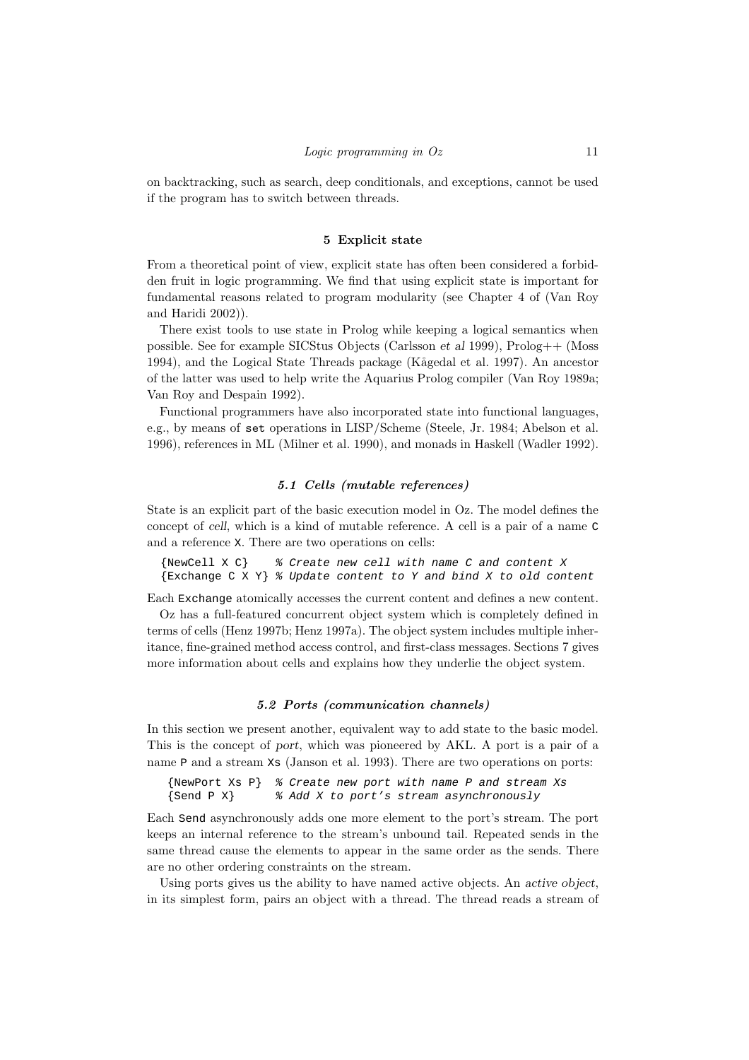on backtracking, such as search, deep conditionals, and exceptions, cannot be used if the program has to switch between threads.

## 5 Explicit state

From a theoretical point of view, explicit state has often been considered a forbidden fruit in logic programming. We find that using explicit state is important for fundamental reasons related to program modularity (see Chapter 4 of (Van Roy and Haridi 2002)).

There exist tools to use state in Prolog while keeping a logical semantics when possible. See for example SICStus Objects (Carlsson *et al* 1999), Prolog++ (Moss 1994), and the Logical State Threads package (Kågedal et al. 1997). An ancestor of the latter was used to help write the Aquarius Prolog compiler (Van Roy 1989a; Van Roy and Despain 1992).

Functional programmers have also incorporated state into functional languages, e.g., by means of `set` operations in LISP/Scheme (Steele, Jr. 1984; Abelson et al. 1996), references in ML (Milner et al. 1990), and monads in Haskell (Wadler 1992).

### *5.1 Cells (mutable references)*

State is an explicit part of the basic execution model in Oz. The model defines the concept of *cell*, which is a kind of mutable reference. A cell is a pair of a name `C` and a reference `X`. There are two operations on cells:

```
{NewCell X C}    % Create new cell with name C and content X
{Exchange C X Y} % Update content to Y and bind X to old content
```

Each `Exchange` atomically accesses the current content and defines a new content.

Oz has a full-featured concurrent object system which is completely defined in terms of cells (Henz 1997b; Henz 1997a). The object system includes multiple inheritance, fine-grained method access control, and first-class messages. Sections 7 gives more information about cells and explains how they underlie the object system.

### *5.2 Ports (communication channels)*

In this section we present another, equivalent way to add state to the basic model. This is the concept of *port*, which was pioneered by AKL. A port is a pair of a name `P` and a stream `Xs` (Janson et al. 1993). There are two operations on ports:

```
{NewPort Xs P}  % Create new port with name P and stream Xs
{Send P X}      % Add X to port's stream asynchronously
```

Each `Send` asynchronously adds one more element to the port's stream. The port keeps an internal reference to the stream's unbound tail. Repeated sends in the same thread cause the elements to appear in the same order as the sends. There are no other ordering constraints on the stream.

Using ports gives us the ability to have named active objects. An *active object*, in its simplest form, pairs an object with a thread. The thread reads a stream of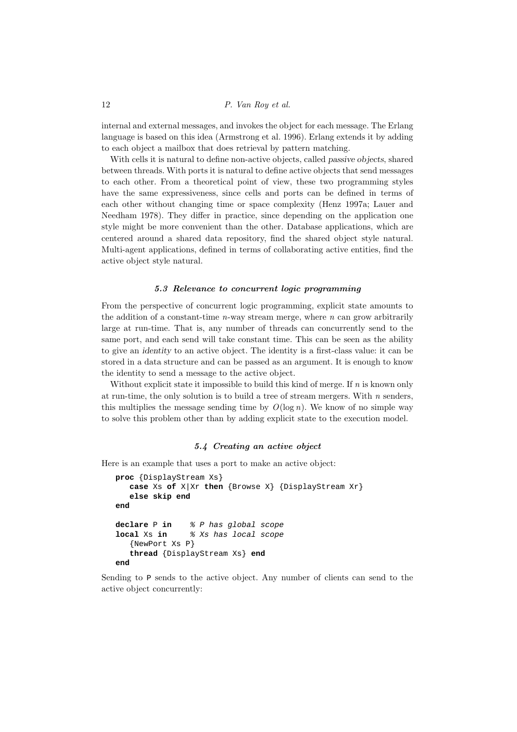internal and external messages, and invokes the object for each message. The Erlang language is based on this idea (Armstrong et al. 1996). Erlang extends it by adding to each object a mailbox that does retrieval by pattern matching.

With cells it is natural to define non-active objects, called *passive objects*, shared between threads. With ports it is natural to define active objects that send messages to each other. From a theoretical point of view, these two programming styles have the same expressiveness, since cells and ports can be defined in terms of each other without changing time or space complexity (Henz 1997a; Lauer and Needham 1978). They differ in practice, since depending on the application one style might be more convenient than the other. Database applications, which are centered around a shared data repository, find the shared object style natural. Multi-agent applications, defined in terms of collaborating active entities, find the active object style natural.

### 5.3 Relevance to concurrent logic programming

From the perspective of concurrent logic programming, explicit state amounts to the addition of a constant-time $n$-way stream merge, where $n$ can grow arbitrarily large at run-time. That is, any number of threads can concurrently send to the same port, and each send will take constant time. This can be seen as the ability to give an *identity* to an active object. The identity is a first-class value: it can be stored in a data structure and can be passed as an argument. It is enough to know the identity to send a message to the active object.

Without explicit state it impossible to build this kind of merge. If $n$ is known only at run-time, the only solution is to build a tree of stream mergers. With $n$ senders, this multiplies the message sending time by $O(\log n)$. We know of no simple way to solve this problem other than by adding explicit state to the execution model.

### 5.4 Creating an active object

Here is an example that uses a port to make an active object:

```
proc {DisplayStream Xs}
   case Xs of X|Xr then {Browse X} {DisplayStream Xr}
   else skip end
end

declare P in    % P has global scope
local Xs in     % Xs has local scope
   {NewPort Xs P}
   thread {DisplayStream Xs} end
end
```

Sending to `P` sends to the active object. Any number of clients can send to the active object concurrently: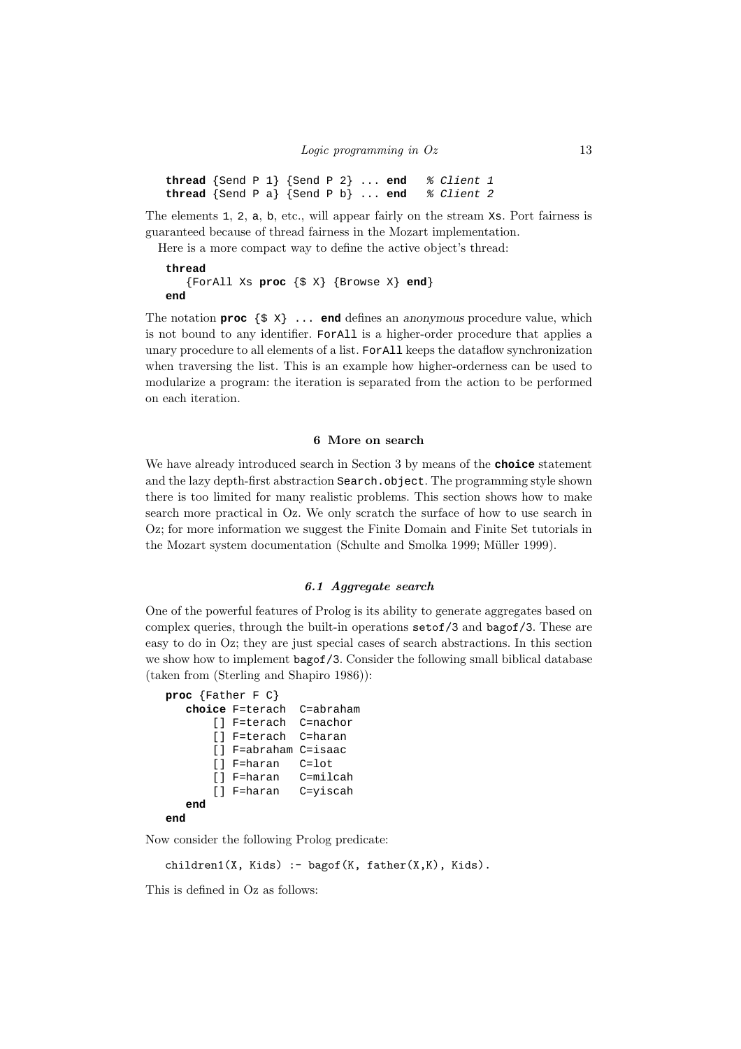```
thread {Send P 1} {Send P 2} ... end   % Client 1
thread {Send P a} {Send P b} ... end   % Client 2
```

The elements `1`, `2`, `a`, `b`, etc., will appear fairly on the stream `Xs`. Port fairness is guaranteed because of thread fairness in the Mozart implementation.

Here is a more compact way to define the active object's thread:

```
thread
   {ForAll Xs proc {$ X} {Browse X} end}
end
```

The notation **proc** `{$ X} ...` **end** defines an *anonymous* procedure value, which is not bound to any identifier. `ForAll` is a higher-order procedure that applies a unary procedure to all elements of a list. `ForAll` keeps the dataflow synchronization when traversing the list. This is an example how higher-orderness can be used to modularize a program: the iteration is separated from the action to be performed on each iteration.

## 6 More on search

We have already introduced search in Section 3 by means of the **choice** statement and the lazy depth-first abstraction `Search.object`. The programming style shown there is too limited for many realistic problems. This section shows how to make search more practical in Oz. We only scratch the surface of how to use search in Oz; for more information we suggest the Finite Domain and Finite Set tutorials in the Mozart system documentation (Schulte and Smolka 1999; Müller 1999).

### 6.1 Aggregate search

One of the powerful features of Prolog is its ability to generate aggregates based on complex queries, through the built-in operations `setof/3` and `bagof/3`. These are easy to do in Oz; they are just special cases of search abstractions. In this section we show how to implement `bagof/3`. Consider the following small biblical database (taken from (Sterling and Shapiro 1986)):

```
proc {Father F C}
   choice F=terach  C=abraham
       [] F=terach  C=nachor
       [] F=terach  C=haran
       [] F=abraham C=isaac
       [] F=haran   C=lot
       [] F=haran   C=milcah
       [] F=haran   C=yiscah
   end
end
```

Now consider the following Prolog predicate:

```
children1(X, Kids) :- bagof(K, father(X,K), Kids).
```

This is defined in Oz as follows: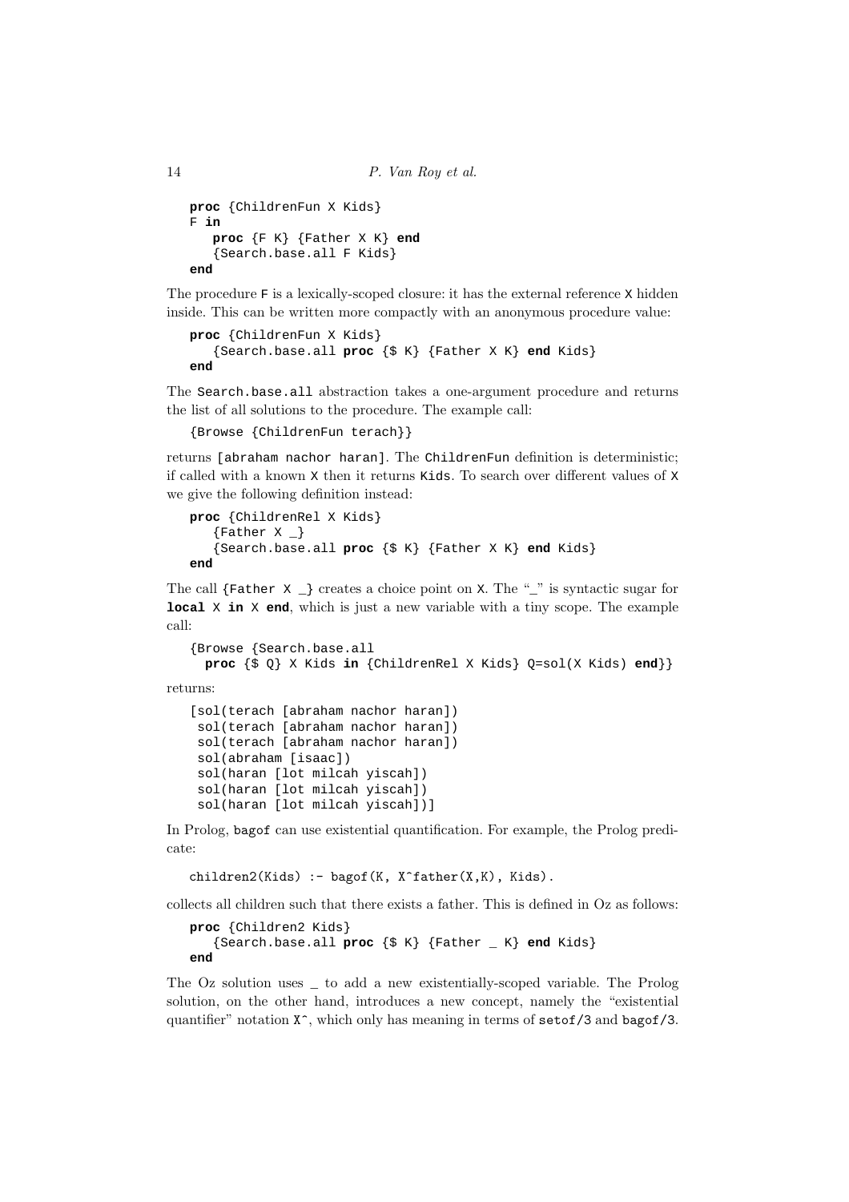```
proc {ChildrenFun X Kids}
F in
   proc {F K} {Father X K} end
   {Search.base.all F Kids}
end
```

The procedure `F` is a lexically-scoped closure: it has the external reference `X` hidden inside. This can be written more compactly with an anonymous procedure value:

```
proc {ChildrenFun X Kids}
   {Search.base.all proc {$ K} {Father X K} end Kids}
end
```

The `Search.base.all` abstraction takes a one-argument procedure and returns the list of all solutions to the procedure. The example call:

```
{Browse {ChildrenFun terach}}
```

returns `[abraham nachor haran]`. The `ChildrenFun` definition is deterministic; if called with a known `X` then it returns `Kids`. To search over different values of `X` we give the following definition instead:

```
proc {ChildrenRel X Kids}
   {Father X _}
   {Search.base.all proc {$ K} {Father X K} end Kids}
end
```

The call `{Father X _}` creates a choice point on `X`. The "`_`" is syntactic sugar for **`local`** `X` **`in`** `X` **`end`**, which is just a new variable with a tiny scope. The example call:

```
{Browse {Search.base.all
  proc {$ Q} X Kids in {ChildrenRel X Kids} Q=sol(X Kids) end}}
```

returns:

```
[sol(terach [abraham nachor haran])
 sol(terach [abraham nachor haran])
 sol(terach [abraham nachor haran])
 sol(abraham [isaac])
 sol(haran [lot milcah yiscah])
 sol(haran [lot milcah yiscah])
 sol(haran [lot milcah yiscah])]
```

In Prolog, `bagof` can use existential quantification. For example, the Prolog predicate:

```
children2(Kids) :- bagof(K, X^father(X,K), Kids).
```

collects all children such that there exists a father. This is defined in Oz as follows:

```
proc {Children2 Kids}
   {Search.base.all proc {$ K} {Father _ K} end Kids}
end
```

The Oz solution uses `_` to add a new existentially-scoped variable. The Prolog solution, on the other hand, introduces a new concept, namely the "existential quantifier" notation `X^`, which only has meaning in terms of `setof/3` and `bagof/3`.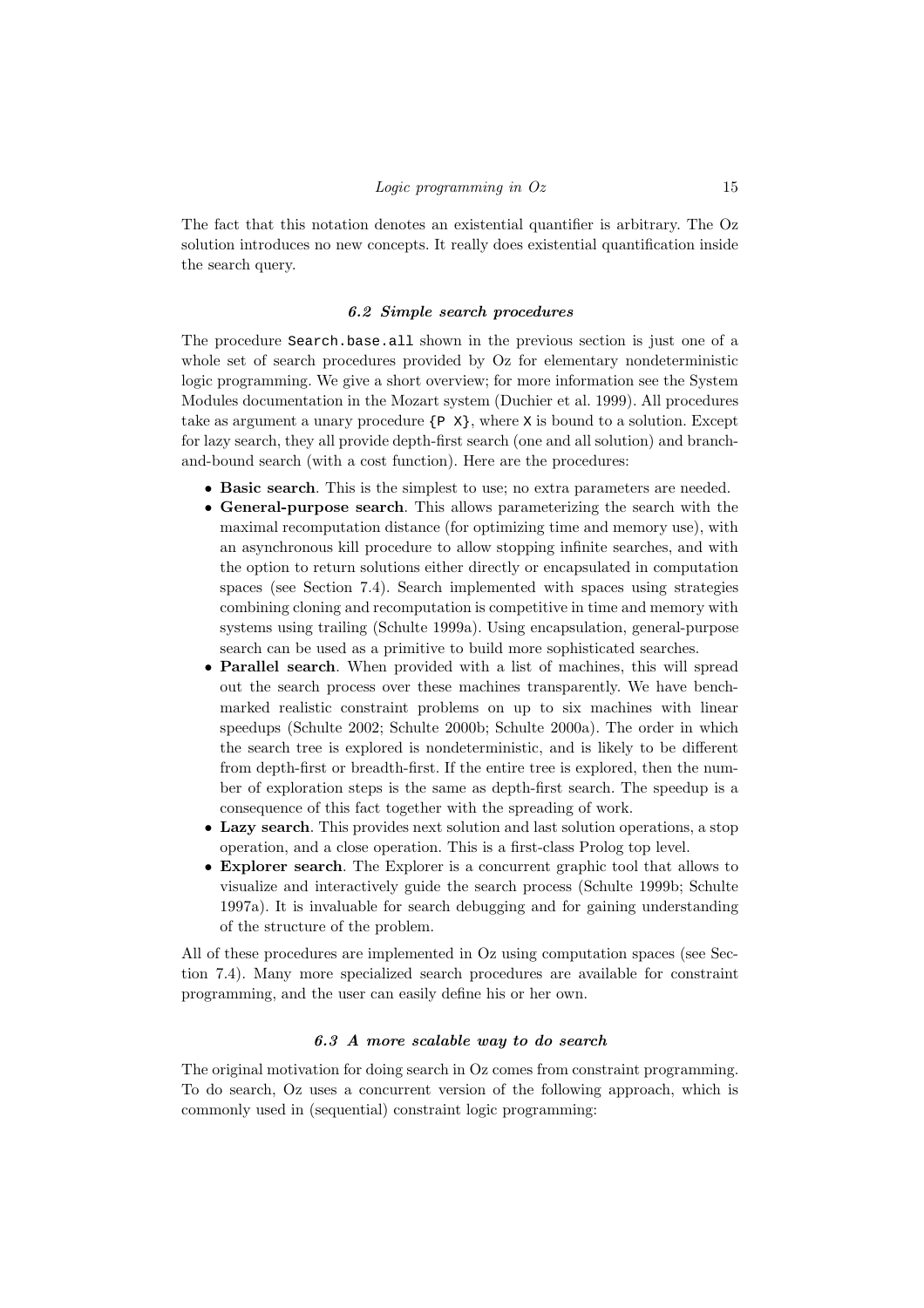The fact that this notation denotes an existential quantifier is arbitrary. The Oz solution introduces no new concepts. It really does existential quantification inside the search query.

### *6.2 Simple search procedures*

The procedure `Search.base.all` shown in the previous section is just one of a whole set of search procedures provided by Oz for elementary nondeterministic logic programming. We give a short overview; for more information see the System Modules documentation in the Mozart system (Duchier et al. 1999). All procedures take as argument a unary procedure `{P X}`, where `X` is bound to a solution. Except for lazy search, they all provide depth-first search (one and all solution) and branch-and-bound search (with a cost function). Here are the procedures:

- **Basic search**. This is the simplest to use; no extra parameters are needed.
- **General-purpose search**. This allows parameterizing the search with the maximal recomputation distance (for optimizing time and memory use), with an asynchronous kill procedure to allow stopping infinite searches, and with the option to return solutions either directly or encapsulated in computation spaces (see Section 7.4). Search implemented with spaces using strategies combining cloning and recomputation is competitive in time and memory with systems using trailing (Schulte 1999a). Using encapsulation, general-purpose search can be used as a primitive to build more sophisticated searches.
- **Parallel search**. When provided with a list of machines, this will spread out the search process over these machines transparently. We have benchmarked realistic constraint problems on up to six machines with linear speedups (Schulte 2002; Schulte 2000b; Schulte 2000a). The order in which the search tree is explored is nondeterministic, and is likely to be different from depth-first or breadth-first. If the entire tree is explored, then the number of exploration steps is the same as depth-first search. The speedup is a consequence of this fact together with the spreading of work.
- **Lazy search**. This provides next solution and last solution operations, a stop operation, and a close operation. This is a first-class Prolog top level.
- **Explorer search**. The Explorer is a concurrent graphic tool that allows to visualize and interactively guide the search process (Schulte 1999b; Schulte 1997a). It is invaluable for search debugging and for gaining understanding of the structure of the problem.

All of these procedures are implemented in Oz using computation spaces (see Section 7.4). Many more specialized search procedures are available for constraint programming, and the user can easily define his or her own.

### *6.3 A more scalable way to do search*

The original motivation for doing search in Oz comes from constraint programming. To do search, Oz uses a concurrent version of the following approach, which is commonly used in (sequential) constraint logic programming: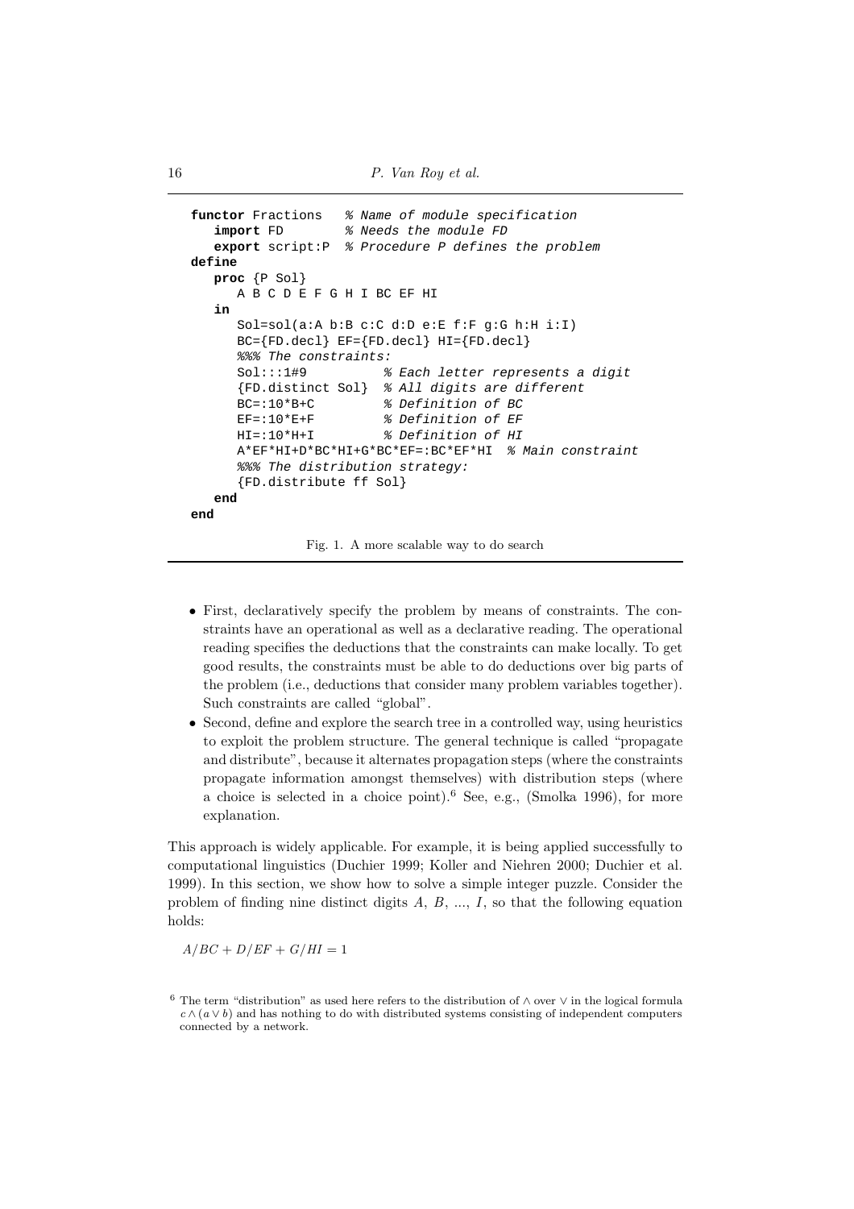```
functor Fractions   % Name of module specification
   import FD        % Needs the module FD
   export script:P  % Procedure P defines the problem
define
   proc {P Sol}
      A B C D E F G H I BC EF HI
   in
      Sol=sol(a:A b:B c:C d:D e:E f:F g:G h:H i:I)
      BC={FD.decl} EF={FD.decl} HI={FD.decl}
      %%% The constraints:
      Sol:::1#9          % Each letter represents a digit
      {FD.distinct Sol}  % All digits are different
      BC=:10*B+C         % Definition of BC
      EF=:10*E+F         % Definition of EF
      HI=:10*H+I         % Definition of HI
      A*EF*HI+D*BC*HI+G*BC*EF=:BC*EF*HI  % Main constraint
      %%% The distribution strategy:
      {FD.distribute ff Sol}
   end
end
```

Fig. 1. A more scalable way to do search

- First, declaratively specify the problem by means of constraints. The constraints have an operational as well as a declarative reading. The operational reading specifies the deductions that the constraints can make locally. To get good results, the constraints must be able to do deductions over big parts of the problem (i.e., deductions that consider many problem variables together). Such constraints are called "global".
- Second, define and explore the search tree in a controlled way, using heuristics to exploit the problem structure. The general technique is called "propagate and distribute", because it alternates propagation steps (where the constraints propagate information amongst themselves) with distribution steps (where a choice is selected in a choice point).[6] See, e.g., (Smolka 1996), for more explanation.

This approach is widely applicable. For example, it is being applied successfully to computational linguistics (Duchier 1999; Koller and Niehren 2000; Duchier et al. 1999). In this section, we show how to solve a simple integer puzzle. Consider the problem of finding nine distinct digits $A$, $B$, ..., $I$, so that the following equation holds:

$$A/BC + D/EF + G/HI = 1$$

[6] The term "distribution" as used here refers to the distribution of $\wedge$ over $\vee$ in the logical formula $c \wedge (a \vee b)$ and has nothing to do with distributed systems consisting of independent computers connected by a network.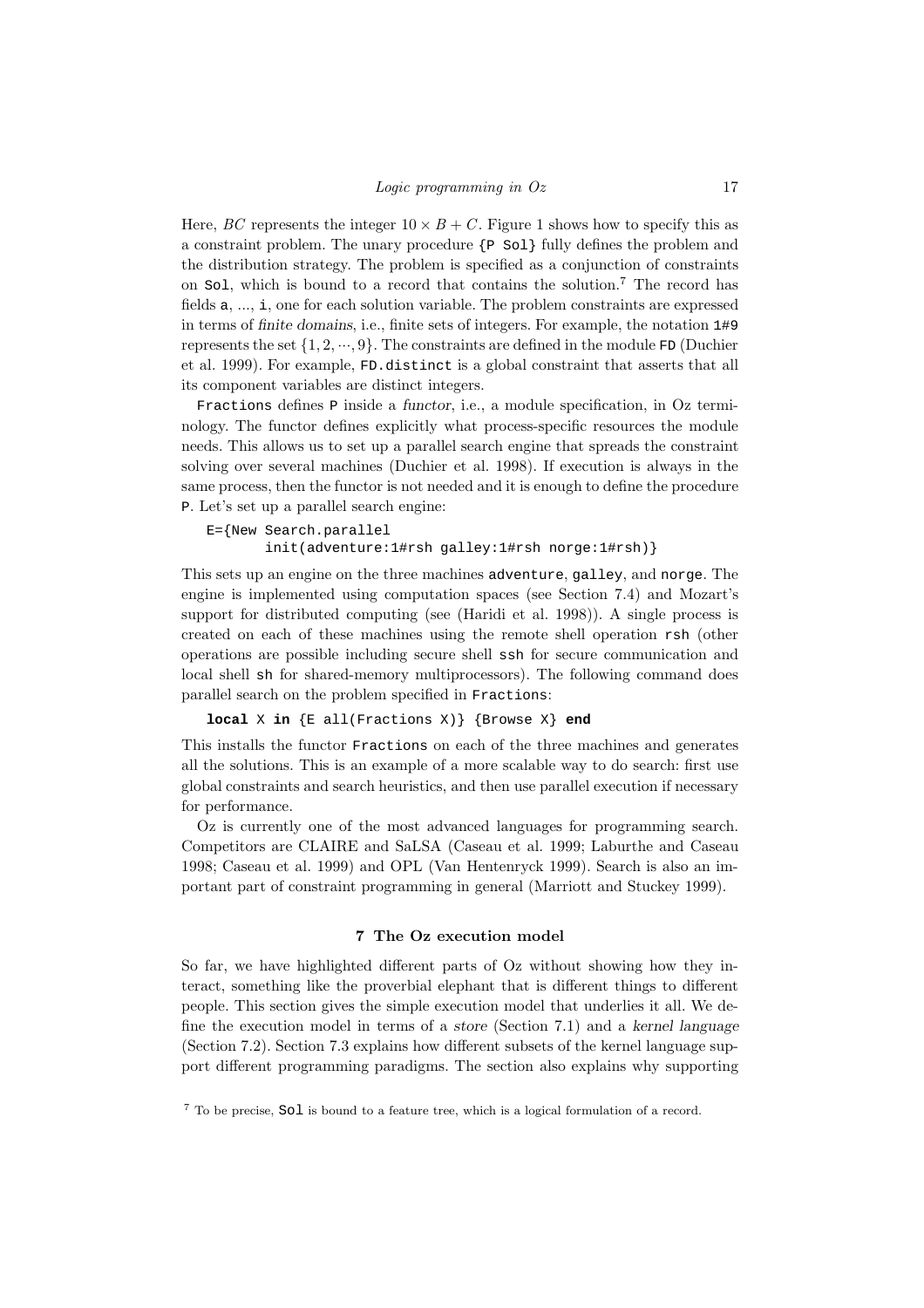Here, $BC$ represents the integer $10 \times B + C$. Figure 1 shows how to specify this as a constraint problem. The unary procedure `{P Sol}` fully defines the problem and the distribution strategy. The problem is specified as a conjunction of constraints on `Sol`, which is bound to a record that contains the solution.[7] The record has fields `a`, ..., `i`, one for each solution variable. The problem constraints are expressed in terms of *finite domains*, i.e., finite sets of integers. For example, the notation `1#9` represents the set $\{1, 2, \cdots, 9\}$. The constraints are defined in the module `FD` (Duchier et al. 1999). For example, `FD.distinct` is a global constraint that asserts that all its component variables are distinct integers.

`Fractions` defines `P` inside a *functor*, i.e., a module specification, in Oz terminology. The functor defines explicitly what process-specific resources the module needs. This allows us to set up a parallel search engine that spreads the constraint solving over several machines (Duchier et al. 1998). If execution is always in the same process, then the functor is not needed and it is enough to define the procedure `P`. Let's set up a parallel search engine:

```
E={New Search.parallel
       init(adventure:1#rsh galley:1#rsh norge:1#rsh)}
```

This sets up an engine on the three machines `adventure`, `galley`, and `norge`. The engine is implemented using computation spaces (see Section 7.4) and Mozart's support for distributed computing (see (Haridi et al. 1998)). A single process is created on each of these machines using the remote shell operation `rsh` (other operations are possible including secure shell `ssh` for secure communication and local shell `sh` for shared-memory multiprocessors). The following command does parallel search on the problem specified in `Fractions`:

```
local X in {E all(Fractions X)} {Browse X} end
```

This installs the functor `Fractions` on each of the three machines and generates all the solutions. This is an example of a more scalable way to do search: first use global constraints and search heuristics, and then use parallel execution if necessary for performance.

Oz is currently one of the most advanced languages for programming search. Competitors are CLAIRE and SaLSA (Caseau et al. 1999; Laburthe and Caseau 1998; Caseau et al. 1999) and OPL (Van Hentenryck 1999). Search is also an important part of constraint programming in general (Marriott and Stuckey 1999).

## 7 The Oz execution model

So far, we have highlighted different parts of Oz without showing how they interact, something like the proverbial elephant that is different things to different people. This section gives the simple execution model that underlies it all. We define the execution model in terms of a *store* (Section 7.1) and a *kernel language* (Section 7.2). Section 7.3 explains how different subsets of the kernel language support different programming paradigms. The section also explains why supporting

[7] To be precise, `Sol` is bound to a feature tree, which is a logical formulation of a record.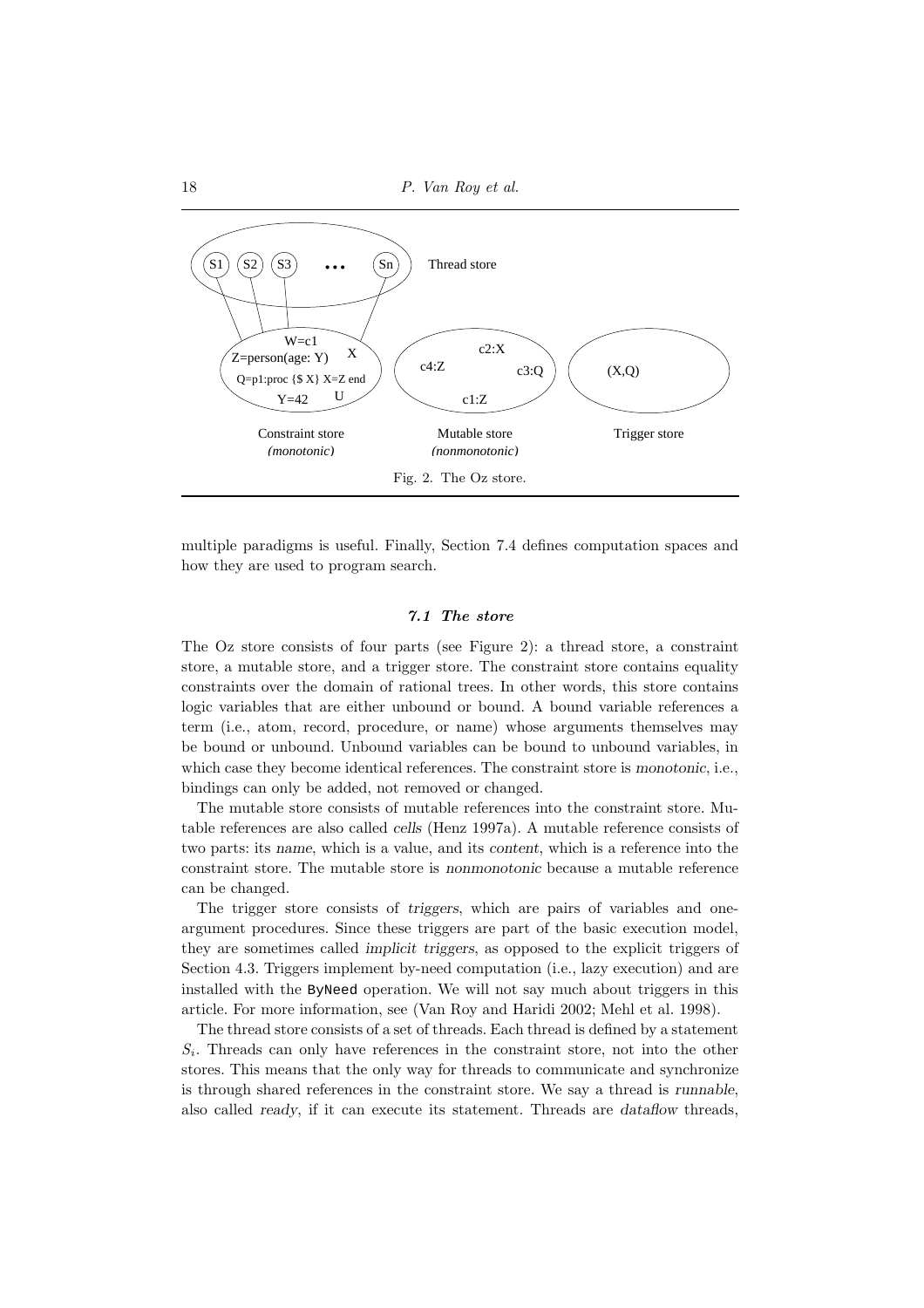Fig. 2. The Oz store.

multiple paradigms is useful. Finally, Section 7.4 defines computation spaces and how they are used to program search.

### *7.1 The store*

The Oz store consists of four parts (see Figure 2): a thread store, a constraint store, a mutable store, and a trigger store. The constraint store contains equality constraints over the domain of rational trees. In other words, this store contains logic variables that are either unbound or bound. A bound variable references a term (i.e., atom, record, procedure, or name) whose arguments themselves may be bound or unbound. Unbound variables can be bound to unbound variables, in which case they become identical references. The constraint store is *monotonic*, i.e., bindings can only be added, not removed or changed.

The mutable store consists of mutable references into the constraint store. Mutable references are also called *cells* (Henz 1997a). A mutable reference consists of two parts: its *name*, which is a value, and its *content*, which is a reference into the constraint store. The mutable store is *nonmonotonic* because a mutable reference can be changed.

The trigger store consists of *triggers*, which are pairs of variables and one-argument procedures. Since these triggers are part of the basic execution model, they are sometimes called *implicit triggers*, as opposed to the explicit triggers of Section 4.3. Triggers implement by-need computation (i.e., lazy execution) and are installed with the `ByNeed` operation. We will not say much about triggers in this article. For more information, see (Van Roy and Haridi 2002; Mehl et al. 1998).

The thread store consists of a set of threads. Each thread is defined by a statement $S_i$. Threads can only have references in the constraint store, not into the other stores. This means that the only way for threads to communicate and synchronize is through shared references in the constraint store. We say a thread is *runnable*, also called *ready*, if it can execute its statement. Threads are *dataflow* threads,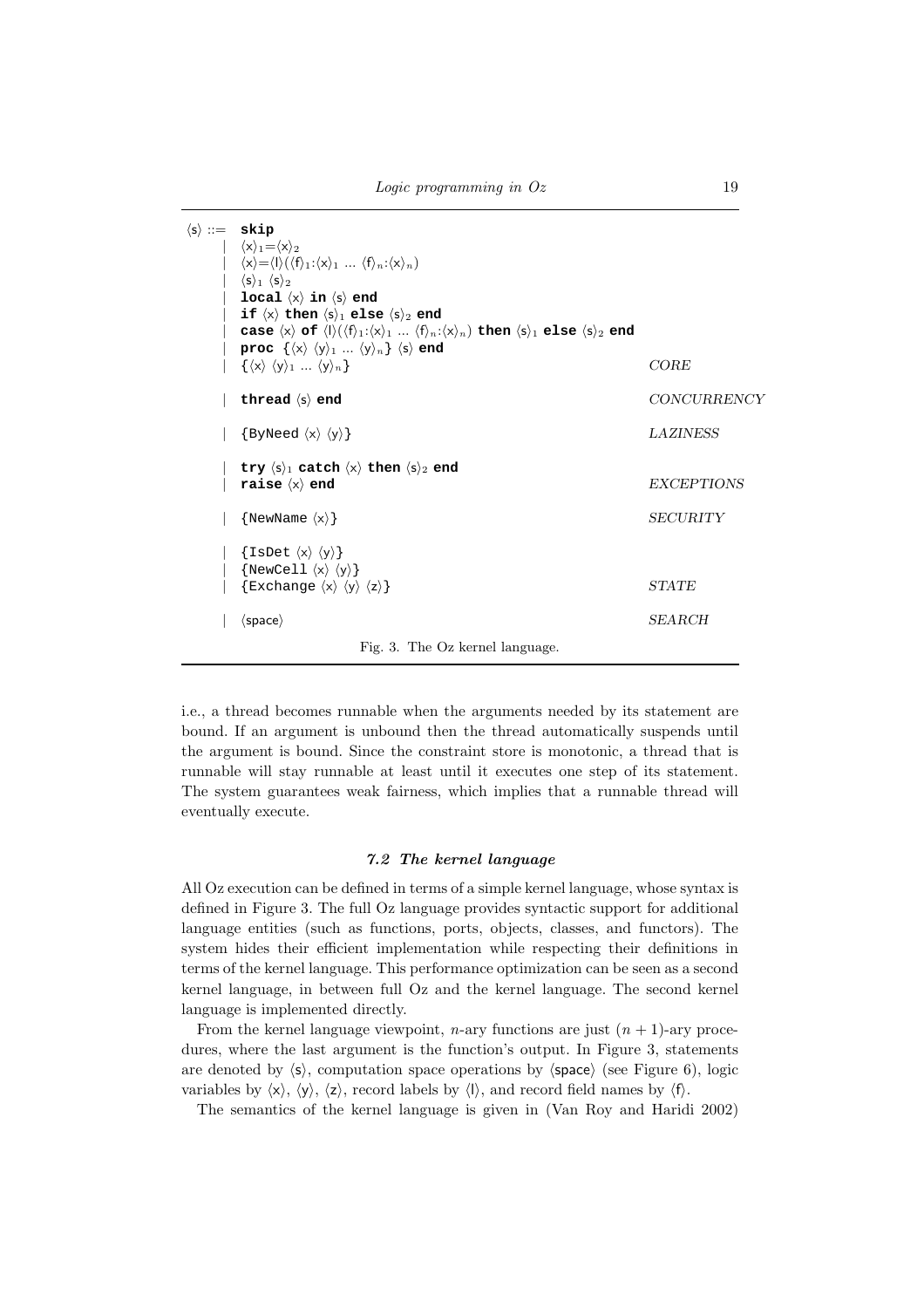```
⟨s⟩ ::= skip
      | ⟨x⟩1=⟨x⟩2
      | ⟨x⟩=⟨l⟩(⟨f⟩1:⟨x⟩1 ... ⟨f⟩n:⟨x⟩n)
      | ⟨s⟩1 ⟨s⟩2
      | local ⟨x⟩ in ⟨s⟩ end
      | if ⟨x⟩ then ⟨s⟩1 else ⟨s⟩2 end
      | case ⟨x⟩ of ⟨l⟩(⟨f⟩1:⟨x⟩1 ... ⟨f⟩n:⟨x⟩n) then ⟨s⟩1 else ⟨s⟩2 end
      | proc {⟨x⟩ ⟨y⟩1 ... ⟨y⟩n} ⟨s⟩ end
      | {⟨x⟩ ⟨y⟩1 ... ⟨y⟩n}                                          CORE

      | thread ⟨s⟩ end                                                CONCURRENCY

      | {ByNeed ⟨x⟩ ⟨y⟩}                                               LAZINESS

      | try ⟨s⟩1 catch ⟨x⟩ then ⟨s⟩2 end
      | raise ⟨x⟩ end                                                 EXCEPTIONS

      | {NewName ⟨x⟩}                                                  SECURITY

      | {IsDet ⟨x⟩ ⟨y⟩}
      | {NewCell ⟨x⟩ ⟨y⟩}
      | {Exchange ⟨x⟩ ⟨y⟩ ⟨z⟩}                                          STATE

      | ⟨space⟩                                                       SEARCH
```

Fig. 3. The Oz kernel language.

i.e., a thread becomes runnable when the arguments needed by its statement are bound. If an argument is unbound then the thread automatically suspends until the argument is bound. Since the constraint store is monotonic, a thread that is runnable will stay runnable at least until it executes one step of its statement. The system guarantees weak fairness, which implies that a runnable thread will eventually execute.

### 7.2 The kernel language

All Oz execution can be defined in terms of a simple kernel language, whose syntax is defined in Figure 3. The full Oz language provides syntactic support for additional language entities (such as functions, ports, objects, classes, and functors). The system hides their efficient implementation while respecting their definitions in terms of the kernel language. This performance optimization can be seen as a second kernel language, in between full Oz and the kernel language. The second kernel language is implemented directly.

From the kernel language viewpoint, $n$-ary functions are just $(n+1)$-ary procedures, where the last argument is the function's output. In Figure 3, statements are denoted by ⟨s⟩, computation space operations by ⟨space⟩ (see Figure 6), logic variables by ⟨x⟩, ⟨y⟩, ⟨z⟩, record labels by ⟨l⟩, and record field names by ⟨f⟩.

The semantics of the kernel language is given in (Van Roy and Haridi 2002)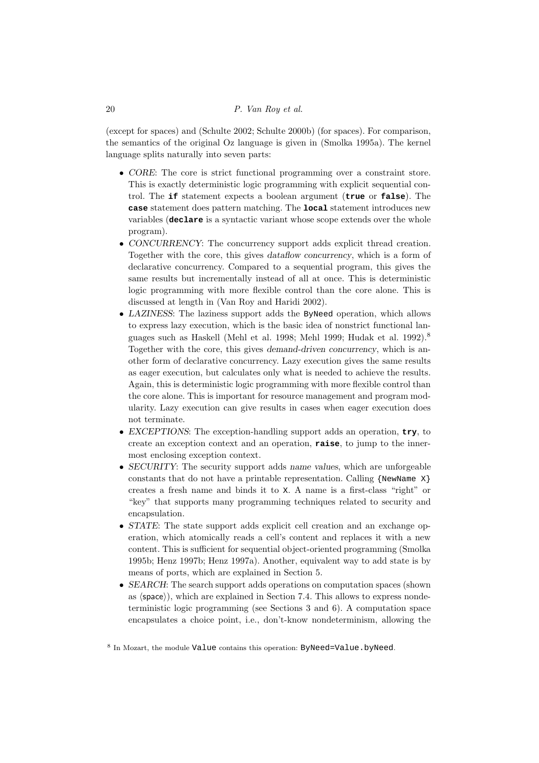(except for spaces) and (Schulte 2002; Schulte 2000b) (for spaces). For comparison, the semantics of the original Oz language is given in (Smolka 1995a). The kernel language splits naturally into seven parts:

- *CORE*: The core is strict functional programming over a constraint store. This is exactly deterministic logic programming with explicit sequential control. The **if** statement expects a boolean argument (**true** or **false**). The **case** statement does pattern matching. The **local** statement introduces new variables (**declare** is a syntactic variant whose scope extends over the whole program).
- *CONCURRENCY*: The concurrency support adds explicit thread creation. Together with the core, this gives *dataflow concurrency*, which is a form of declarative concurrency. Compared to a sequential program, this gives the same results but incrementally instead of all at once. This is deterministic logic programming with more flexible control than the core alone. This is discussed at length in (Van Roy and Haridi 2002).
- *LAZINESS*: The laziness support adds the `ByNeed` operation, which allows to express lazy execution, which is the basic idea of nonstrict functional languages such as Haskell (Mehl et al. 1998; Mehl 1999; Hudak et al. 1992).[8] Together with the core, this gives *demand-driven concurrency*, which is another form of declarative concurrency. Lazy execution gives the same results as eager execution, but calculates only what is needed to achieve the results. Again, this is deterministic logic programming with more flexible control than the core alone. This is important for resource management and program modularity. Lazy execution can give results in cases when eager execution does not terminate.
- *EXCEPTIONS*: The exception-handling support adds an operation, **try**, to create an exception context and an operation, **raise**, to jump to the innermost enclosing exception context.
- *SECURITY*: The security support adds *name values*, which are unforgeable constants that do not have a printable representation. Calling `{NewName X}` creates a fresh name and binds it to `X`. A name is a first-class "right" or "key" that supports many programming techniques related to security and encapsulation.
- *STATE*: The state support adds explicit cell creation and an exchange operation, which atomically reads a cell's content and replaces it with a new content. This is sufficient for sequential object-oriented programming (Smolka 1995b; Henz 1997b; Henz 1997a). Another, equivalent way to add state is by means of ports, which are explained in Section 5.
- *SEARCH*: The search support adds operations on computation spaces (shown as ⟨space⟩), which are explained in Section 7.4. This allows to express nondeterministic logic programming (see Sections 3 and 6). A computation space encapsulates a choice point, i.e., don't-know nondeterminism, allowing the

[8] In Mozart, the module `Value` contains this operation: `ByNeed=Value.byNeed`.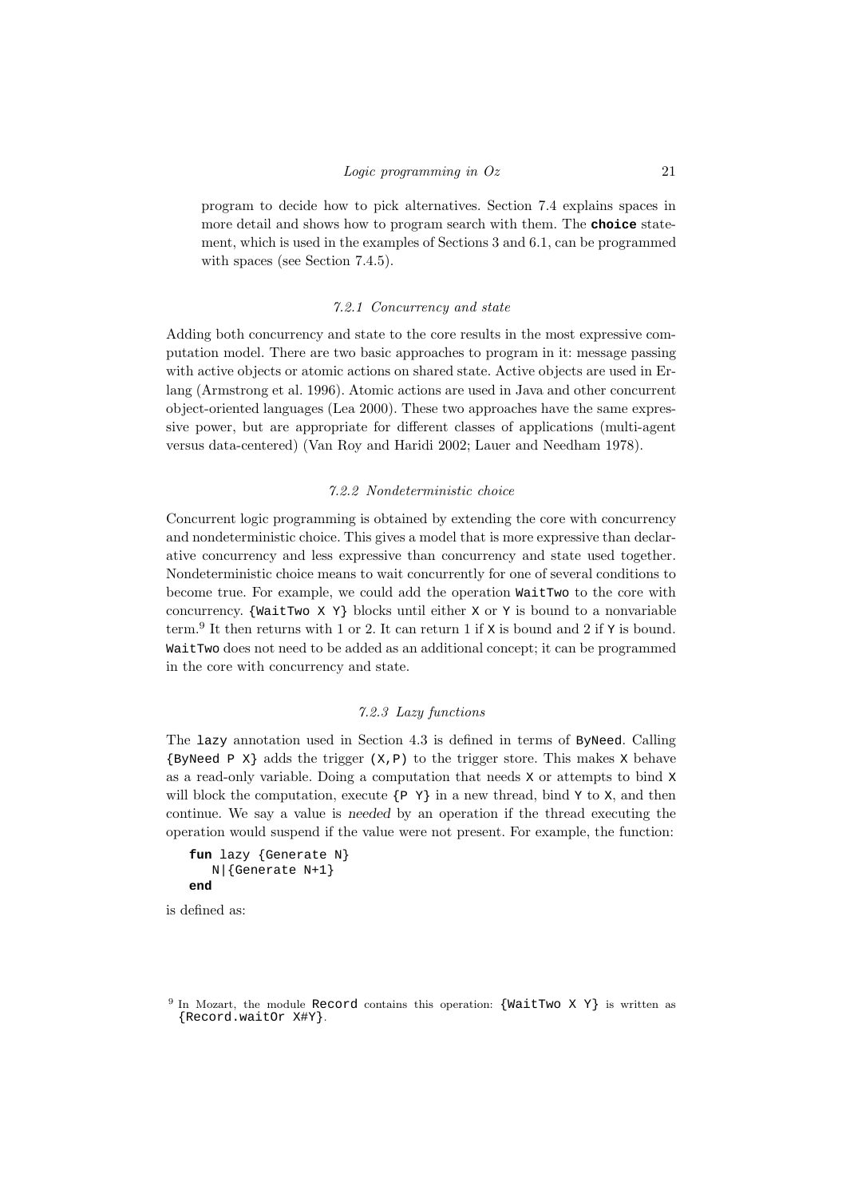program to decide how to pick alternatives. Section 7.4 explains spaces in more detail and shows how to program search with them. The **choice** statement, which is used in the examples of Sections 3 and 6.1, can be programmed with spaces (see Section 7.4.5).

### *7.2.1 Concurrency and state*

Adding both concurrency and state to the core results in the most expressive computation model. There are two basic approaches to program in it: message passing with active objects or atomic actions on shared state. Active objects are used in Erlang (Armstrong et al. 1996). Atomic actions are used in Java and other concurrent object-oriented languages (Lea 2000). These two approaches have the same expressive power, but are appropriate for different classes of applications (multi-agent versus data-centered) (Van Roy and Haridi 2002; Lauer and Needham 1978).

### *7.2.2 Nondeterministic choice*

Concurrent logic programming is obtained by extending the core with concurrency and nondeterministic choice. This gives a model that is more expressive than declarative concurrency and less expressive than concurrency and state used together. Nondeterministic choice means to wait concurrently for one of several conditions to become true. For example, we could add the operation `WaitTwo` to the core with concurrency. `{WaitTwo X Y}` blocks until either `X` or `Y` is bound to a nonvariable term.[9] It then returns with 1 or 2. It can return 1 if `X` is bound and 2 if `Y` is bound. `WaitTwo` does not need to be added as an additional concept; it can be programmed in the core with concurrency and state.

### *7.2.3 Lazy functions*

The `lazy` annotation used in Section 4.3 is defined in terms of `ByNeed`. Calling `{ByNeed P X}` adds the trigger `(X,P)` to the trigger store. This makes `X` behave as a read-only variable. Doing a computation that needs `X` or attempts to bind `X` will block the computation, execute `{P Y}` in a new thread, bind `Y` to `X`, and then continue. We say a value is *needed* by an operation if the thread executing the operation would suspend if the value were not present. For example, the function:

```
fun lazy {Generate N}
   N|{Generate N+1}
end
```

is defined as:

[9] In Mozart, the module `Record` contains this operation: `{WaitTwo X Y}` is written as `{Record.waitOr X#Y}`.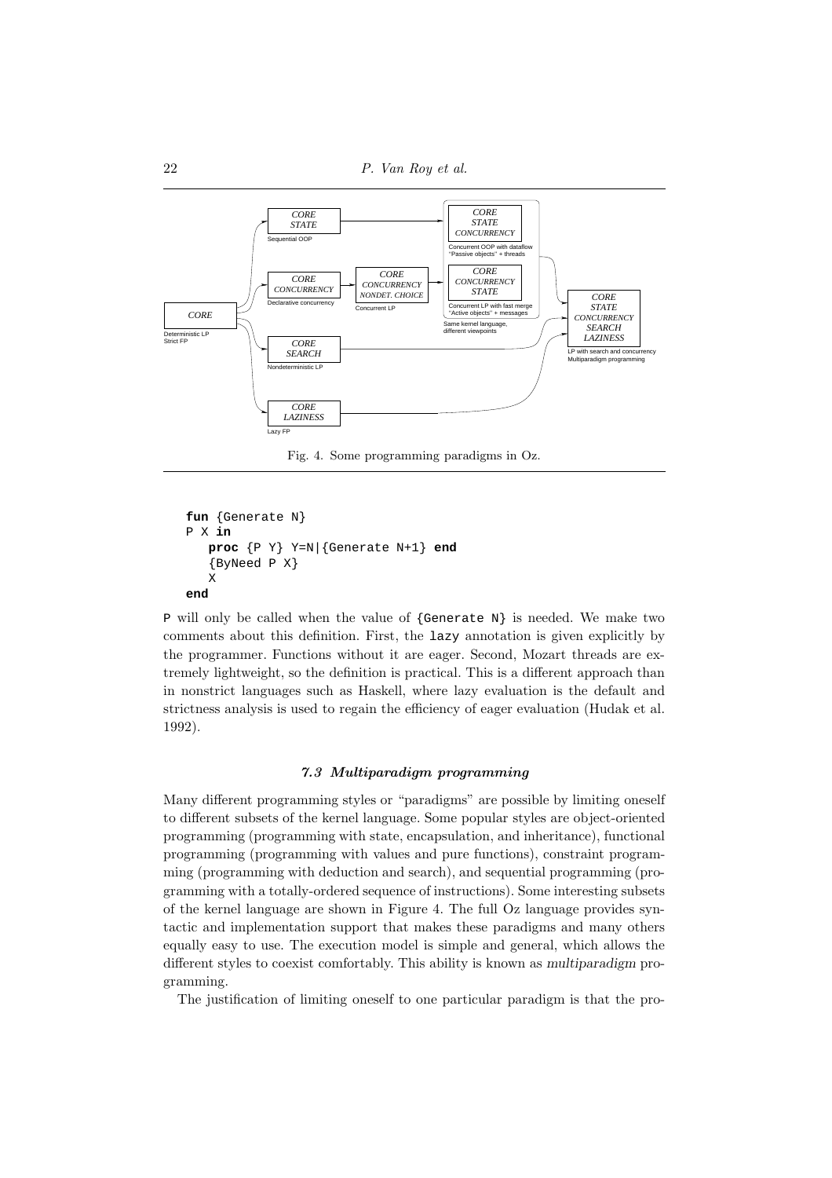Fig. 4. Some programming paradigms in Oz.

```
fun {Generate N}
P X in
   proc {P Y} Y=N|{Generate N+1} end
   {ByNeed P X}
   X
end
```

P will only be called when the value of {Generate N} is needed. We make two comments about this definition. First, the lazy annotation is given explicitly by the programmer. Functions without it are eager. Second, Mozart threads are extremely lightweight, so the definition is practical. This is a different approach than in nonstrict languages such as Haskell, where lazy evaluation is the default and strictness analysis is used to regain the efficiency of eager evaluation (Hudak et al. 1992).

### 7.3 Multiparadigm programming

Many different programming styles or "paradigms" are possible by limiting oneself to different subsets of the kernel language. Some popular styles are object-oriented programming (programming with state, encapsulation, and inheritance), functional programming (programming with values and pure functions), constraint programming (programming with deduction and search), and sequential programming (programming with a totally-ordered sequence of instructions). Some interesting subsets of the kernel language are shown in Figure 4. The full Oz language provides syntactic and implementation support that makes these paradigms and many others equally easy to use. The execution model is simple and general, which allows the different styles to coexist comfortably. This ability is known as *multiparadigm* programming.

The justification of limiting oneself to one particular paradigm is that the pro-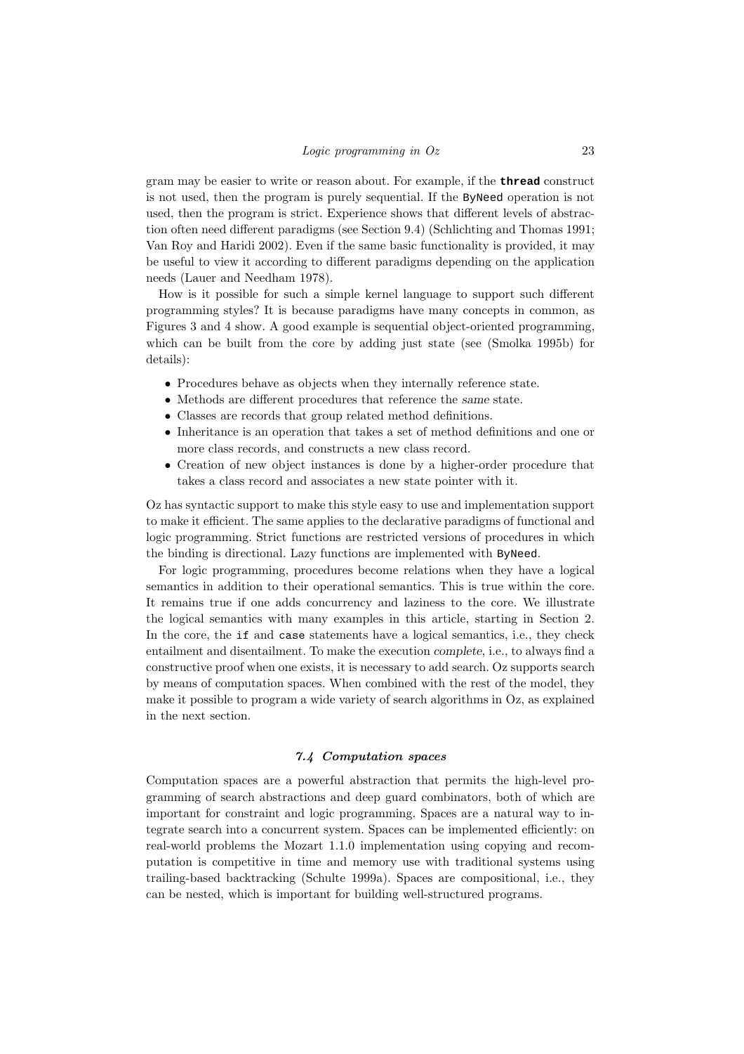gram may be easier to write or reason about. For example, if the **thread** construct is not used, then the program is purely sequential. If the `ByNeed` operation is not used, then the program is strict. Experience shows that different levels of abstraction often need different paradigms (see Section 9.4) (Schlichting and Thomas 1991; Van Roy and Haridi 2002). Even if the same basic functionality is provided, it may be useful to view it according to different paradigms depending on the application needs (Lauer and Needham 1978).

How is it possible for such a simple kernel language to support such different programming styles? It is because paradigms have many concepts in common, as Figures 3 and 4 show. A good example is sequential object-oriented programming, which can be built from the core by adding just state (see (Smolka 1995b) for details):

- Procedures behave as objects when they internally reference state.
- Methods are different procedures that reference the *same* state.
- Classes are records that group related method definitions.
- Inheritance is an operation that takes a set of method definitions and one or more class records, and constructs a new class record.
- Creation of new object instances is done by a higher-order procedure that takes a class record and associates a new state pointer with it.

Oz has syntactic support to make this style easy to use and implementation support to make it efficient. The same applies to the declarative paradigms of functional and logic programming. Strict functions are restricted versions of procedures in which the binding is directional. Lazy functions are implemented with `ByNeed`.

For logic programming, procedures become relations when they have a logical semantics in addition to their operational semantics. This is true within the core. It remains true if one adds concurrency and laziness to the core. We illustrate the logical semantics with many examples in this article, starting in Section 2. In the core, the `if` and `case` statements have a logical semantics, i.e., they check entailment and disentailment. To make the execution *complete*, i.e., to always find a constructive proof when one exists, it is necessary to add search. Oz supports search by means of computation spaces. When combined with the rest of the model, they make it possible to program a wide variety of search algorithms in Oz, as explained in the next section.

### *7.4 Computation spaces*

Computation spaces are a powerful abstraction that permits the high-level programming of search abstractions and deep guard combinators, both of which are important for constraint and logic programming. Spaces are a natural way to integrate search into a concurrent system. Spaces can be implemented efficiently: on real-world problems the Mozart 1.1.0 implementation using copying and recomputation is competitive in time and memory use with traditional systems using trailing-based backtracking (Schulte 1999a). Spaces are compositional, i.e., they can be nested, which is important for building well-structured programs.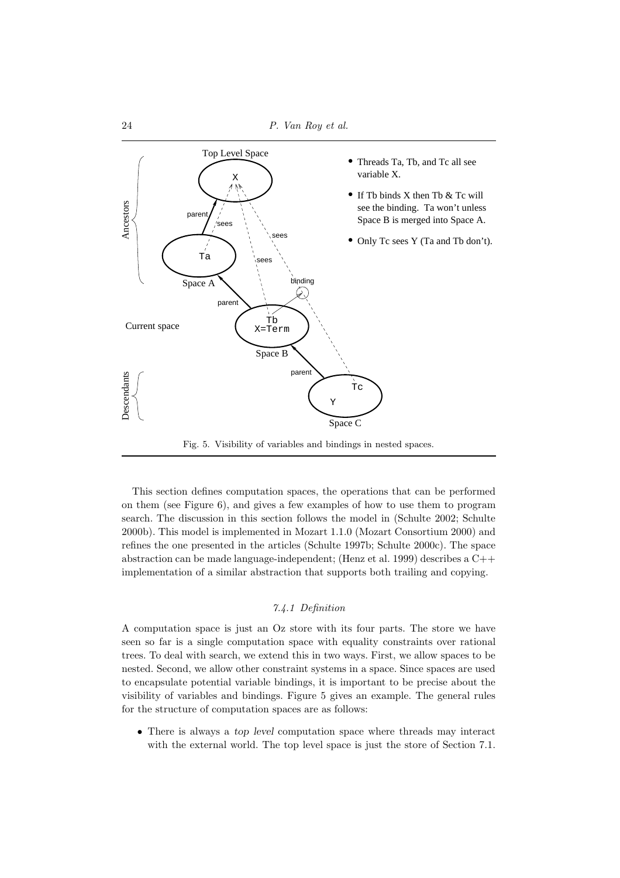- Threads Ta, Tb, and Tc all see variable X.
- If Tb binds X then Tb & Tc will see the binding. Ta won't unless Space B is merged into Space A.
- Only Tc sees Y (Ta and Tb don't).

Fig. 5. Visibility of variables and bindings in nested spaces.

This section defines computation spaces, the operations that can be performed on them (see Figure 6), and gives a few examples of how to use them to program search. The discussion in this section follows the model in (Schulte 2002; Schulte 2000b). This model is implemented in Mozart 1.1.0 (Mozart Consortium 2000) and refines the one presented in the articles (Schulte 1997b; Schulte 2000c). The space abstraction can be made language-independent; (Henz et al. 1999) describes a C++ implementation of a similar abstraction that supports both trailing and copying.

### *7.4.1 Definition*

A computation space is just an Oz store with its four parts. The store we have seen so far is a single computation space with equality constraints over rational trees. To deal with search, we extend this in two ways. First, we allow spaces to be nested. Second, we allow other constraint systems in a space. Since spaces are used to encapsulate potential variable bindings, it is important to be precise about the visibility of variables and bindings. Figure 5 gives an example. The general rules for the structure of computation spaces are as follows:

- There is always a *top level* computation space where threads may interact with the external world. The top level space is just the store of Section 7.1.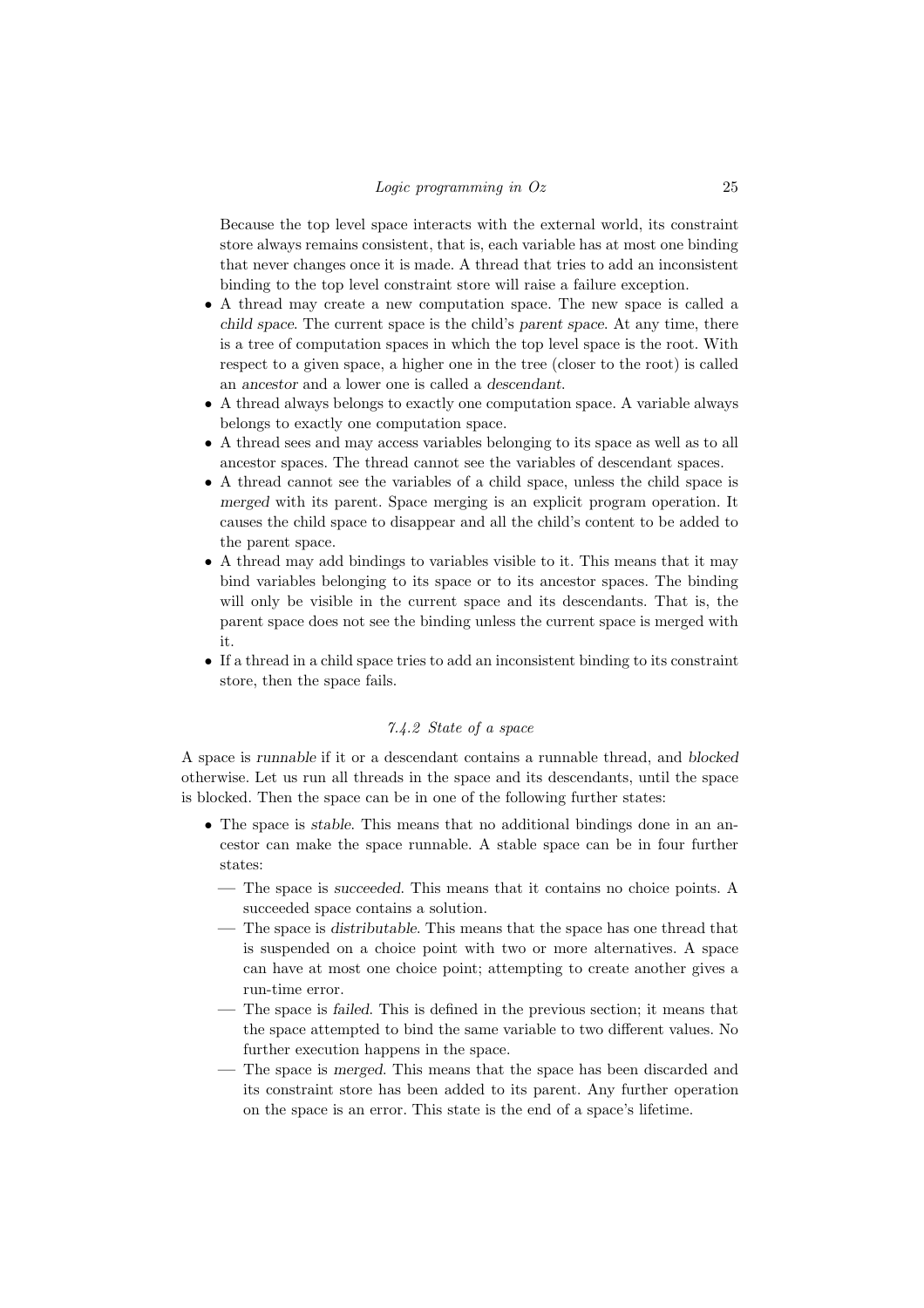Because the top level space interacts with the external world, its constraint store always remains consistent, that is, each variable has at most one binding that never changes once it is made. A thread that tries to add an inconsistent binding to the top level constraint store will raise a failure exception.

- A thread may create a new computation space. The new space is called a *child space*. The current space is the child's *parent space*. At any time, there is a tree of computation spaces in which the top level space is the root. With respect to a given space, a higher one in the tree (closer to the root) is called an *ancestor* and a lower one is called a *descendant*.
- A thread always belongs to exactly one computation space. A variable always belongs to exactly one computation space.
- A thread sees and may access variables belonging to its space as well as to all ancestor spaces. The thread cannot see the variables of descendant spaces.
- A thread cannot see the variables of a child space, unless the child space is *merged* with its parent. Space merging is an explicit program operation. It causes the child space to disappear and all the child's content to be added to the parent space.
- A thread may add bindings to variables visible to it. This means that it may bind variables belonging to its space or to its ancestor spaces. The binding will only be visible in the current space and its descendants. That is, the parent space does not see the binding unless the current space is merged with it.
- If a thread in a child space tries to add an inconsistent binding to its constraint store, then the space fails.

### *7.4.2 State of a space*

A space is *runnable* if it or a descendant contains a runnable thread, and *blocked* otherwise. Let us run all threads in the space and its descendants, until the space is blocked. Then the space can be in one of the following further states:

- The space is *stable*. This means that no additional bindings done in an ancestor can make the space runnable. A stable space can be in four further states:
  - The space is *succeeded*. This means that it contains no choice points. A succeeded space contains a solution.
  - The space is *distributable*. This means that the space has one thread that is suspended on a choice point with two or more alternatives. A space can have at most one choice point; attempting to create another gives a run-time error.
  - The space is *failed*. This is defined in the previous section; it means that the space attempted to bind the same variable to two different values. No further execution happens in the space.
  - The space is *merged*. This means that the space has been discarded and its constraint store has been added to its parent. Any further operation on the space is an error. This state is the end of a space's lifetime.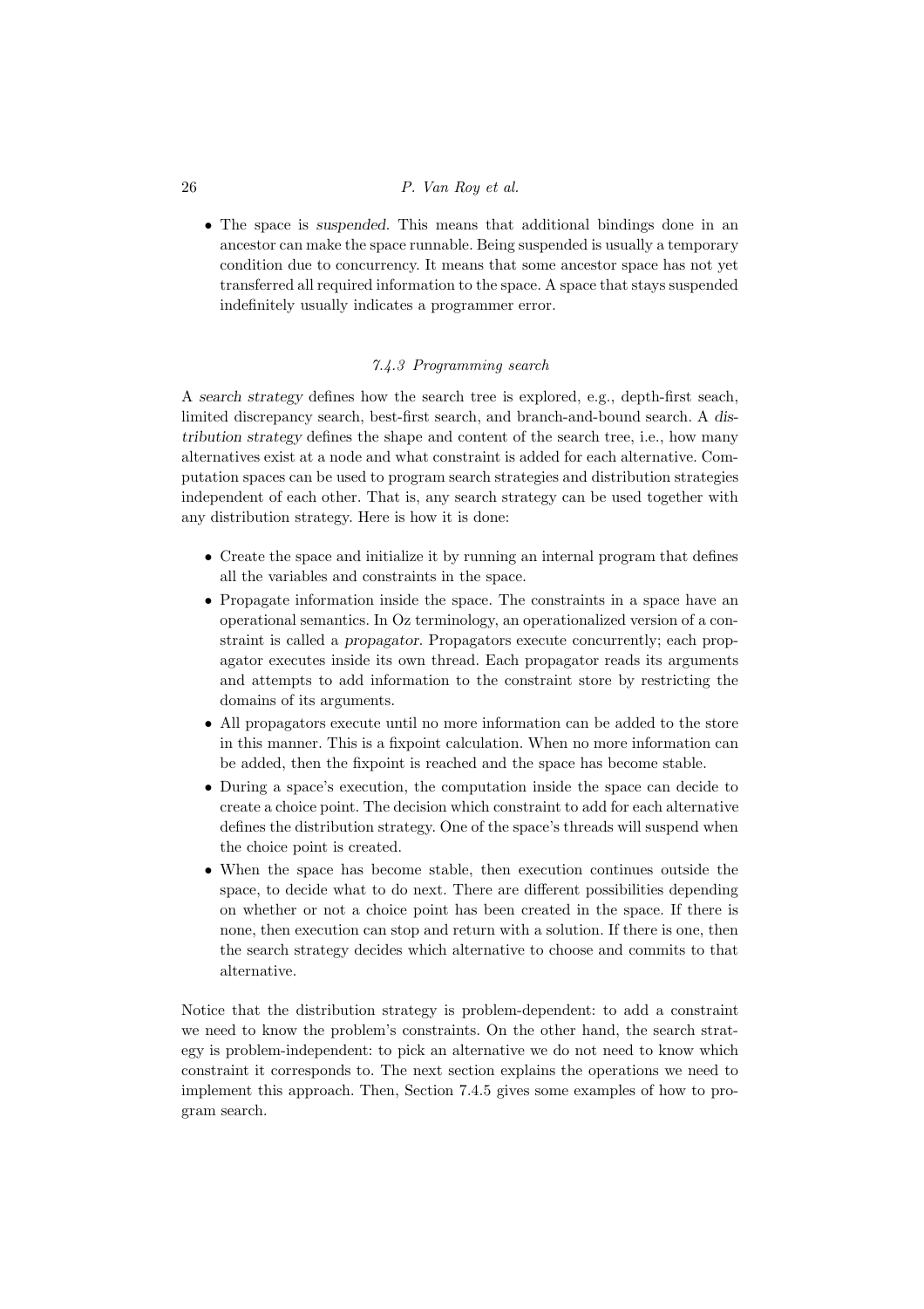- The space is *suspended*. This means that additional bindings done in an ancestor can make the space runnable. Being suspended is usually a temporary condition due to concurrency. It means that some ancestor space has not yet transferred all required information to the space. A space that stays suspended indefinitely usually indicates a programmer error.

### *7.4.3 Programming search*

A *search strategy* defines how the search tree is explored, e.g., depth-first seach, limited discrepancy search, best-first search, and branch-and-bound search. A *distribution strategy* defines the shape and content of the search tree, i.e., how many alternatives exist at a node and what constraint is added for each alternative. Computation spaces can be used to program search strategies and distribution strategies independent of each other. That is, any search strategy can be used together with any distribution strategy. Here is how it is done:

- Create the space and initialize it by running an internal program that defines all the variables and constraints in the space.
- Propagate information inside the space. The constraints in a space have an operational semantics. In Oz terminology, an operationalized version of a constraint is called a *propagator*. Propagators execute concurrently; each propagator executes inside its own thread. Each propagator reads its arguments and attempts to add information to the constraint store by restricting the domains of its arguments.
- All propagators execute until no more information can be added to the store in this manner. This is a fixpoint calculation. When no more information can be added, then the fixpoint is reached and the space has become stable.
- During a space's execution, the computation inside the space can decide to create a choice point. The decision which constraint to add for each alternative defines the distribution strategy. One of the space's threads will suspend when the choice point is created.
- When the space has become stable, then execution continues outside the space, to decide what to do next. There are different possibilities depending on whether or not a choice point has been created in the space. If there is none, then execution can stop and return with a solution. If there is one, then the search strategy decides which alternative to choose and commits to that alternative.

Notice that the distribution strategy is problem-dependent: to add a constraint we need to know the problem's constraints. On the other hand, the search strategy is problem-independent: to pick an alternative we do not need to know which constraint it corresponds to. The next section explains the operations we need to implement this approach. Then, Section 7.4.5 gives some examples of how to program search.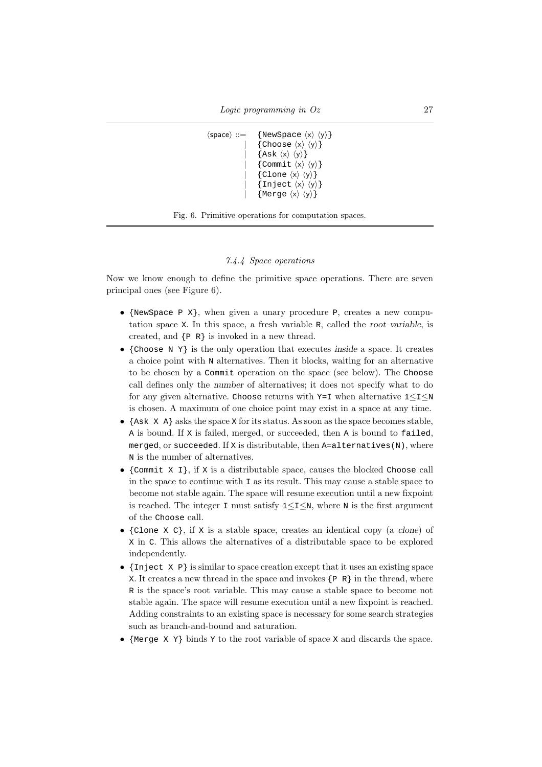```
⟨space⟩ ::=  {NewSpace ⟨x⟩ ⟨y⟩}
          |  {Choose ⟨x⟩ ⟨y⟩}
          |  {Ask ⟨x⟩ ⟨y⟩}
          |  {Commit ⟨x⟩ ⟨y⟩}
          |  {Clone ⟨x⟩ ⟨y⟩}
          |  {Inject ⟨x⟩ ⟨y⟩}
          |  {Merge ⟨x⟩ ⟨y⟩}
```

Fig. 6. Primitive operations for computation spaces.

### 7.4.4 Space operations

Now we know enough to define the primitive space operations. There are seven principal ones (see Figure 6).

- `{NewSpace P X}`, when given a unary procedure `P`, creates a new computation space `X`. In this space, a fresh variable `R`, called the *root variable*, is created, and `{P R}` is invoked in a new thread.
- `{Choose N Y}` is the only operation that executes *inside* a space. It creates a choice point with `N` alternatives. Then it blocks, waiting for an alternative to be chosen by a `Commit` operation on the space (see below). The `Choose` call defines only the *number* of alternatives; it does not specify what to do for any given alternative. `Choose` returns with `Y=I` when alternative `1≤I≤N` is chosen. A maximum of one choice point may exist in a space at any time.
- `{Ask X A}` asks the space `X` for its status. As soon as the space becomes stable, `A` is bound. If `X` is failed, merged, or succeeded, then `A` is bound to `failed`, `merged`, or `succeeded`. If `X` is distributable, then `A=alternatives(N)`, where `N` is the number of alternatives.
- `{Commit X I}`, if `X` is a distributable space, causes the blocked `Choose` call in the space to continue with `I` as its result. This may cause a stable space to become not stable again. The space will resume execution until a new fixpoint is reached. The integer `I` must satisfy `1≤I≤N`, where `N` is the first argument of the `Choose` call.
- `{Clone X C}`, if `X` is a stable space, creates an identical copy (a *clone*) of `X` in `C`. This allows the alternatives of a distributable space to be explored independently.
- `{Inject X P}` is similar to space creation except that it uses an existing space `X`. It creates a new thread in the space and invokes `{P R}` in the thread, where `R` is the space's root variable. This may cause a stable space to become not stable again. The space will resume execution until a new fixpoint is reached. Adding constraints to an existing space is necessary for some search strategies such as branch-and-bound and saturation.
- `{Merge X Y}` binds `Y` to the root variable of space `X` and discards the space.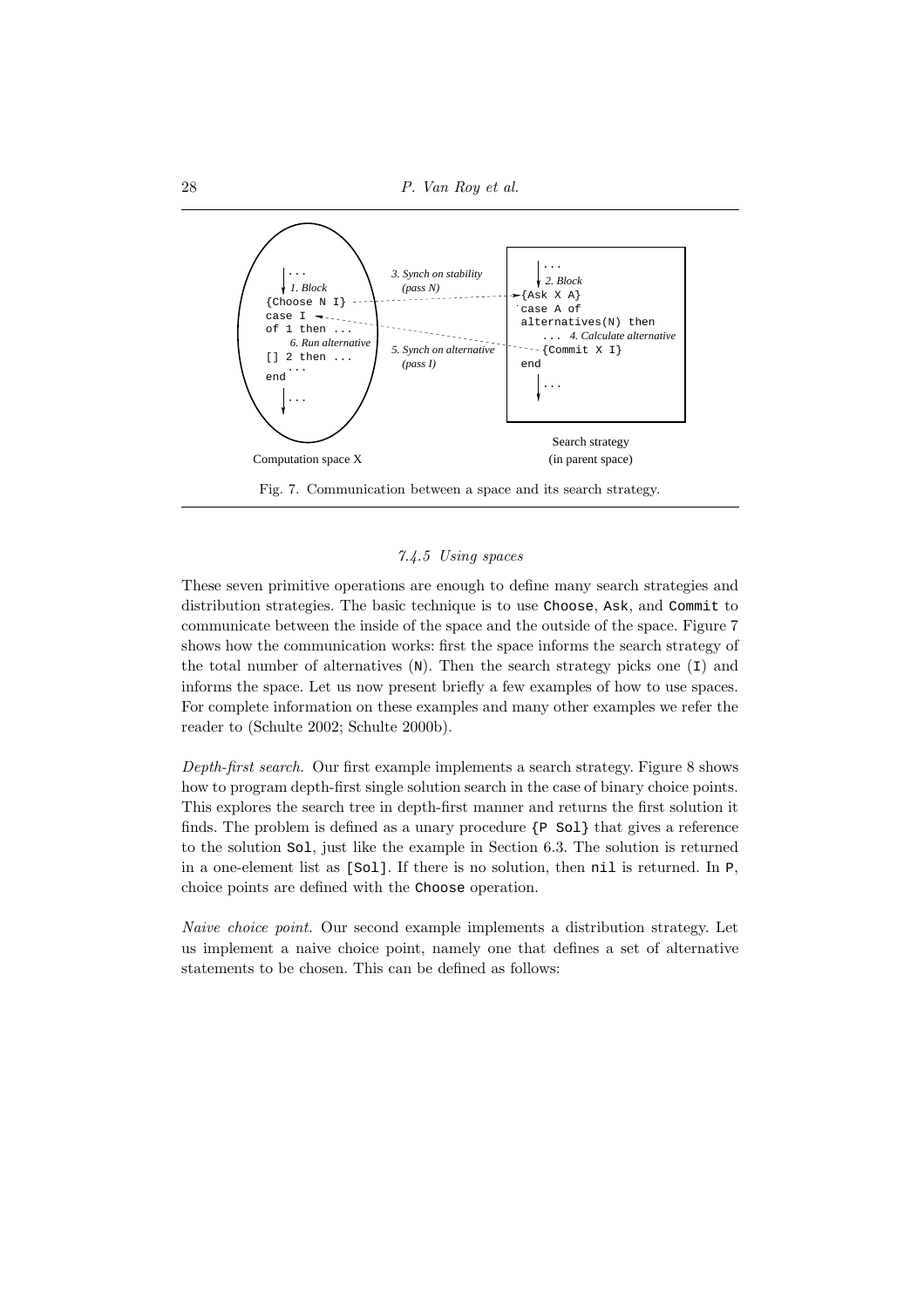Fig. 7. Communication between a space and its search strategy.

#### 7.4.5 Using spaces

These seven primitive operations are enough to define many search strategies and distribution strategies. The basic technique is to use `Choose`, `Ask`, and `Commit` to communicate between the inside of the space and the outside of the space. Figure 7 shows how the communication works: first the space informs the search strategy of the total number of alternatives (`N`). Then the search strategy picks one (`I`) and informs the space. Let us now present briefly a few examples of how to use spaces. For complete information on these examples and many other examples we refer the reader to (Schulte 2002; Schulte 2000b).

*Depth-first search.* Our first example implements a search strategy. Figure 8 shows how to program depth-first single solution search in the case of binary choice points. This explores the search tree in depth-first manner and returns the first solution it finds. The problem is defined as a unary procedure `{P Sol}` that gives a reference to the solution `Sol`, just like the example in Section 6.3. The solution is returned in a one-element list as `[Sol]`. If there is no solution, then `nil` is returned. In `P`, choice points are defined with the `Choose` operation.

*Naive choice point.* Our second example implements a distribution strategy. Let us implement a naive choice point, namely one that defines a set of alternative statements to be chosen. This can be defined as follows: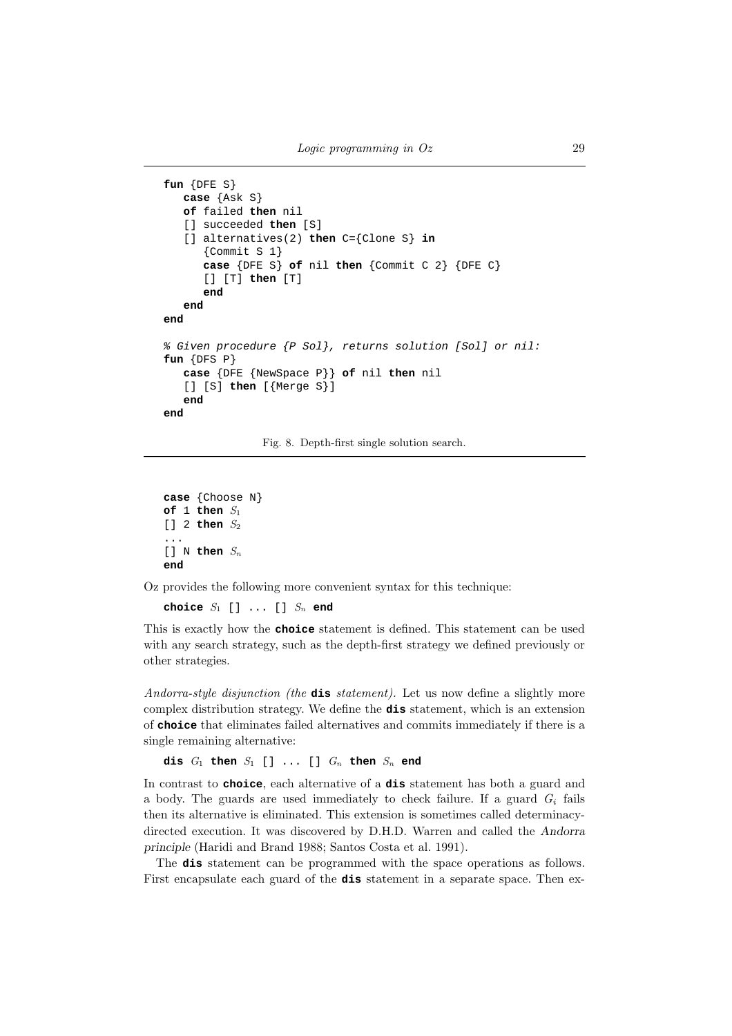```
fun {DFE S}
   case {Ask S}
   of failed then nil
   [] succeeded then [S]
   [] alternatives(2) then C={Clone S} in
      {Commit S 1}
      case {DFE S} of nil then {Commit C 2} {DFE C}
      [] [T] then [T]
      end
   end
end

% Given procedure {P Sol}, returns solution [Sol] or nil:
fun {DFS P}
   case {DFE {NewSpace P}} of nil then nil
   [] [S] then [{Merge S}]
   end
end
```

Fig. 8. Depth-first single solution search.

```
case {Choose N}
of 1 then S1
[] 2 then S2
...
[] N then Sn
end
```

Oz provides the following more convenient syntax for this technique:

**choice** $S_1$ `[] ... []` $S_n$ **end**

This is exactly how the **choice** statement is defined. This statement can be used with any search strategy, such as the depth-first strategy we defined previously or other strategies.

*Andorra-style disjunction (the* **dis** *statement).* Let us now define a slightly more complex distribution strategy. We define the **dis** statement, which is an extension of **choice** that eliminates failed alternatives and commits immediately if there is a single remaining alternative:

**dis** $G_1$ **then** $S_1$ `[] ... []` $G_n$ **then** $S_n$ **end**

In contrast to **choice**, each alternative of a **dis** statement has both a guard and a body. The guards are used immediately to check failure. If a guard $G_i$ fails then its alternative is eliminated. This extension is sometimes called determinacy-directed execution. It was discovered by D.H.D. Warren and called the *Andorra principle* (Haridi and Brand 1988; Santos Costa et al. 1991).

The **dis** statement can be programmed with the space operations as follows. First encapsulate each guard of the **dis** statement in a separate space. Then ex-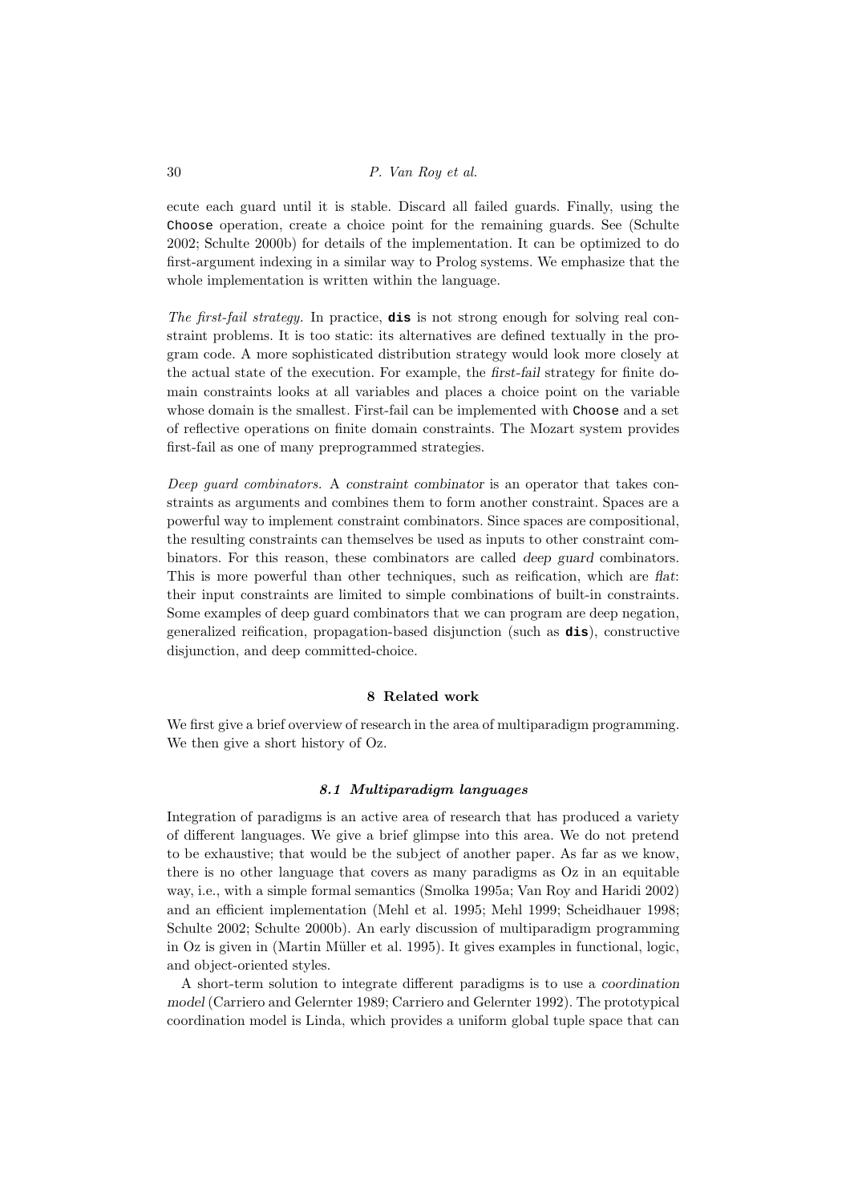ecute each guard until it is stable. Discard all failed guards. Finally, using the `Choose` operation, create a choice point for the remaining guards. See (Schulte 2002; Schulte 2000b) for details of the implementation. It can be optimized to do first-argument indexing in a similar way to Prolog systems. We emphasize that the whole implementation is written within the language.

*The first-fail strategy.* In practice, **`dis`** is not strong enough for solving real constraint problems. It is too static: its alternatives are defined textually in the program code. A more sophisticated distribution strategy would look more closely at the actual state of the execution. For example, the *first-fail* strategy for finite domain constraints looks at all variables and places a choice point on the variable whose domain is the smallest. First-fail can be implemented with `Choose` and a set of reflective operations on finite domain constraints. The Mozart system provides first-fail as one of many preprogrammed strategies.

*Deep guard combinators.* A *constraint combinator* is an operator that takes constraints as arguments and combines them to form another constraint. Spaces are a powerful way to implement constraint combinators. Since spaces are compositional, the resulting constraints can themselves be used as inputs to other constraint combinators. For this reason, these combinators are called *deep guard* combinators. This is more powerful than other techniques, such as reification, which are *flat*: their input constraints are limited to simple combinations of built-in constraints. Some examples of deep guard combinators that we can program are deep negation, generalized reification, propagation-based disjunction (such as **`dis`**), constructive disjunction, and deep committed-choice.

## 8 Related work

We first give a brief overview of research in the area of multiparadigm programming. We then give a short history of Oz.

### 8.1 Multiparadigm languages

Integration of paradigms is an active area of research that has produced a variety of different languages. We give a brief glimpse into this area. We do not pretend to be exhaustive; that would be the subject of another paper. As far as we know, there is no other language that covers as many paradigms as Oz in an equitable way, i.e., with a simple formal semantics (Smolka 1995a; Van Roy and Haridi 2002) and an efficient implementation (Mehl et al. 1995; Mehl 1999; Scheidhauer 1998; Schulte 2002; Schulte 2000b). An early discussion of multiparadigm programming in Oz is given in (Martin Müller et al. 1995). It gives examples in functional, logic, and object-oriented styles.

A short-term solution to integrate different paradigms is to use a *coordination model* (Carriero and Gelernter 1989; Carriero and Gelernter 1992). The prototypical coordination model is Linda, which provides a uniform global tuple space that can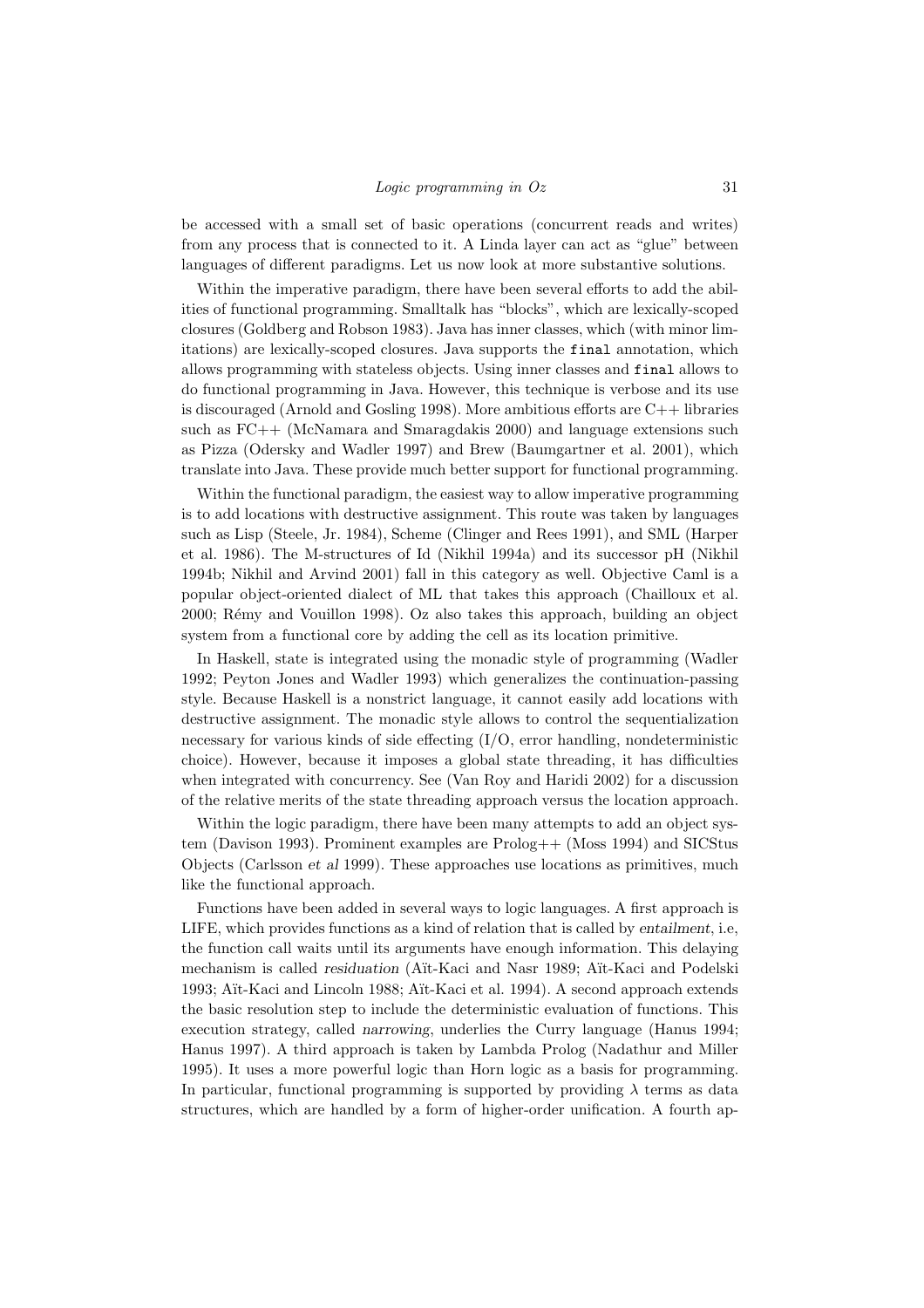be accessed with a small set of basic operations (concurrent reads and writes) from any process that is connected to it. A Linda layer can act as "glue" between languages of different paradigms. Let us now look at more substantive solutions.

Within the imperative paradigm, there have been several efforts to add the abilities of functional programming. Smalltalk has "blocks", which are lexically-scoped closures (Goldberg and Robson 1983). Java has inner classes, which (with minor limitations) are lexically-scoped closures. Java supports the `final` annotation, which allows programming with stateless objects. Using inner classes and `final` allows to do functional programming in Java. However, this technique is verbose and its use is discouraged (Arnold and Gosling 1998). More ambitious efforts are C++ libraries such as FC++ (McNamara and Smaragdakis 2000) and language extensions such as Pizza (Odersky and Wadler 1997) and Brew (Baumgartner et al. 2001), which translate into Java. These provide much better support for functional programming.

Within the functional paradigm, the easiest way to allow imperative programming is to add locations with destructive assignment. This route was taken by languages such as Lisp (Steele, Jr. 1984), Scheme (Clinger and Rees 1991), and SML (Harper et al. 1986). The M-structures of Id (Nikhil 1994a) and its successor pH (Nikhil 1994b; Nikhil and Arvind 2001) fall in this category as well. Objective Caml is a popular object-oriented dialect of ML that takes this approach (Chailloux et al. 2000; Rémy and Vouillon 1998). Oz also takes this approach, building an object system from a functional core by adding the cell as its location primitive.

In Haskell, state is integrated using the monadic style of programming (Wadler 1992; Peyton Jones and Wadler 1993) which generalizes the continuation-passing style. Because Haskell is a nonstrict language, it cannot easily add locations with destructive assignment. The monadic style allows to control the sequentialization necessary for various kinds of side effecting (I/O, error handling, nondeterministic choice). However, because it imposes a global state threading, it has difficulties when integrated with concurrency. See (Van Roy and Haridi 2002) for a discussion of the relative merits of the state threading approach versus the location approach.

Within the logic paradigm, there have been many attempts to add an object system (Davison 1993). Prominent examples are Prolog++ (Moss 1994) and SICStus Objects (Carlsson *et al* 1999). These approaches use locations as primitives, much like the functional approach.

Functions have been added in several ways to logic languages. A first approach is LIFE, which provides functions as a kind of relation that is called by *entailment*, i.e, the function call waits until its arguments have enough information. This delaying mechanism is called *residuation* (Aït-Kaci and Nasr 1989; Aït-Kaci and Podelski 1993; Aït-Kaci and Lincoln 1988; Aït-Kaci et al. 1994). A second approach extends the basic resolution step to include the deterministic evaluation of functions. This execution strategy, called *narrowing*, underlies the Curry language (Hanus 1994; Hanus 1997). A third approach is taken by Lambda Prolog (Nadathur and Miller 1995). It uses a more powerful logic than Horn logic as a basis for programming. In particular, functional programming is supported by providing $\lambda$ terms as data structures, which are handled by a form of higher-order unification. A fourth ap-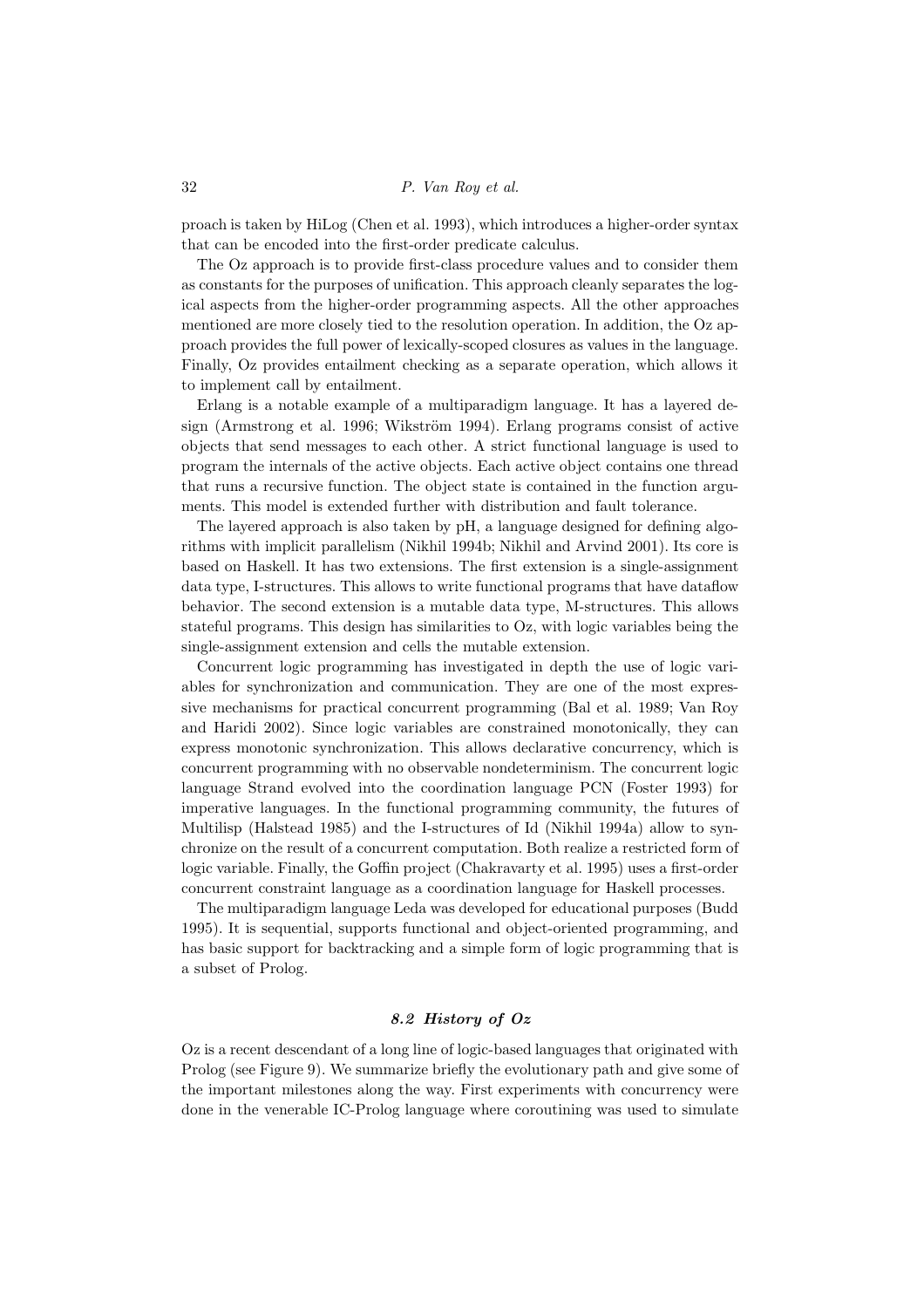proach is taken by HiLog (Chen et al. 1993), which introduces a higher-order syntax that can be encoded into the first-order predicate calculus.

The Oz approach is to provide first-class procedure values and to consider them as constants for the purposes of unification. This approach cleanly separates the logical aspects from the higher-order programming aspects. All the other approaches mentioned are more closely tied to the resolution operation. In addition, the Oz approach provides the full power of lexically-scoped closures as values in the language. Finally, Oz provides entailment checking as a separate operation, which allows it to implement call by entailment.

Erlang is a notable example of a multiparadigm language. It has a layered design (Armstrong et al. 1996; Wikström 1994). Erlang programs consist of active objects that send messages to each other. A strict functional language is used to program the internals of the active objects. Each active object contains one thread that runs a recursive function. The object state is contained in the function arguments. This model is extended further with distribution and fault tolerance.

The layered approach is also taken by pH, a language designed for defining algorithms with implicit parallelism (Nikhil 1994b; Nikhil and Arvind 2001). Its core is based on Haskell. It has two extensions. The first extension is a single-assignment data type, I-structures. This allows to write functional programs that have dataflow behavior. The second extension is a mutable data type, M-structures. This allows stateful programs. This design has similarities to Oz, with logic variables being the single-assignment extension and cells the mutable extension.

Concurrent logic programming has investigated in depth the use of logic variables for synchronization and communication. They are one of the most expressive mechanisms for practical concurrent programming (Bal et al. 1989; Van Roy and Haridi 2002). Since logic variables are constrained monotonically, they can express monotonic synchronization. This allows declarative concurrency, which is concurrent programming with no observable nondeterminism. The concurrent logic language Strand evolved into the coordination language PCN (Foster 1993) for imperative languages. In the functional programming community, the futures of Multilisp (Halstead 1985) and the I-structures of Id (Nikhil 1994a) allow to synchronize on the result of a concurrent computation. Both realize a restricted form of logic variable. Finally, the Goffin project (Chakravarty et al. 1995) uses a first-order concurrent constraint language as a coordination language for Haskell processes.

The multiparadigm language Leda was developed for educational purposes (Budd 1995). It is sequential, supports functional and object-oriented programming, and has basic support for backtracking and a simple form of logic programming that is a subset of Prolog.

### *8.2 History of Oz*

Oz is a recent descendant of a long line of logic-based languages that originated with Prolog (see Figure 9). We summarize briefly the evolutionary path and give some of the important milestones along the way. First experiments with concurrency were done in the venerable IC-Prolog language where coroutining was used to simulate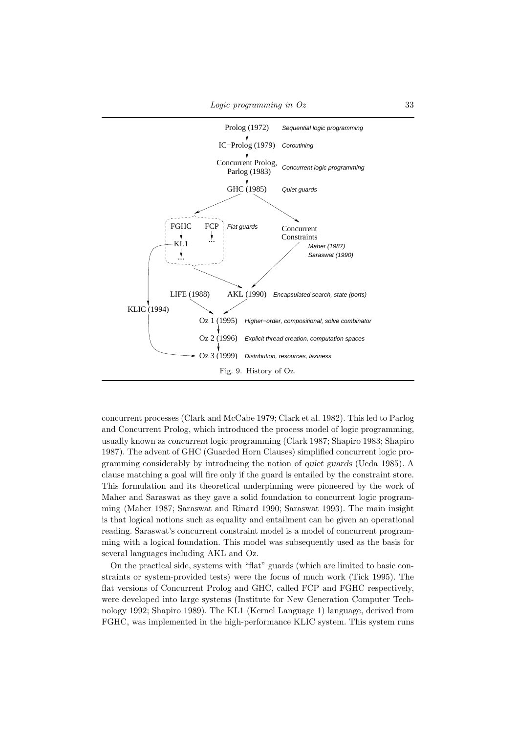Fig. 9. History of Oz.

concurrent processes (Clark and McCabe 1979; Clark et al. 1982). This led to Parlog and Concurrent Prolog, which introduced the process model of logic programming, usually known as *concurrent* logic programming (Clark 1987; Shapiro 1983; Shapiro 1987). The advent of GHC (Guarded Horn Clauses) simplified concurrent logic programming considerably by introducing the notion of *quiet guards* (Ueda 1985). A clause matching a goal will fire only if the guard is entailed by the constraint store. This formulation and its theoretical underpinning were pioneered by the work of Maher and Saraswat as they gave a solid foundation to concurrent logic programming (Maher 1987; Saraswat and Rinard 1990; Saraswat 1993). The main insight is that logical notions such as equality and entailment can be given an operational reading. Saraswat's concurrent constraint model is a model of concurrent programming with a logical foundation. This model was subsequently used as the basis for several languages including AKL and Oz.

On the practical side, systems with "flat" guards (which are limited to basic constraints or system-provided tests) were the focus of much work (Tick 1995). The flat versions of Concurrent Prolog and GHC, called FCP and FGHC respectively, were developed into large systems (Institute for New Generation Computer Technology 1992; Shapiro 1989). The KL1 (Kernel Language 1) language, derived from FGHC, was implemented in the high-performance KLIC system. This system runs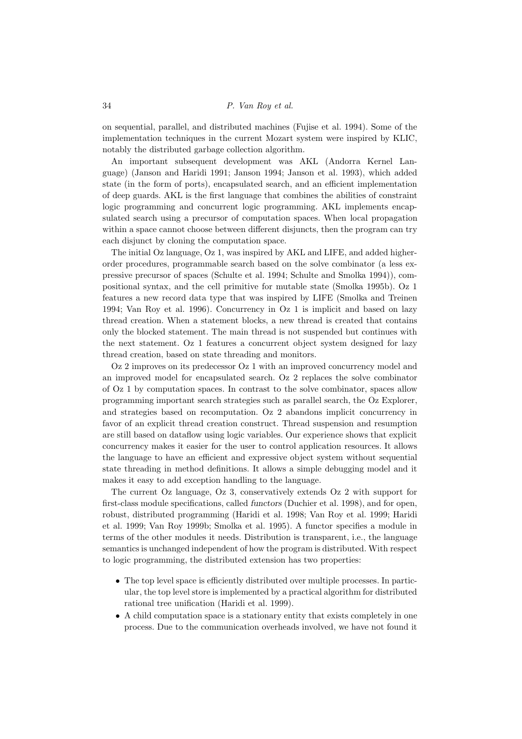on sequential, parallel, and distributed machines (Fujise et al. 1994). Some of the implementation techniques in the current Mozart system were inspired by KLIC, notably the distributed garbage collection algorithm.

An important subsequent development was AKL (Andorra Kernel Language) (Janson and Haridi 1991; Janson 1994; Janson et al. 1993), which added state (in the form of ports), encapsulated search, and an efficient implementation of deep guards. AKL is the first language that combines the abilities of constraint logic programming and concurrent logic programming. AKL implements encapsulated search using a precursor of computation spaces. When local propagation within a space cannot choose between different disjuncts, then the program can try each disjunct by cloning the computation space.

The initial Oz language, Oz 1, was inspired by AKL and LIFE, and added higher-order procedures, programmable search based on the solve combinator (a less expressive precursor of spaces (Schulte et al. 1994; Schulte and Smolka 1994)), compositional syntax, and the cell primitive for mutable state (Smolka 1995b). Oz 1 features a new record data type that was inspired by LIFE (Smolka and Treinen 1994; Van Roy et al. 1996). Concurrency in Oz 1 is implicit and based on lazy thread creation. When a statement blocks, a new thread is created that contains only the blocked statement. The main thread is not suspended but continues with the next statement. Oz 1 features a concurrent object system designed for lazy thread creation, based on state threading and monitors.

Oz 2 improves on its predecessor Oz 1 with an improved concurrency model and an improved model for encapsulated search. Oz 2 replaces the solve combinator of Oz 1 by computation spaces. In contrast to the solve combinator, spaces allow programming important search strategies such as parallel search, the Oz Explorer, and strategies based on recomputation. Oz 2 abandons implicit concurrency in favor of an explicit thread creation construct. Thread suspension and resumption are still based on dataflow using logic variables. Our experience shows that explicit concurrency makes it easier for the user to control application resources. It allows the language to have an efficient and expressive object system without sequential state threading in method definitions. It allows a simple debugging model and it makes it easy to add exception handling to the language.

The current Oz language, Oz 3, conservatively extends Oz 2 with support for first-class module specifications, called *functors* (Duchier et al. 1998), and for open, robust, distributed programming (Haridi et al. 1998; Van Roy et al. 1999; Haridi et al. 1999; Van Roy 1999b; Smolka et al. 1995). A functor specifies a module in terms of the other modules it needs. Distribution is transparent, i.e., the language semantics is unchanged independent of how the program is distributed. With respect to logic programming, the distributed extension has two properties:

- The top level space is efficiently distributed over multiple processes. In particular, the top level store is implemented by a practical algorithm for distributed rational tree unification (Haridi et al. 1999).
- A child computation space is a stationary entity that exists completely in one process. Due to the communication overheads involved, we have not found it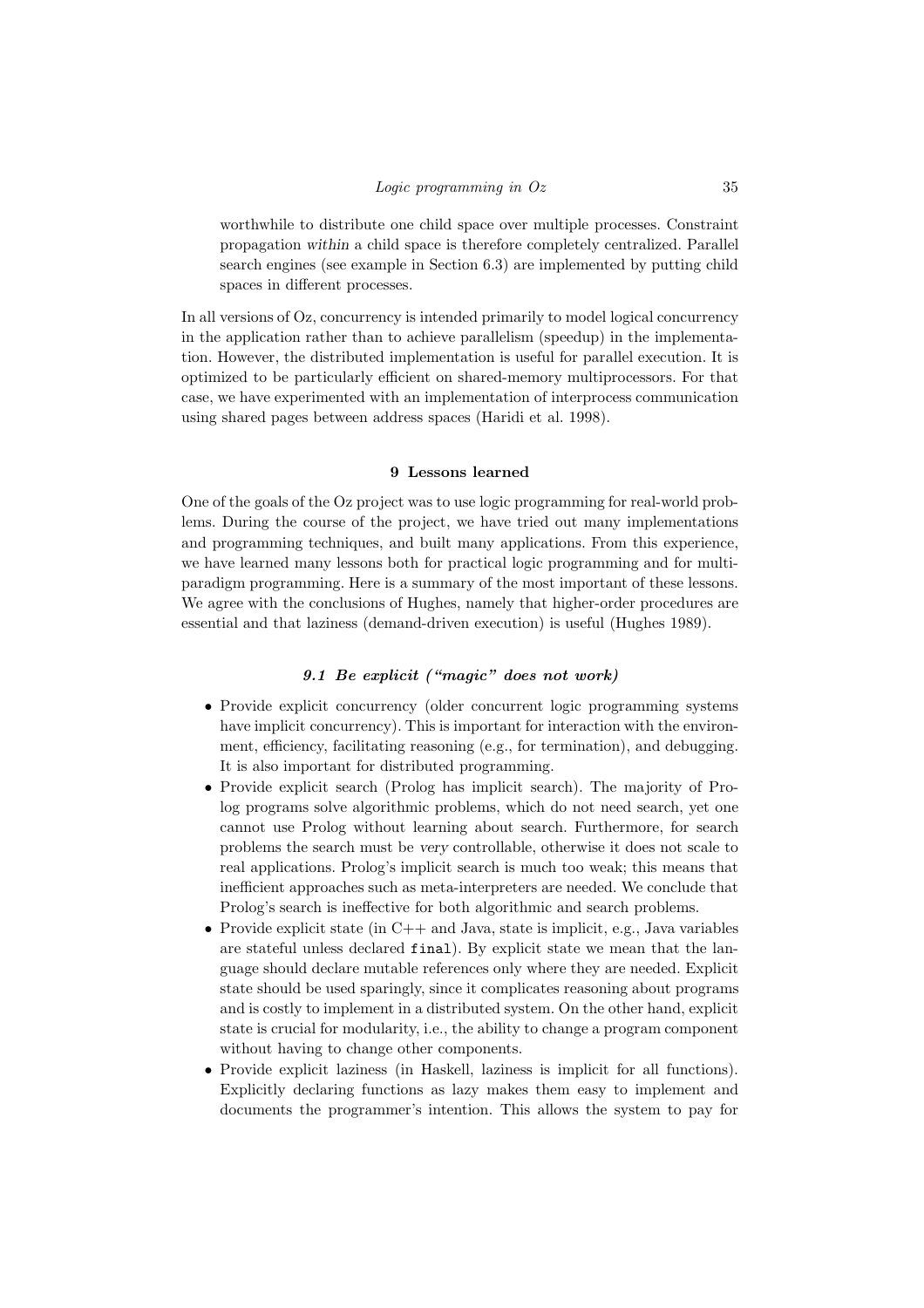worthwhile to distribute one child space over multiple processes. Constraint propagation *within* a child space is therefore completely centralized. Parallel search engines (see example in Section 6.3) are implemented by putting child spaces in different processes.

In all versions of Oz, concurrency is intended primarily to model logical concurrency in the application rather than to achieve parallelism (speedup) in the implementation. However, the distributed implementation is useful for parallel execution. It is optimized to be particularly efficient on shared-memory multiprocessors. For that case, we have experimented with an implementation of interprocess communication using shared pages between address spaces (Haridi et al. 1998).

## 9 Lessons learned

One of the goals of the Oz project was to use logic programming for real-world problems. During the course of the project, we have tried out many implementations and programming techniques, and built many applications. From this experience, we have learned many lessons both for practical logic programming and for multiparadigm programming. Here is a summary of the most important of these lessons. We agree with the conclusions of Hughes, namely that higher-order procedures are essential and that laziness (demand-driven execution) is useful (Hughes 1989).

### 9.1 Be explicit ("magic" does not work)

- Provide explicit concurrency (older concurrent logic programming systems have implicit concurrency). This is important for interaction with the environment, efficiency, facilitating reasoning (e.g., for termination), and debugging. It is also important for distributed programming.
- Provide explicit search (Prolog has implicit search). The majority of Prolog programs solve algorithmic problems, which do not need search, yet one cannot use Prolog without learning about search. Furthermore, for search problems the search must be *very* controllable, otherwise it does not scale to real applications. Prolog's implicit search is much too weak; this means that inefficient approaches such as meta-interpreters are needed. We conclude that Prolog's search is ineffective for both algorithmic and search problems.
- Provide explicit state (in C++ and Java, state is implicit, e.g., Java variables are stateful unless declared `final`). By explicit state we mean that the language should declare mutable references only where they are needed. Explicit state should be used sparingly, since it complicates reasoning about programs and is costly to implement in a distributed system. On the other hand, explicit state is crucial for modularity, i.e., the ability to change a program component without having to change other components.
- Provide explicit laziness (in Haskell, laziness is implicit for all functions). Explicitly declaring functions as lazy makes them easy to implement and documents the programmer's intention. This allows the system to pay for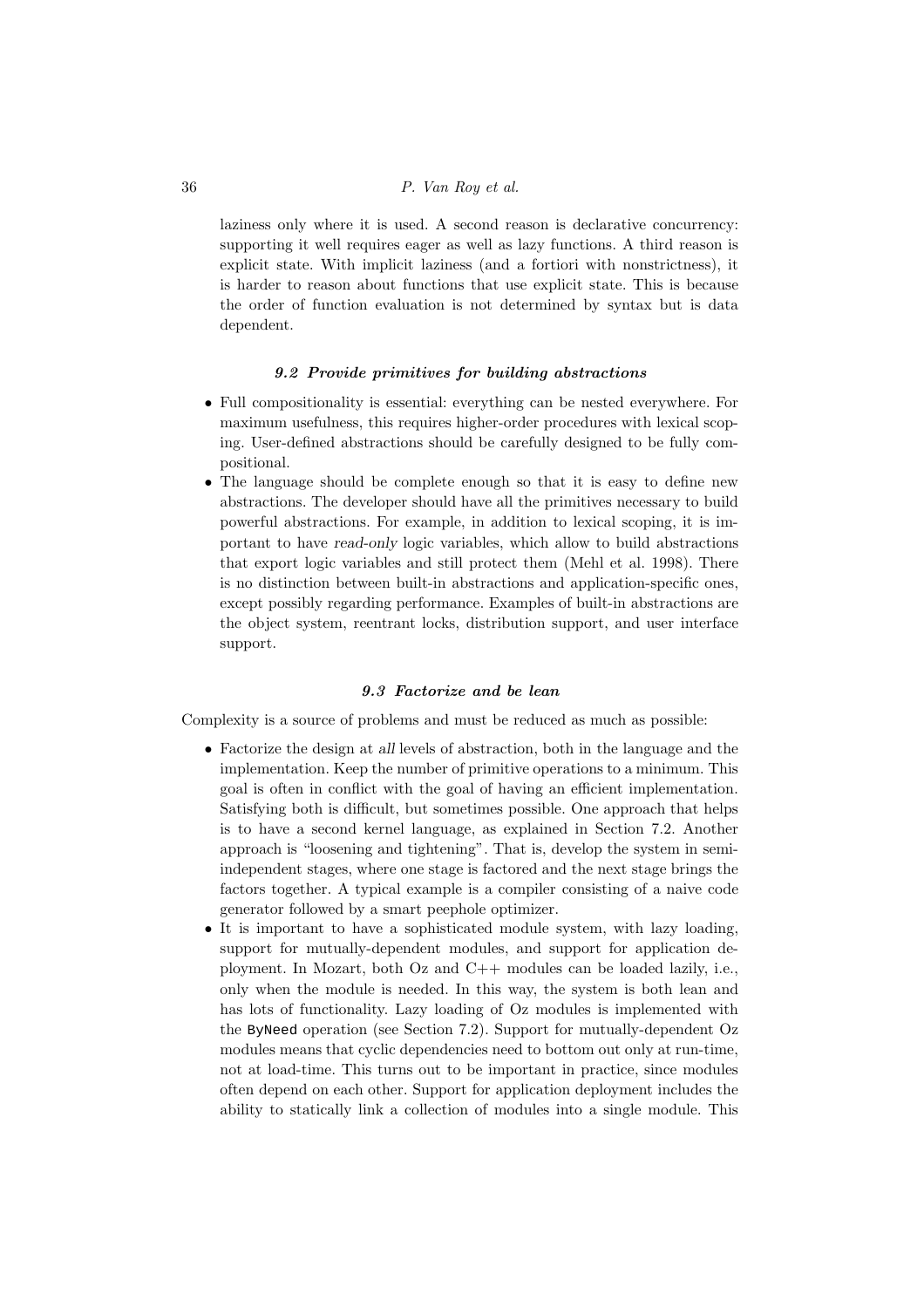laziness only where it is used. A second reason is declarative concurrency: supporting it well requires eager as well as lazy functions. A third reason is explicit state. With implicit laziness (and a fortiori with nonstrictness), it is harder to reason about functions that use explicit state. This is because the order of function evaluation is not determined by syntax but is data dependent.

### 9.2 Provide primitives for building abstractions

- Full compositionality is essential: everything can be nested everywhere. For maximum usefulness, this requires higher-order procedures with lexical scoping. User-defined abstractions should be carefully designed to be fully compositional.
- The language should be complete enough so that it is easy to define new abstractions. The developer should have all the primitives necessary to build powerful abstractions. For example, in addition to lexical scoping, it is important to have *read-only* logic variables, which allow to build abstractions that export logic variables and still protect them (Mehl et al. 1998). There is no distinction between built-in abstractions and application-specific ones, except possibly regarding performance. Examples of built-in abstractions are the object system, reentrant locks, distribution support, and user interface support.

### 9.3 Factorize and be lean

Complexity is a source of problems and must be reduced as much as possible:

- Factorize the design at *all* levels of abstraction, both in the language and the implementation. Keep the number of primitive operations to a minimum. This goal is often in conflict with the goal of having an efficient implementation. Satisfying both is difficult, but sometimes possible. One approach that helps is to have a second kernel language, as explained in Section 7.2. Another approach is "loosening and tightening". That is, develop the system in semi-independent stages, where one stage is factored and the next stage brings the factors together. A typical example is a compiler consisting of a naive code generator followed by a smart peephole optimizer.
- It is important to have a sophisticated module system, with lazy loading, support for mutually-dependent modules, and support for application deployment. In Mozart, both Oz and C++ modules can be loaded lazily, i.e., only when the module is needed. In this way, the system is both lean and has lots of functionality. Lazy loading of Oz modules is implemented with the `ByNeed` operation (see Section 7.2). Support for mutually-dependent Oz modules means that cyclic dependencies need to bottom out only at run-time, not at load-time. This turns out to be important in practice, since modules often depend on each other. Support for application deployment includes the ability to statically link a collection of modules into a single module. This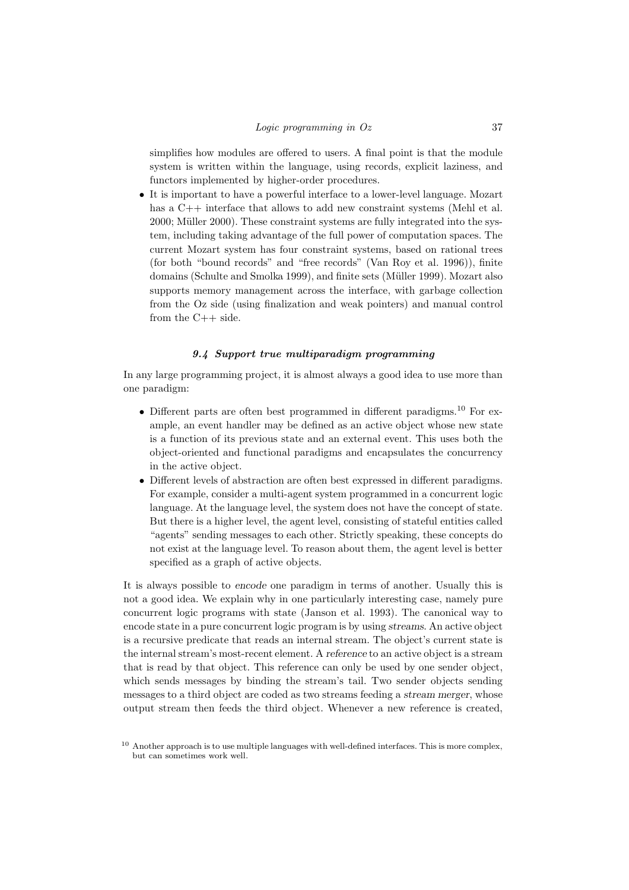simplifies how modules are offered to users. A final point is that the module system is written within the language, using records, explicit laziness, and functors implemented by higher-order procedures.

- It is important to have a powerful interface to a lower-level language. Mozart has a C++ interface that allows to add new constraint systems (Mehl et al. 2000; Müller 2000). These constraint systems are fully integrated into the system, including taking advantage of the full power of computation spaces. The current Mozart system has four constraint systems, based on rational trees (for both "bound records" and "free records" (Van Roy et al. 1996)), finite domains (Schulte and Smolka 1999), and finite sets (Müller 1999). Mozart also supports memory management across the interface, with garbage collection from the Oz side (using finalization and weak pointers) and manual control from the C++ side.

### *9.4 Support true multiparadigm programming*

In any large programming project, it is almost always a good idea to use more than one paradigm:

- Different parts are often best programmed in different paradigms.[10] For example, an event handler may be defined as an active object whose new state is a function of its previous state and an external event. This uses both the object-oriented and functional paradigms and encapsulates the concurrency in the active object.
- Different levels of abstraction are often best expressed in different paradigms. For example, consider a multi-agent system programmed in a concurrent logic language. At the language level, the system does not have the concept of state. But there is a higher level, the agent level, consisting of stateful entities called "agents" sending messages to each other. Strictly speaking, these concepts do not exist at the language level. To reason about them, the agent level is better specified as a graph of active objects.

It is always possible to *encode* one paradigm in terms of another. Usually this is not a good idea. We explain why in one particularly interesting case, namely pure concurrent logic programs with state (Janson et al. 1993). The canonical way to encode state in a pure concurrent logic program is by using *streams*. An active object is a recursive predicate that reads an internal stream. The object's current state is the internal stream's most-recent element. A *reference* to an active object is a stream that is read by that object. This reference can only be used by one sender object, which sends messages by binding the stream's tail. Two sender objects sending messages to a third object are coded as two streams feeding a *stream merger*, whose output stream then feeds the third object. Whenever a new reference is created,

[10] Another approach is to use multiple languages with well-defined interfaces. This is more complex, but can sometimes work well.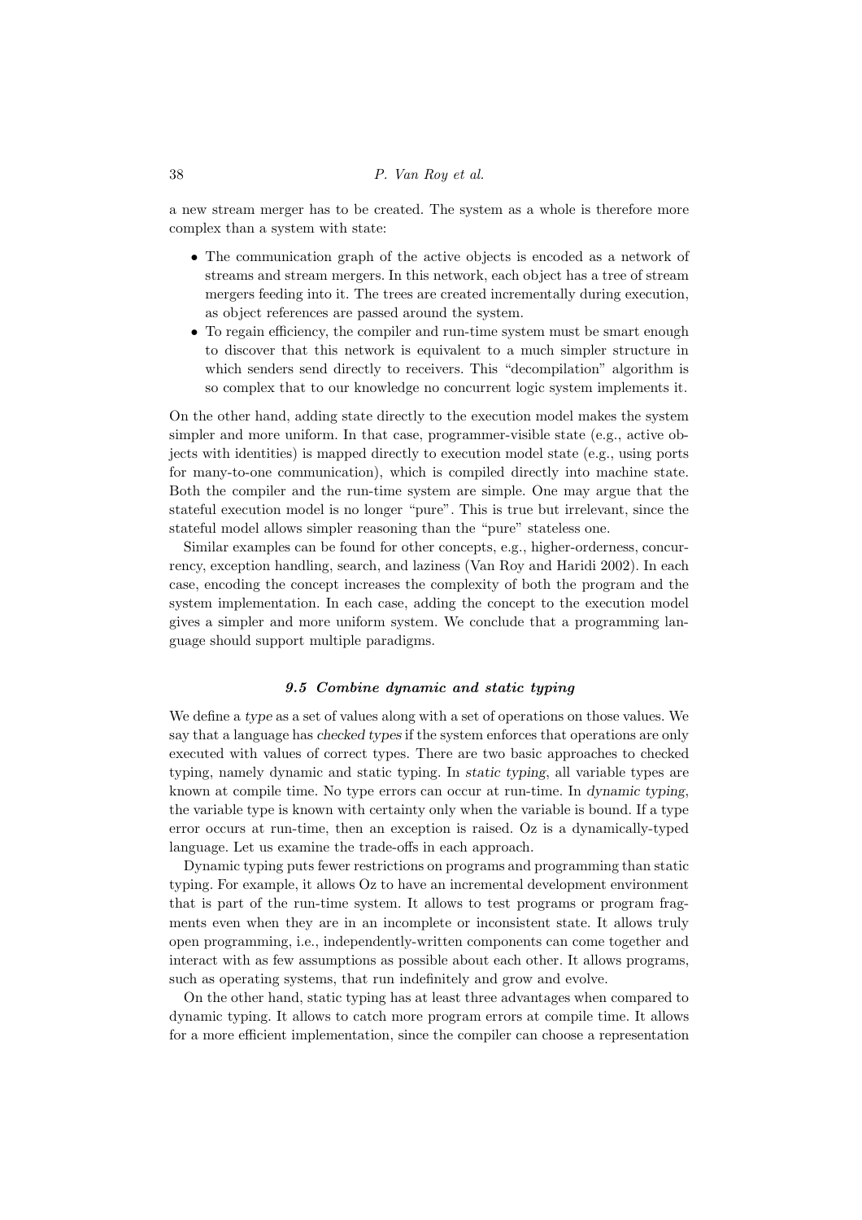a new stream merger has to be created. The system as a whole is therefore more complex than a system with state:

- The communication graph of the active objects is encoded as a network of streams and stream mergers. In this network, each object has a tree of stream mergers feeding into it. The trees are created incrementally during execution, as object references are passed around the system.
- To regain efficiency, the compiler and run-time system must be smart enough to discover that this network is equivalent to a much simpler structure in which senders send directly to receivers. This "decompilation" algorithm is so complex that to our knowledge no concurrent logic system implements it.

On the other hand, adding state directly to the execution model makes the system simpler and more uniform. In that case, programmer-visible state (e.g., active objects with identities) is mapped directly to execution model state (e.g., using ports for many-to-one communication), which is compiled directly into machine state. Both the compiler and the run-time system are simple. One may argue that the stateful execution model is no longer "pure". This is true but irrelevant, since the stateful model allows simpler reasoning than the "pure" stateless one.

Similar examples can be found for other concepts, e.g., higher-orderness, concurrency, exception handling, search, and laziness (Van Roy and Haridi 2002). In each case, encoding the concept increases the complexity of both the program and the system implementation. In each case, adding the concept to the execution model gives a simpler and more uniform system. We conclude that a programming language should support multiple paradigms.

### 9.5 Combine dynamic and static typing

We define a *type* as a set of values along with a set of operations on those values. We say that a language has *checked types* if the system enforces that operations are only executed with values of correct types. There are two basic approaches to checked typing, namely dynamic and static typing. In *static typing*, all variable types are known at compile time. No type errors can occur at run-time. In *dynamic typing*, the variable type is known with certainty only when the variable is bound. If a type error occurs at run-time, then an exception is raised. Oz is a dynamically-typed language. Let us examine the trade-offs in each approach.

Dynamic typing puts fewer restrictions on programs and programming than static typing. For example, it allows Oz to have an incremental development environment that is part of the run-time system. It allows to test programs or program fragments even when they are in an incomplete or inconsistent state. It allows truly open programming, i.e., independently-written components can come together and interact with as few assumptions as possible about each other. It allows programs, such as operating systems, that run indefinitely and grow and evolve.

On the other hand, static typing has at least three advantages when compared to dynamic typing. It allows to catch more program errors at compile time. It allows for a more efficient implementation, since the compiler can choose a representation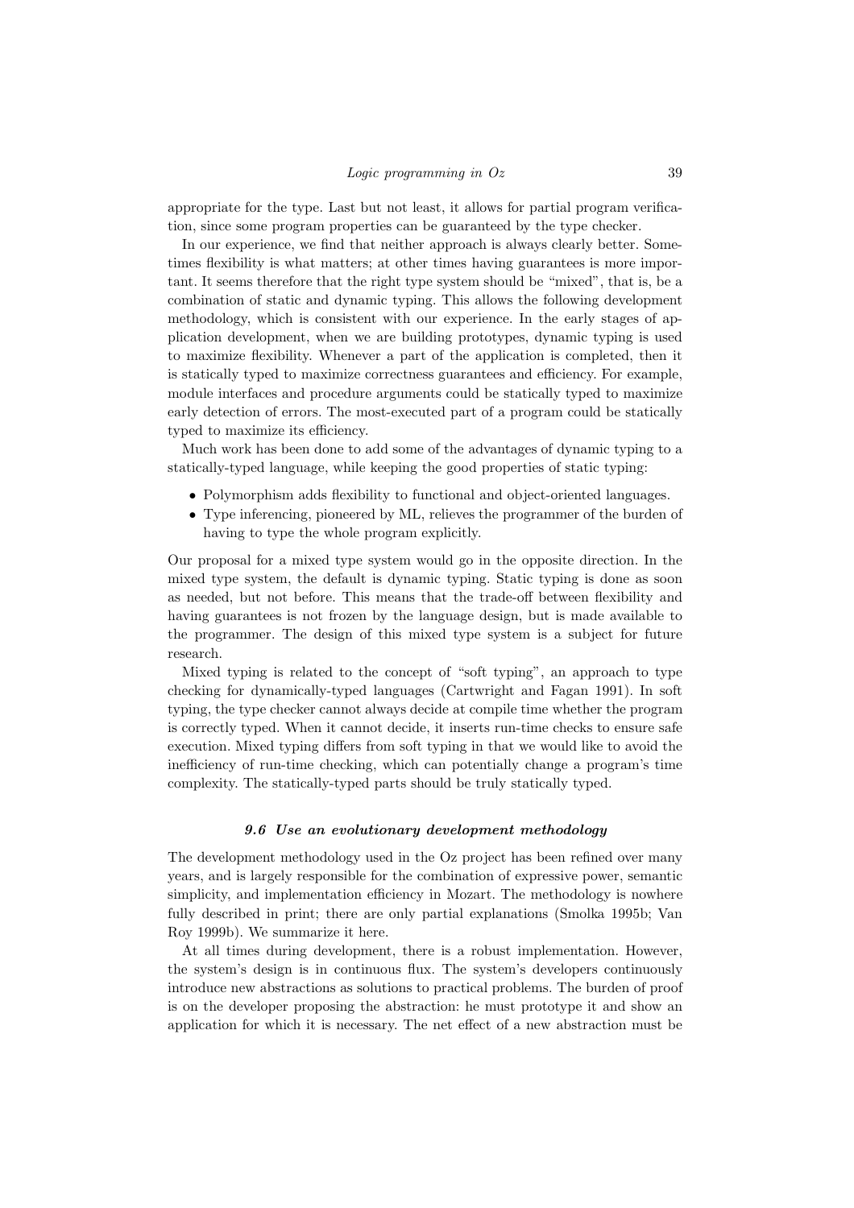appropriate for the type. Last but not least, it allows for partial program verification, since some program properties can be guaranteed by the type checker.

In our experience, we find that neither approach is always clearly better. Sometimes flexibility is what matters; at other times having guarantees is more important. It seems therefore that the right type system should be "mixed", that is, be a combination of static and dynamic typing. This allows the following development methodology, which is consistent with our experience. In the early stages of application development, when we are building prototypes, dynamic typing is used to maximize flexibility. Whenever a part of the application is completed, then it is statically typed to maximize correctness guarantees and efficiency. For example, module interfaces and procedure arguments could be statically typed to maximize early detection of errors. The most-executed part of a program could be statically typed to maximize its efficiency.

Much work has been done to add some of the advantages of dynamic typing to a statically-typed language, while keeping the good properties of static typing:

- Polymorphism adds flexibility to functional and object-oriented languages.
- Type inferencing, pioneered by ML, relieves the programmer of the burden of having to type the whole program explicitly.

Our proposal for a mixed type system would go in the opposite direction. In the mixed type system, the default is dynamic typing. Static typing is done as soon as needed, but not before. This means that the trade-off between flexibility and having guarantees is not frozen by the language design, but is made available to the programmer. The design of this mixed type system is a subject for future research.

Mixed typing is related to the concept of "soft typing", an approach to type checking for dynamically-typed languages (Cartwright and Fagan 1991). In soft typing, the type checker cannot always decide at compile time whether the program is correctly typed. When it cannot decide, it inserts run-time checks to ensure safe execution. Mixed typing differs from soft typing in that we would like to avoid the inefficiency of run-time checking, which can potentially change a program's time complexity. The statically-typed parts should be truly statically typed.

### *9.6 Use an evolutionary development methodology*

The development methodology used in the Oz project has been refined over many years, and is largely responsible for the combination of expressive power, semantic simplicity, and implementation efficiency in Mozart. The methodology is nowhere fully described in print; there are only partial explanations (Smolka 1995b; Van Roy 1999b). We summarize it here.

At all times during development, there is a robust implementation. However, the system's design is in continuous flux. The system's developers continuously introduce new abstractions as solutions to practical problems. The burden of proof is on the developer proposing the abstraction: he must prototype it and show an application for which it is necessary. The net effect of a new abstraction must be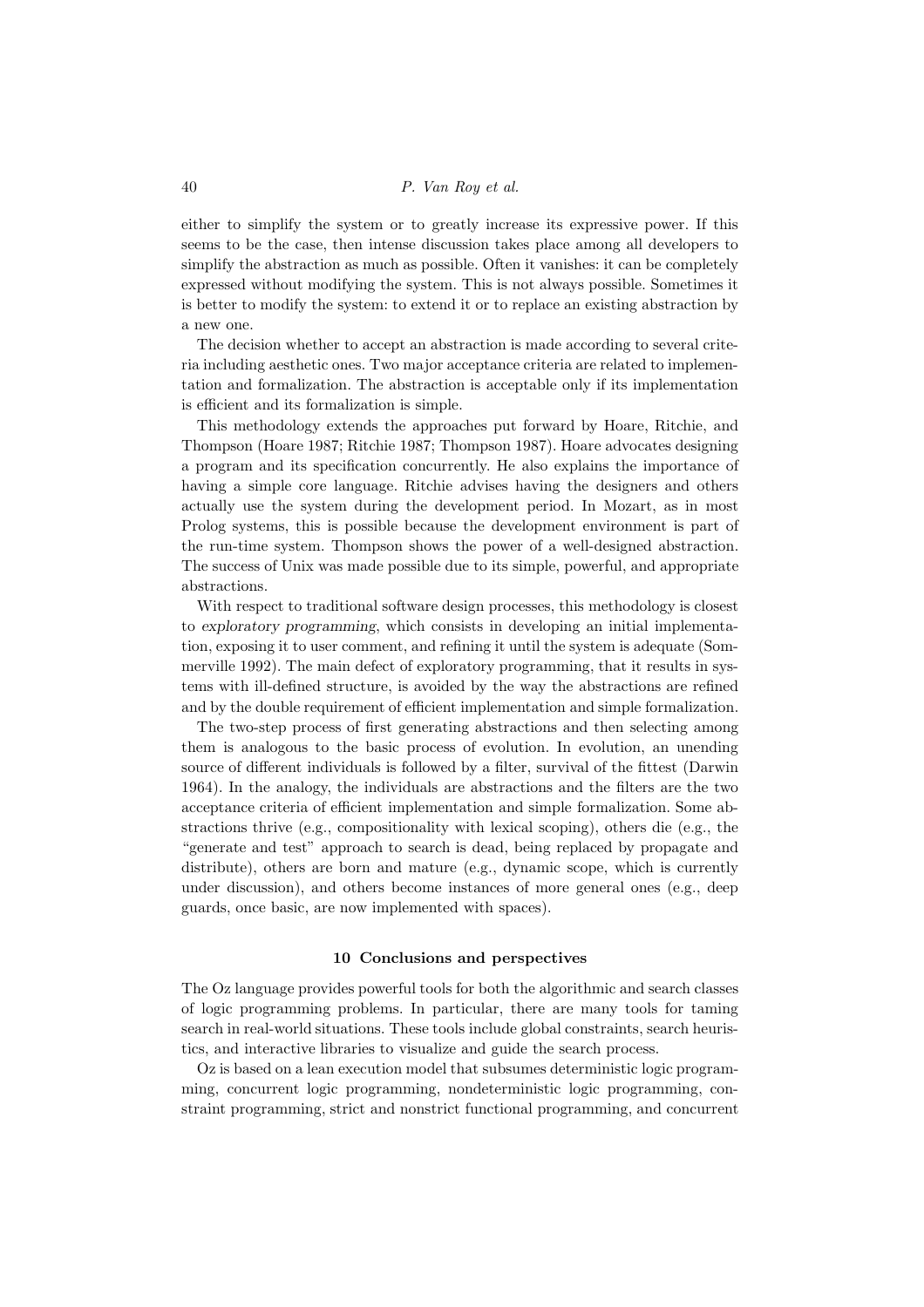either to simplify the system or to greatly increase its expressive power. If this seems to be the case, then intense discussion takes place among all developers to simplify the abstraction as much as possible. Often it vanishes: it can be completely expressed without modifying the system. This is not always possible. Sometimes it is better to modify the system: to extend it or to replace an existing abstraction by a new one.

The decision whether to accept an abstraction is made according to several criteria including aesthetic ones. Two major acceptance criteria are related to implementation and formalization. The abstraction is acceptable only if its implementation is efficient and its formalization is simple.

This methodology extends the approaches put forward by Hoare, Ritchie, and Thompson (Hoare 1987; Ritchie 1987; Thompson 1987). Hoare advocates designing a program and its specification concurrently. He also explains the importance of having a simple core language. Ritchie advises having the designers and others actually use the system during the development period. In Mozart, as in most Prolog systems, this is possible because the development environment is part of the run-time system. Thompson shows the power of a well-designed abstraction. The success of Unix was made possible due to its simple, powerful, and appropriate abstractions.

With respect to traditional software design processes, this methodology is closest to *exploratory programming*, which consists in developing an initial implementation, exposing it to user comment, and refining it until the system is adequate (Sommerville 1992). The main defect of exploratory programming, that it results in systems with ill-defined structure, is avoided by the way the abstractions are refined and by the double requirement of efficient implementation and simple formalization.

The two-step process of first generating abstractions and then selecting among them is analogous to the basic process of evolution. In evolution, an unending source of different individuals is followed by a filter, survival of the fittest (Darwin 1964). In the analogy, the individuals are abstractions and the filters are the two acceptance criteria of efficient implementation and simple formalization. Some abstractions thrive (e.g., compositionality with lexical scoping), others die (e.g., the "generate and test" approach to search is dead, being replaced by propagate and distribute), others are born and mature (e.g., dynamic scope, which is currently under discussion), and others become instances of more general ones (e.g., deep guards, once basic, are now implemented with spaces).

## 10 Conclusions and perspectives

The Oz language provides powerful tools for both the algorithmic and search classes of logic programming problems. In particular, there are many tools for taming search in real-world situations. These tools include global constraints, search heuristics, and interactive libraries to visualize and guide the search process.

Oz is based on a lean execution model that subsumes deterministic logic programming, concurrent logic programming, nondeterministic logic programming, constraint programming, strict and nonstrict functional programming, and concurrent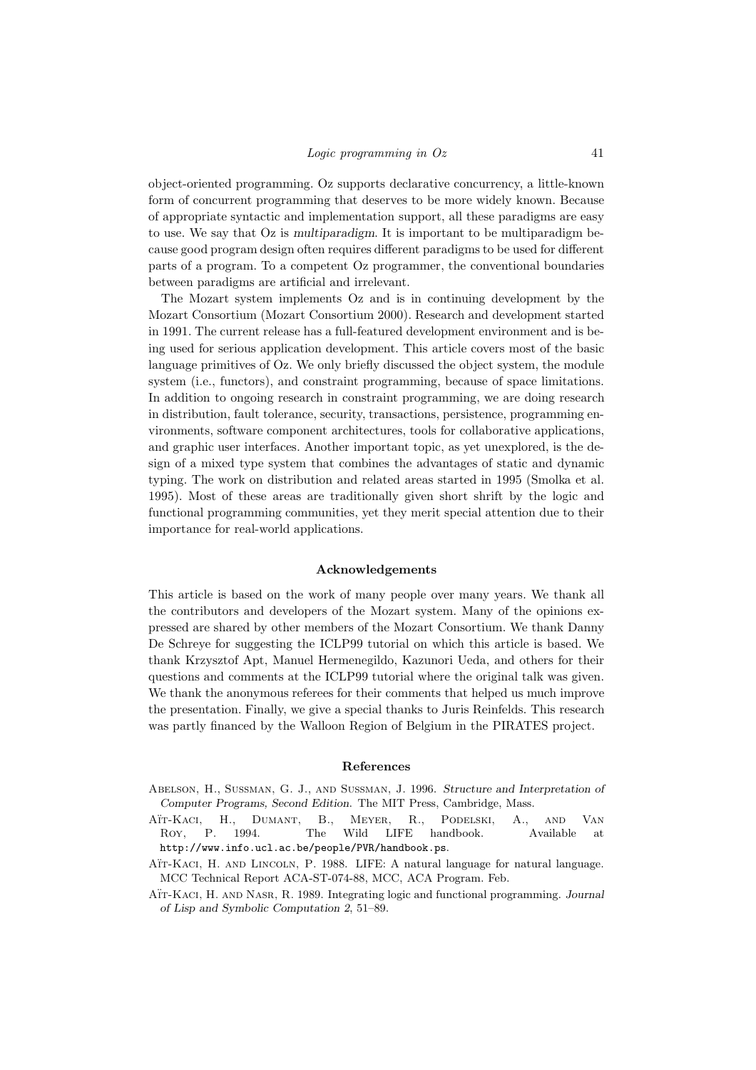object-oriented programming. Oz supports declarative concurrency, a little-known form of concurrent programming that deserves to be more widely known. Because of appropriate syntactic and implementation support, all these paradigms are easy to use. We say that Oz is *multiparadigm*. It is important to be multiparadigm because good program design often requires different paradigms to be used for different parts of a program. To a competent Oz programmer, the conventional boundaries between paradigms are artificial and irrelevant.

The Mozart system implements Oz and is in continuing development by the Mozart Consortium (Mozart Consortium 2000). Research and development started in 1991. The current release has a full-featured development environment and is being used for serious application development. This article covers most of the basic language primitives of Oz. We only briefly discussed the object system, the module system (i.e., functors), and constraint programming, because of space limitations. In addition to ongoing research in constraint programming, we are doing research in distribution, fault tolerance, security, transactions, persistence, programming environments, software component architectures, tools for collaborative applications, and graphic user interfaces. Another important topic, as yet unexplored, is the design of a mixed type system that combines the advantages of static and dynamic typing. The work on distribution and related areas started in 1995 (Smolka et al. 1995). Most of these areas are traditionally given short shrift by the logic and functional programming communities, yet they merit special attention due to their importance for real-world applications.

## Acknowledgements

This article is based on the work of many people over many years. We thank all the contributors and developers of the Mozart system. Many of the opinions expressed are shared by other members of the Mozart Consortium. We thank Danny De Schreye for suggesting the ICLP99 tutorial on which this article is based. We thank Krzysztof Apt, Manuel Hermenegildo, Kazunori Ueda, and others for their questions and comments at the ICLP99 tutorial where the original talk was given. We thank the anonymous referees for their comments that helped us much improve the presentation. Finally, we give a special thanks to Juris Reinfelds. This research was partly financed by the Walloon Region of Belgium in the PIRATES project.

## References

Abelson, H., Sussman, G. J., and Sussman, J. 1996. *Structure and Interpretation of Computer Programs, Second Edition*. The MIT Press, Cambridge, Mass.

Aït-Kaci, H., Dumant, B., Meyer, R., Podelski, A., and Van Roy, P. 1994. The Wild LIFE handbook. Available at `http://www.info.ucl.ac.be/people/PVR/handbook.ps`.

Aït-Kaci, H. and Lincoln, P. 1988. LIFE: A natural language for natural language. MCC Technical Report ACA-ST-074-88, MCC, ACA Program. Feb.

Aït-Kaci, H. and Nasr, R. 1989. Integrating logic and functional programming. *Journal of Lisp and Symbolic Computation 2*, 51–89.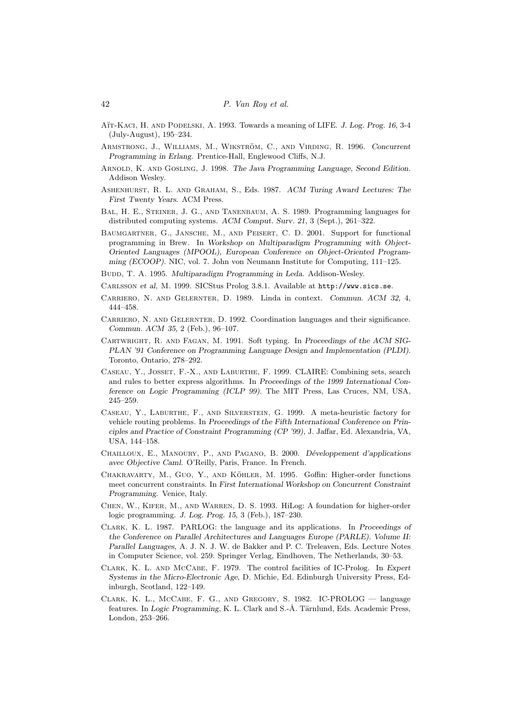Aït-Kaci, H. and Podelski, A. 1993. Towards a meaning of LIFE. *J. Log. Prog. 16*, 3-4 (July-August), 195–234.

Armstrong, J., Williams, M., Wikström, C., and Virding, R. 1996. *Concurrent Programming in Erlang*. Prentice-Hall, Englewood Cliffs, N.J.

Arnold, K. and Gosling, J. 1998. *The Java Programming Language, Second Edition*. Addison Wesley.

Ashenhurst, R. L. and Graham, S., Eds. 1987. *ACM Turing Award Lectures: The First Twenty Years*. ACM Press.

Bal, H. E., Steiner, J. G., and Tanenbaum, A. S. 1989. Programming languages for distributed computing systems. *ACM Comput. Surv. 21,* 3 (Sept.), 261–322.

Baumgartner, G., Jansche, M., and Peisert, C. D. 2001. Support for functional programming in Brew. In *Workshop on Multiparadigm Programming with Object-Oriented Languages (MPOOL), European Conference on Object-Oriented Programming (ECOOP)*. NIC, vol. 7. John von Neumann Institute for Computing, 111–125.

Budd, T. A. 1995. *Multiparadigm Programming in Leda*. Addison-Wesley.

Carlsson *et al*, M. 1999. SICStus Prolog 3.8.1. Available at `http://www.sics.se`.

Carriero, N. and Gelernter, D. 1989. Linda in context. *Commun. ACM 32,* 4, 444–458.

Carriero, N. and Gelernter, D. 1992. Coordination languages and their significance. *Commun. ACM 35,* 2 (Feb.), 96–107.

Cartwright, R. and Fagan, M. 1991. Soft typing. In *Proceedings of the ACM SIGPLAN '91 Conference on Programming Language Design and Implementation (PLDI)*. Toronto, Ontario, 278–292.

Caseau, Y., Josset, F.-X., and Laburthe, F. 1999. CLAIRE: Combining sets, search and rules to better express algorithms. In *Proceedings of the 1999 International Conference on Logic Programming (ICLP 99)*. The MIT Press, Las Cruces, NM, USA, 245–259.

Caseau, Y., Laburthe, F., and Silverstein, G. 1999. A meta-heuristic factory for vehicle routing problems. In *Proceedings of the Fifth International Conference on Principles and Practice of Constraint Programming (CP '99)*, J. Jaffar, Ed. Alexandria, VA, USA, 144–158.

Chailloux, E., Manoury, P., and Pagano, B. 2000. *Développement d'applications avec Objective Caml*. O'Reilly, Paris, France. In French.

Chakravarty, M., Guo, Y., and Köhler, M. 1995. Goffin: Higher-order functions meet concurrent constraints. In *First International Workshop on Concurrent Constraint Programming*. Venice, Italy.

Chen, W., Kifer, M., and Warren, D. S. 1993. HiLog: A foundation for higher-order logic programming. *J. Log. Prog. 15,* 3 (Feb.), 187–230.

Clark, K. L. 1987. PARLOG: the language and its applications. In *Proceedings of the Conference on Parallel Architectures and Languages Europe (PARLE). Volume II: Parallel Languages*, A. J. N. J. W. de Bakker and P. C. Treleaven, Eds. Lecture Notes in Computer Science, vol. 259. Springer Verlag, Eindhoven, The Netherlands, 30–53.

Clark, K. L. and McCabe, F. 1979. The control facilities of IC-Prolog. In *Expert Systems in the Micro-Electronic Age*, D. Michie, Ed. Edinburgh University Press, Edinburgh, Scotland, 122–149.

Clark, K. L., McCabe, F. G., and Gregory, S. 1982. IC-PROLOG — language features. In *Logic Programming*, K. L. Clark and S.-Å. Tärnlund, Eds. Academic Press, London, 253–266.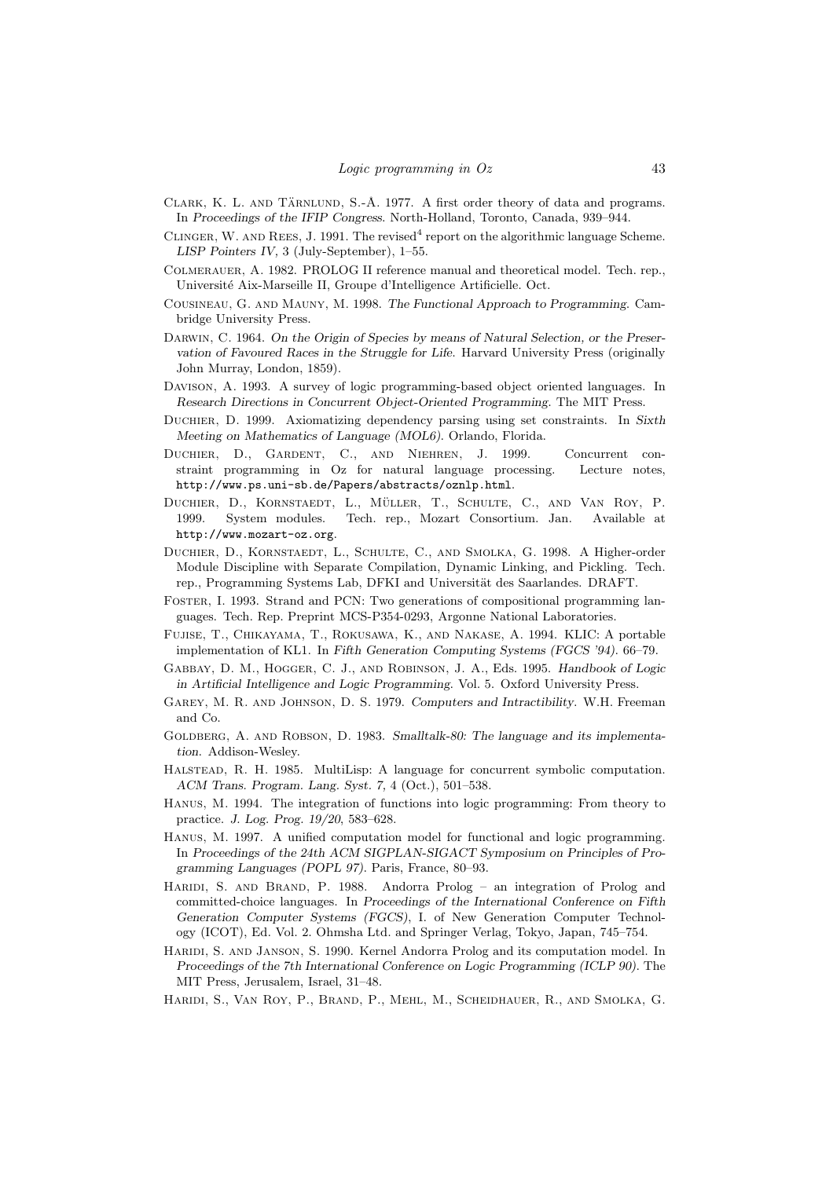Clark, K. L. and Tärnlund, S.-Å. 1977. A first order theory of data and programs. In *Proceedings of the IFIP Congress*. North-Holland, Toronto, Canada, 939–944.

Clinger, W. and Rees, J. 1991. The revised[4] report on the algorithmic language Scheme. *LISP Pointers IV,* 3 (July-September), 1–55.

Colmerauer, A. 1982. PROLOG II reference manual and theoretical model. Tech. rep., Université Aix-Marseille II, Groupe d'Intelligence Artificielle. Oct.

Cousineau, G. and Mauny, M. 1998. *The Functional Approach to Programming*. Cambridge University Press.

Darwin, C. 1964. *On the Origin of Species by means of Natural Selection, or the Preservation of Favoured Races in the Struggle for Life*. Harvard University Press (originally John Murray, London, 1859).

Davison, A. 1993. A survey of logic programming-based object oriented languages. In *Research Directions in Concurrent Object-Oriented Programming*. The MIT Press.

Duchier, D. 1999. Axiomatizing dependency parsing using set constraints. In *Sixth Meeting on Mathematics of Language (MOL6)*. Orlando, Florida.

Duchier, D., Gardent, C., and Niehren, J. 1999. Concurrent constraint programming in Oz for natural language processing. Lecture notes, `http://www.ps.uni-sb.de/Papers/abstracts/oznlp.html`.

Duchier, D., Kornstaedt, L., Müller, T., Schulte, C., and Van Roy, P. 1999. System modules. Tech. rep., Mozart Consortium. Jan. Available at `http://www.mozart-oz.org`.

Duchier, D., Kornstaedt, L., Schulte, C., and Smolka, G. 1998. A Higher-order Module Discipline with Separate Compilation, Dynamic Linking, and Pickling. Tech. rep., Programming Systems Lab, DFKI and Universität des Saarlandes. DRAFT.

Foster, I. 1993. Strand and PCN: Two generations of compositional programming languages. Tech. Rep. Preprint MCS-P354-0293, Argonne National Laboratories.

Fujise, T., Chikayama, T., Rokusawa, K., and Nakase, A. 1994. KLIC: A portable implementation of KL1. In *Fifth Generation Computing Systems (FGCS '94)*. 66–79.

Gabbay, D. M., Hogger, C. J., and Robinson, J. A., Eds. 1995. *Handbook of Logic in Artificial Intelligence and Logic Programming*. Vol. 5. Oxford University Press.

Garey, M. R. and Johnson, D. S. 1979. *Computers and Intractibility*. W.H. Freeman and Co.

Goldberg, A. and Robson, D. 1983. *Smalltalk-80: The language and its implementation*. Addison-Wesley.

Halstead, R. H. 1985. MultiLisp: A language for concurrent symbolic computation. *ACM Trans. Program. Lang. Syst. 7,* 4 (Oct.), 501–538.

Hanus, M. 1994. The integration of functions into logic programming: From theory to practice. *J. Log. Prog. 19/20*, 583–628.

Hanus, M. 1997. A unified computation model for functional and logic programming. In *Proceedings of the 24th ACM SIGPLAN-SIGACT Symposium on Principles of Programming Languages (POPL 97)*. Paris, France, 80–93.

Haridi, S. and Brand, P. 1988. Andorra Prolog – an integration of Prolog and committed-choice languages. In *Proceedings of the International Conference on Fifth Generation Computer Systems (FGCS)*, I. of New Generation Computer Technology (ICOT), Ed. Vol. 2. Ohmsha Ltd. and Springer Verlag, Tokyo, Japan, 745–754.

Haridi, S. and Janson, S. 1990. Kernel Andorra Prolog and its computation model. In *Proceedings of the 7th International Conference on Logic Programming (ICLP 90)*. The MIT Press, Jerusalem, Israel, 31–48.

Haridi, S., Van Roy, P., Brand, P., Mehl, M., Scheidhauer, R., and Smolka, G.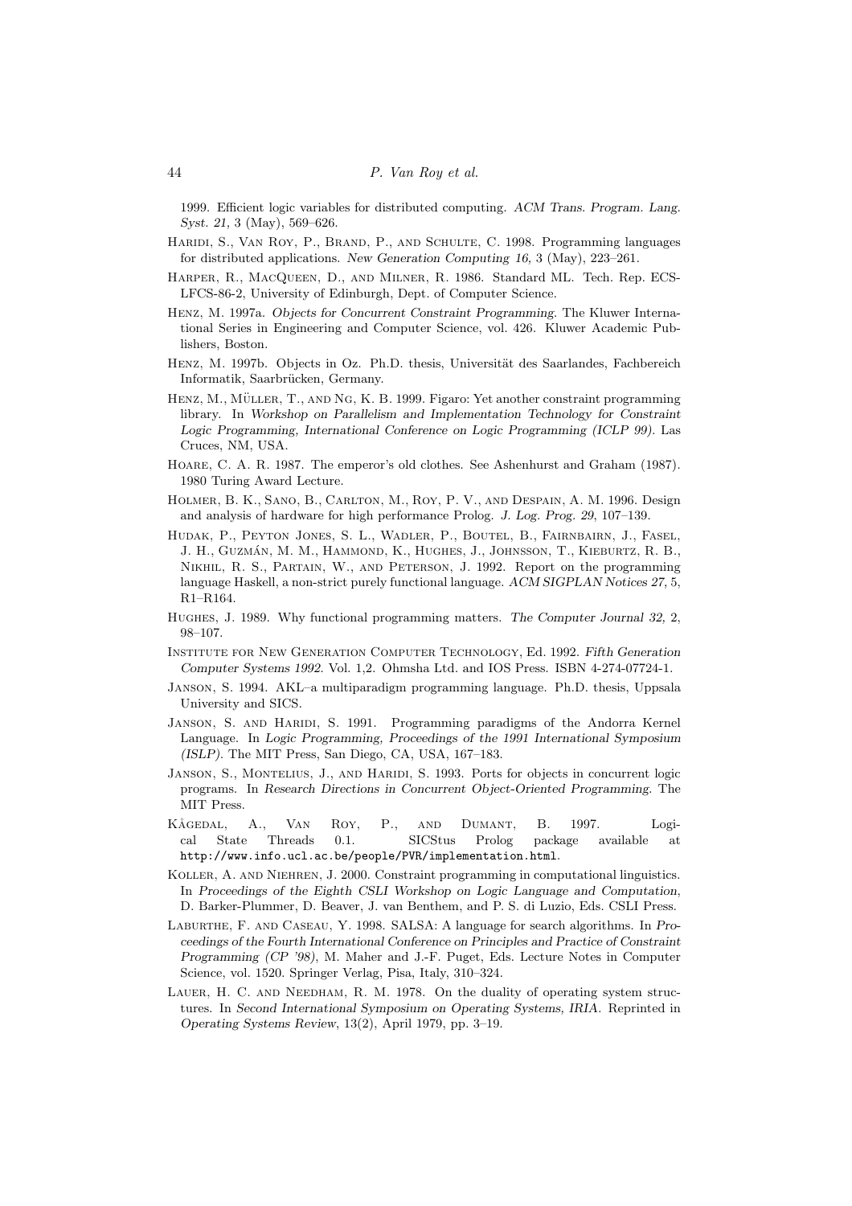1999. Efficient logic variables for distributed computing. *ACM Trans. Program. Lang. Syst. 21,* 3 (May), 569–626.

Haridi, S., Van Roy, P., Brand, P., and Schulte, C. 1998. Programming languages for distributed applications. *New Generation Computing 16,* 3 (May), 223–261.

Harper, R., MacQueen, D., and Milner, R. 1986. Standard ML. Tech. Rep. ECS-LFCS-86-2, University of Edinburgh, Dept. of Computer Science.

Henz, M. 1997a. *Objects for Concurrent Constraint Programming*. The Kluwer International Series in Engineering and Computer Science, vol. 426. Kluwer Academic Publishers, Boston.

Henz, M. 1997b. Objects in Oz. Ph.D. thesis, Universität des Saarlandes, Fachbereich Informatik, Saarbrücken, Germany.

Henz, M., Müller, T., and Ng, K. B. 1999. Figaro: Yet another constraint programming library. In *Workshop on Parallelism and Implementation Technology for Constraint Logic Programming, International Conference on Logic Programming (ICLP 99)*. Las Cruces, NM, USA.

Hoare, C. A. R. 1987. The emperor's old clothes. See Ashenhurst and Graham (1987). 1980 Turing Award Lecture.

Holmer, B. K., Sano, B., Carlton, M., Roy, P. V., and Despain, A. M. 1996. Design and analysis of hardware for high performance Prolog. *J. Log. Prog. 29*, 107–139.

Hudak, P., Peyton Jones, S. L., Wadler, P., Boutel, B., Fairnbairn, J., Fasel, J. H., Guzmán, M. M., Hammond, K., Hughes, J., Johnsson, T., Kieburtz, R. B., Nikhil, R. S., Partain, W., and Peterson, J. 1992. Report on the programming language Haskell, a non-strict purely functional language. *ACM SIGPLAN Notices 27,* 5, R1–R164.

Hughes, J. 1989. Why functional programming matters. *The Computer Journal 32,* 2, 98–107.

Institute for New Generation Computer Technology, Ed. 1992. *Fifth Generation Computer Systems 1992*. Vol. 1,2. Ohmsha Ltd. and IOS Press. ISBN 4-274-07724-1.

Janson, S. 1994. AKL–a multiparadigm programming language. Ph.D. thesis, Uppsala University and SICS.

Janson, S. and Haridi, S. 1991. Programming paradigms of the Andorra Kernel Language. In *Logic Programming, Proceedings of the 1991 International Symposium (ISLP)*. The MIT Press, San Diego, CA, USA, 167–183.

Janson, S., Montelius, J., and Haridi, S. 1993. Ports for objects in concurrent logic programs. In *Research Directions in Concurrent Object-Oriented Programming*. The MIT Press.

Kågedal, A., Van Roy, P., and Dumant, B. 1997. Logical State Threads 0.1. SICStus Prolog package available at http://www.info.ucl.ac.be/people/PVR/implementation.html.

Koller, A. and Niehren, J. 2000. Constraint programming in computational linguistics. In *Proceedings of the Eighth CSLI Workshop on Logic Language and Computation*, D. Barker-Plummer, D. Beaver, J. van Benthem, and P. S. di Luzio, Eds. CSLI Press.

Laburthe, F. and Caseau, Y. 1998. SALSA: A language for search algorithms. In *Proceedings of the Fourth International Conference on Principles and Practice of Constraint Programming (CP '98)*, M. Maher and J.-F. Puget, Eds. Lecture Notes in Computer Science, vol. 1520. Springer Verlag, Pisa, Italy, 310–324.

Lauer, H. C. and Needham, R. M. 1978. On the duality of operating system structures. In *Second International Symposium on Operating Systems, IRIA*. Reprinted in *Operating Systems Review*, 13(2), April 1979, pp. 3–19.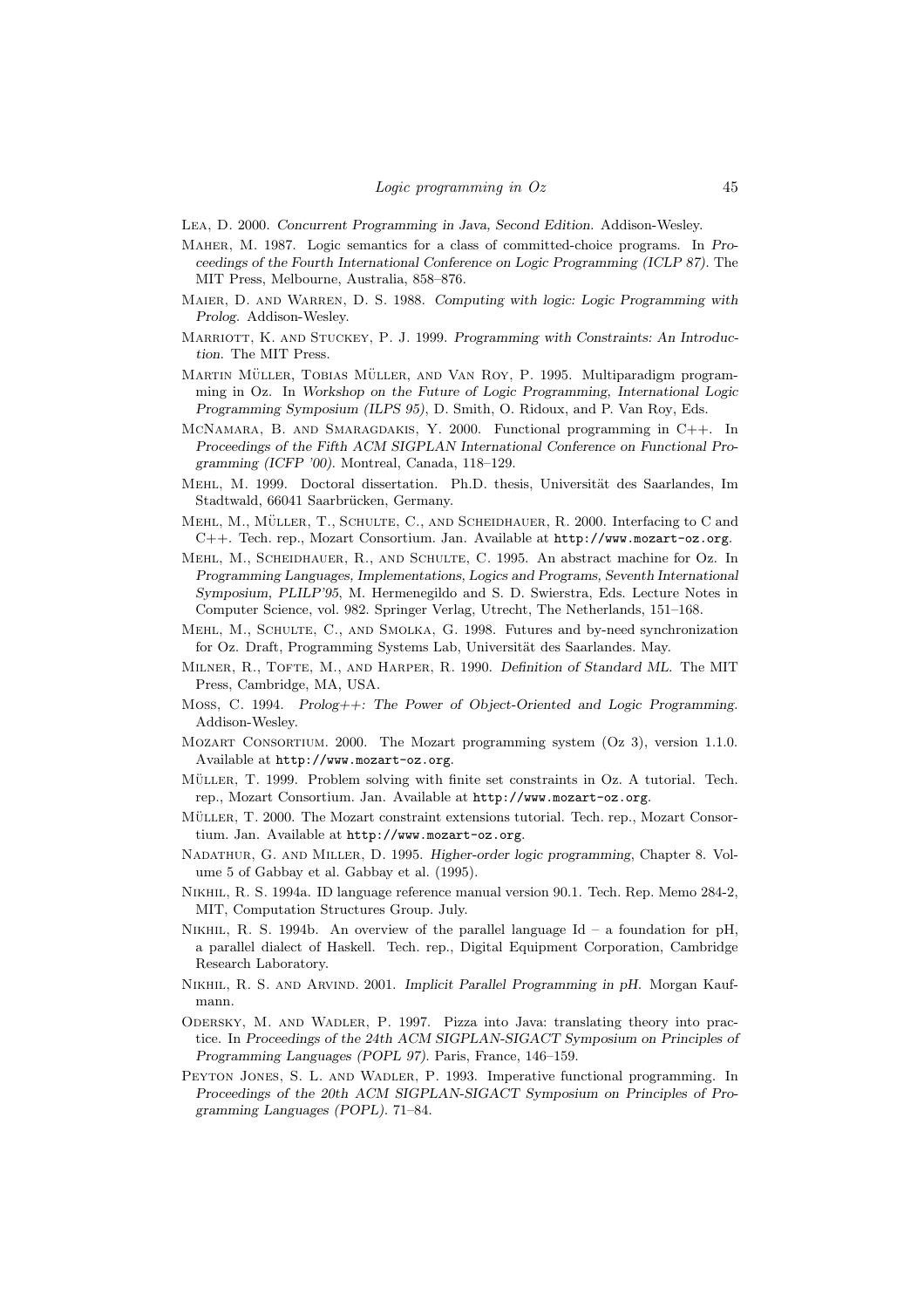Lea, D. 2000. *Concurrent Programming in Java, Second Edition*. Addison-Wesley.

Maher, M. 1987. Logic semantics for a class of committed-choice programs. In *Proceedings of the Fourth International Conference on Logic Programming (ICLP 87)*. The MIT Press, Melbourne, Australia, 858–876.

Maier, D. and Warren, D. S. 1988. *Computing with logic: Logic Programming with Prolog*. Addison-Wesley.

Marriott, K. and Stuckey, P. J. 1999. *Programming with Constraints: An Introduction*. The MIT Press.

Martin Müller, Tobias Müller, and Van Roy, P. 1995. Multiparadigm programming in Oz. In *Workshop on the Future of Logic Programming, International Logic Programming Symposium (ILPS 95)*, D. Smith, O. Ridoux, and P. Van Roy, Eds.

McNamara, B. and Smaragdakis, Y. 2000. Functional programming in C++. In *Proceedings of the Fifth ACM SIGPLAN International Conference on Functional Programming (ICFP '00)*. Montreal, Canada, 118–129.

Mehl, M. 1999. Doctoral dissertation. Ph.D. thesis, Universität des Saarlandes, Im Stadtwald, 66041 Saarbrücken, Germany.

Mehl, M., Müller, T., Schulte, C., and Scheidhauer, R. 2000. Interfacing to C and C++. Tech. rep., Mozart Consortium. Jan. Available at `http://www.mozart-oz.org`.

Mehl, M., Scheidhauer, R., and Schulte, C. 1995. An abstract machine for Oz. In *Programming Languages, Implementations, Logics and Programs, Seventh International Symposium, PLILP'95*, M. Hermenegildo and S. D. Swierstra, Eds. Lecture Notes in Computer Science, vol. 982. Springer Verlag, Utrecht, The Netherlands, 151–168.

Mehl, M., Schulte, C., and Smolka, G. 1998. Futures and by-need synchronization for Oz. Draft, Programming Systems Lab, Universität des Saarlandes. May.

Milner, R., Tofte, M., and Harper, R. 1990. *Definition of Standard ML*. The MIT Press, Cambridge, MA, USA.

Moss, C. 1994. *Prolog++: The Power of Object-Oriented and Logic Programming*. Addison-Wesley.

Mozart Consortium. 2000. The Mozart programming system (Oz 3), version 1.1.0. Available at `http://www.mozart-oz.org`.

Müller, T. 1999. Problem solving with finite set constraints in Oz. A tutorial. Tech. rep., Mozart Consortium. Jan. Available at `http://www.mozart-oz.org`.

Müller, T. 2000. The Mozart constraint extensions tutorial. Tech. rep., Mozart Consortium. Jan. Available at `http://www.mozart-oz.org`.

Nadathur, G. and Miller, D. 1995. *Higher-order logic programming*, Chapter 8. Volume 5 of Gabbay et al. Gabbay et al. (1995).

Nikhil, R. S. 1994a. ID language reference manual version 90.1. Tech. Rep. Memo 284-2, MIT, Computation Structures Group. July.

Nikhil, R. S. 1994b. An overview of the parallel language Id – a foundation for pH, a parallel dialect of Haskell. Tech. rep., Digital Equipment Corporation, Cambridge Research Laboratory.

Nikhil, R. S. and Arvind. 2001. *Implicit Parallel Programming in pH*. Morgan Kaufmann.

Odersky, M. and Wadler, P. 1997. Pizza into Java: translating theory into practice. In *Proceedings of the 24th ACM SIGPLAN-SIGACT Symposium on Principles of Programming Languages (POPL 97)*. Paris, France, 146–159.

Peyton Jones, S. L. and Wadler, P. 1993. Imperative functional programming. In *Proceedings of the 20th ACM SIGPLAN-SIGACT Symposium on Principles of Programming Languages (POPL)*. 71–84.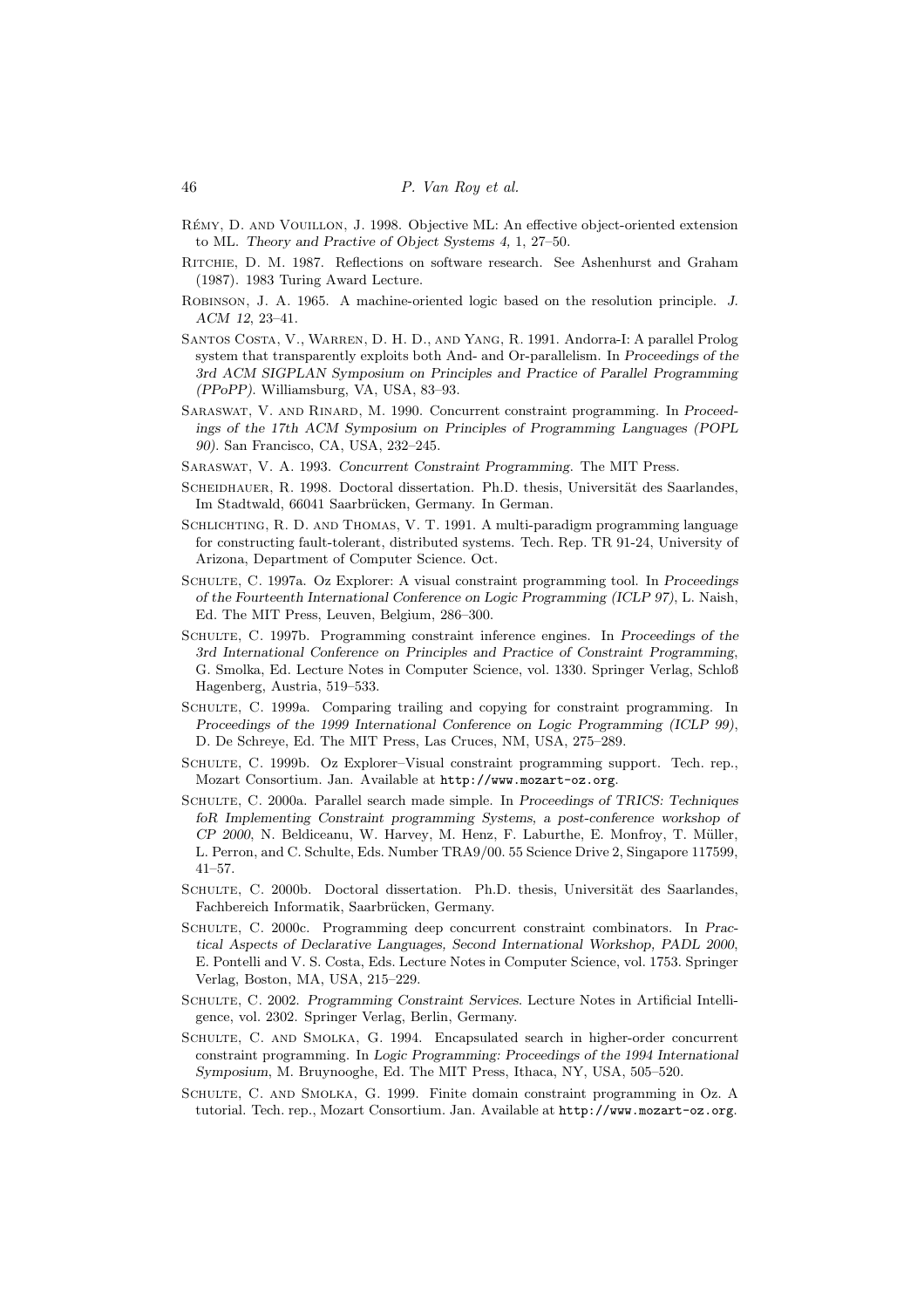Rémy, D. and Vouillon, J. 1998. Objective ML: An effective object-oriented extension to ML. *Theory and Practive of Object Systems 4,* 1, 27–50.

Ritchie, D. M. 1987. Reflections on software research. See Ashenhurst and Graham (1987). 1983 Turing Award Lecture.

Robinson, J. A. 1965. A machine-oriented logic based on the resolution principle. *J. ACM 12*, 23–41.

Santos Costa, V., Warren, D. H. D., and Yang, R. 1991. Andorra-I: A parallel Prolog system that transparently exploits both And- and Or-parallelism. In *Proceedings of the 3rd ACM SIGPLAN Symposium on Principles and Practice of Parallel Programming (PPoPP)*. Williamsburg, VA, USA, 83–93.

Saraswat, V. and Rinard, M. 1990. Concurrent constraint programming. In *Proceedings of the 17th ACM Symposium on Principles of Programming Languages (POPL 90)*. San Francisco, CA, USA, 232–245.

Saraswat, V. A. 1993. *Concurrent Constraint Programming*. The MIT Press.

Scheidhauer, R. 1998. Doctoral dissertation. Ph.D. thesis, Universität des Saarlandes, Im Stadtwald, 66041 Saarbrücken, Germany. In German.

Schlichting, R. D. and Thomas, V. T. 1991. A multi-paradigm programming language for constructing fault-tolerant, distributed systems. Tech. Rep. TR 91-24, University of Arizona, Department of Computer Science. Oct.

Schulte, C. 1997a. Oz Explorer: A visual constraint programming tool. In *Proceedings of the Fourteenth International Conference on Logic Programming (ICLP 97)*, L. Naish, Ed. The MIT Press, Leuven, Belgium, 286–300.

Schulte, C. 1997b. Programming constraint inference engines. In *Proceedings of the 3rd International Conference on Principles and Practice of Constraint Programming*, G. Smolka, Ed. Lecture Notes in Computer Science, vol. 1330. Springer Verlag, Schloß Hagenberg, Austria, 519–533.

Schulte, C. 1999a. Comparing trailing and copying for constraint programming. In *Proceedings of the 1999 International Conference on Logic Programming (ICLP 99)*, D. De Schreye, Ed. The MIT Press, Las Cruces, NM, USA, 275–289.

Schulte, C. 1999b. Oz Explorer–Visual constraint programming support. Tech. rep., Mozart Consortium. Jan. Available at `http://www.mozart-oz.org`.

Schulte, C. 2000a. Parallel search made simple. In *Proceedings of TRICS: Techniques foR Implementing Constraint programming Systems, a post-conference workshop of CP 2000*, N. Beldiceanu, W. Harvey, M. Henz, F. Laburthe, E. Monfroy, T. Müller, L. Perron, and C. Schulte, Eds. Number TRA9/00. 55 Science Drive 2, Singapore 117599, 41–57.

Schulte, C. 2000b. Doctoral dissertation. Ph.D. thesis, Universität des Saarlandes, Fachbereich Informatik, Saarbrücken, Germany.

Schulte, C. 2000c. Programming deep concurrent constraint combinators. In *Practical Aspects of Declarative Languages, Second International Workshop, PADL 2000*, E. Pontelli and V. S. Costa, Eds. Lecture Notes in Computer Science, vol. 1753. Springer Verlag, Boston, MA, USA, 215–229.

Schulte, C. 2002. *Programming Constraint Services*. Lecture Notes in Artificial Intelligence, vol. 2302. Springer Verlag, Berlin, Germany.

Schulte, C. and Smolka, G. 1994. Encapsulated search in higher-order concurrent constraint programming. In *Logic Programming: Proceedings of the 1994 International Symposium*, M. Bruynooghe, Ed. The MIT Press, Ithaca, NY, USA, 505–520.

Schulte, C. and Smolka, G. 1999. Finite domain constraint programming in Oz. A tutorial. Tech. rep., Mozart Consortium. Jan. Available at `http://www.mozart-oz.org`.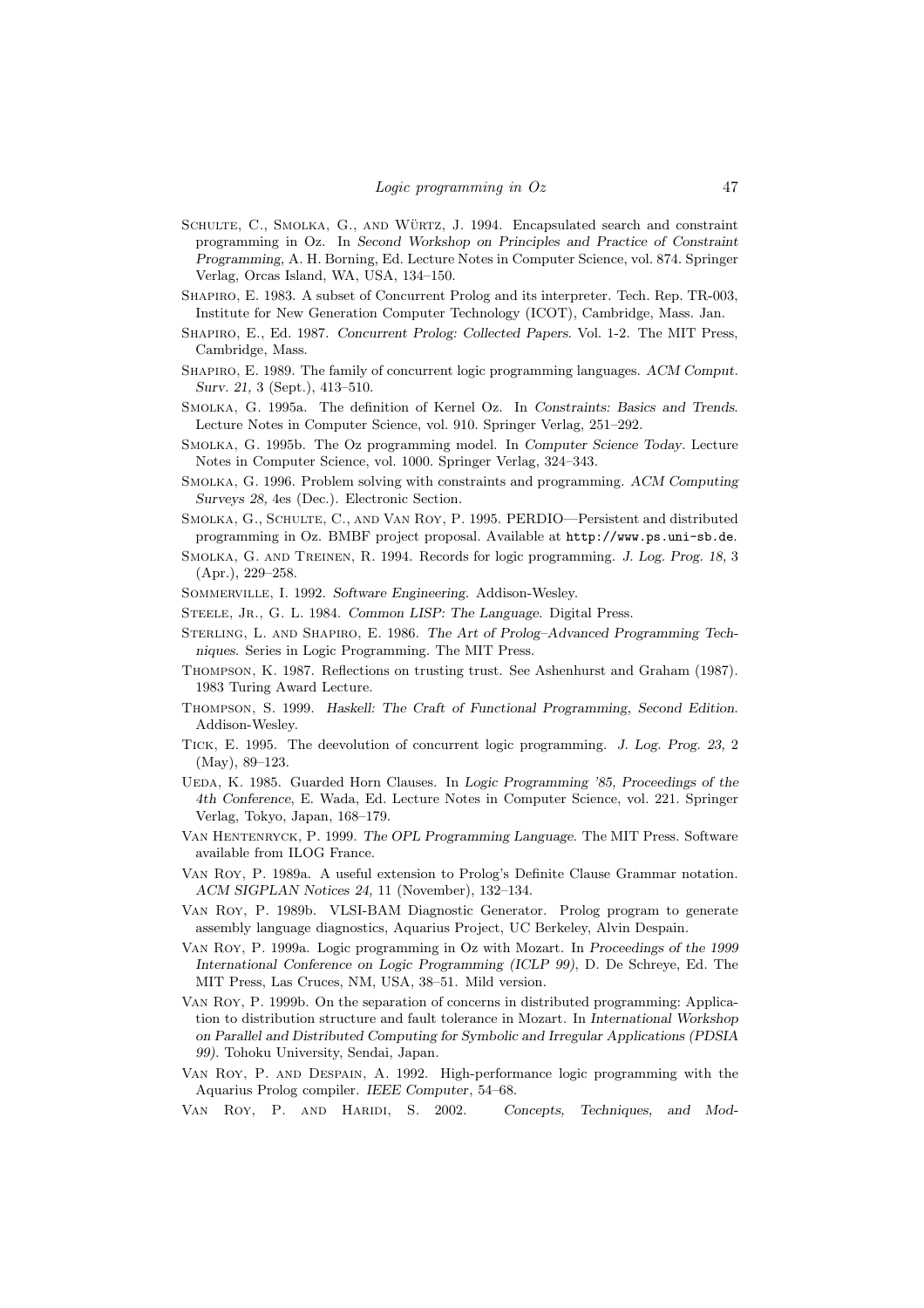Schulte, C., Smolka, G., and Würtz, J. 1994. Encapsulated search and constraint programming in Oz. In *Second Workshop on Principles and Practice of Constraint Programming*, A. H. Borning, Ed. Lecture Notes in Computer Science, vol. 874. Springer Verlag, Orcas Island, WA, USA, 134–150.

Shapiro, E. 1983. A subset of Concurrent Prolog and its interpreter. Tech. Rep. TR-003, Institute for New Generation Computer Technology (ICOT), Cambridge, Mass. Jan.

Shapiro, E., Ed. 1987. *Concurrent Prolog: Collected Papers*. Vol. 1-2. The MIT Press, Cambridge, Mass.

Shapiro, E. 1989. The family of concurrent logic programming languages. *ACM Comput. Surv. 21,* 3 (Sept.), 413–510.

Smolka, G. 1995a. The definition of Kernel Oz. In *Constraints: Basics and Trends*. Lecture Notes in Computer Science, vol. 910. Springer Verlag, 251–292.

Smolka, G. 1995b. The Oz programming model. In *Computer Science Today*. Lecture Notes in Computer Science, vol. 1000. Springer Verlag, 324–343.

Smolka, G. 1996. Problem solving with constraints and programming. *ACM Computing Surveys 28,* 4es (Dec.). Electronic Section.

Smolka, G., Schulte, C., and Van Roy, P. 1995. PERDIO—Persistent and distributed programming in Oz. BMBF project proposal. Available at `http://www.ps.uni-sb.de`.

Smolka, G. and Treinen, R. 1994. Records for logic programming. *J. Log. Prog. 18,* 3 (Apr.), 229–258.

Sommerville, I. 1992. *Software Engineering*. Addison-Wesley.

Steele, Jr., G. L. 1984. *Common LISP: The Language*. Digital Press.

Sterling, L. and Shapiro, E. 1986. *The Art of Prolog–Advanced Programming Techniques*. Series in Logic Programming. The MIT Press.

Thompson, K. 1987. Reflections on trusting trust. See Ashenhurst and Graham (1987). 1983 Turing Award Lecture.

Thompson, S. 1999. *Haskell: The Craft of Functional Programming, Second Edition*. Addison-Wesley.

Tick, E. 1995. The deevolution of concurrent logic programming. *J. Log. Prog. 23,* 2 (May), 89–123.

Ueda, K. 1985. Guarded Horn Clauses. In *Logic Programming '85, Proceedings of the 4th Conference*, E. Wada, Ed. Lecture Notes in Computer Science, vol. 221. Springer Verlag, Tokyo, Japan, 168–179.

Van Hentenryck, P. 1999. *The OPL Programming Language*. The MIT Press. Software available from ILOG France.

Van Roy, P. 1989a. A useful extension to Prolog's Definite Clause Grammar notation. *ACM SIGPLAN Notices 24,* 11 (November), 132–134.

Van Roy, P. 1989b. VLSI-BAM Diagnostic Generator. Prolog program to generate assembly language diagnostics, Aquarius Project, UC Berkeley, Alvin Despain.

Van Roy, P. 1999a. Logic programming in Oz with Mozart. In *Proceedings of the 1999 International Conference on Logic Programming (ICLP 99)*, D. De Schreye, Ed. The MIT Press, Las Cruces, NM, USA, 38–51. Mild version.

Van Roy, P. 1999b. On the separation of concerns in distributed programming: Application to distribution structure and fault tolerance in Mozart. In *International Workshop on Parallel and Distributed Computing for Symbolic and Irregular Applications (PDSIA 99)*. Tohoku University, Sendai, Japan.

Van Roy, P. and Despain, A. 1992. High-performance logic programming with the Aquarius Prolog compiler. *IEEE Computer*, 54–68.

Van Roy, P. and Haridi, S. 2002. *Concepts, Techniques, and Mod-*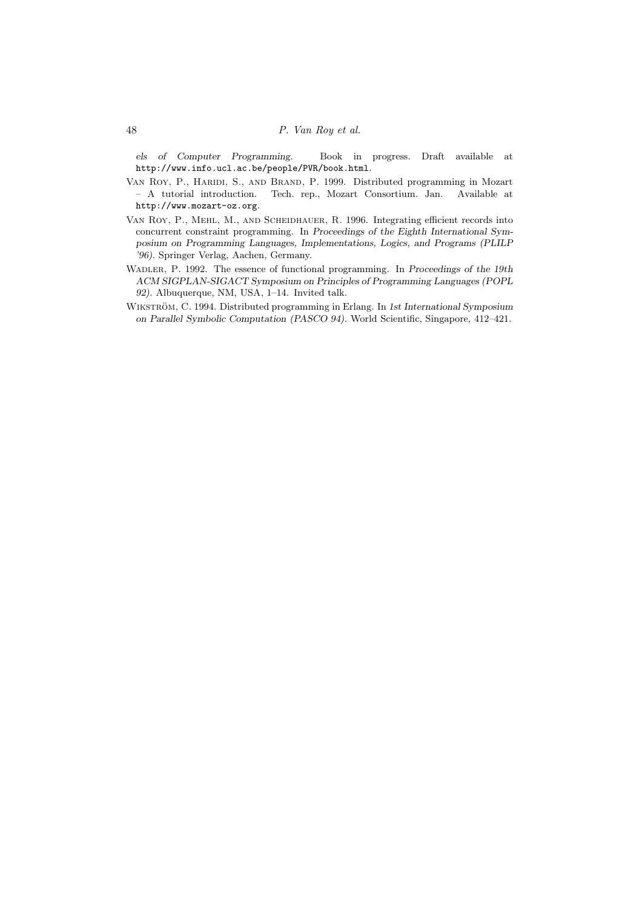*els of Computer Programming*. Book in progress. Draft available at http://www.info.ucl.ac.be/people/PVR/book.html.

Van Roy, P., Haridi, S., and Brand, P. 1999. Distributed programming in Mozart – A tutorial introduction. Tech. rep., Mozart Consortium. Jan. Available at http://www.mozart-oz.org.

Van Roy, P., Mehl, M., and Scheidhauer, R. 1996. Integrating efficient records into concurrent constraint programming. In *Proceedings of the Eighth International Symposium on Programming Languages, Implementations, Logics, and Programs (PLILP '96)*. Springer Verlag, Aachen, Germany.

Wadler, P. 1992. The essence of functional programming. In *Proceedings of the 19th ACM SIGPLAN-SIGACT Symposium on Principles of Programming Languages (POPL 92)*. Albuquerque, NM, USA, 1–14. Invited talk.

Wikström, C. 1994. Distributed programming in Erlang. In *1st International Symposium on Parallel Symbolic Computation (PASCO 94)*. World Scientific, Singapore, 412–421.